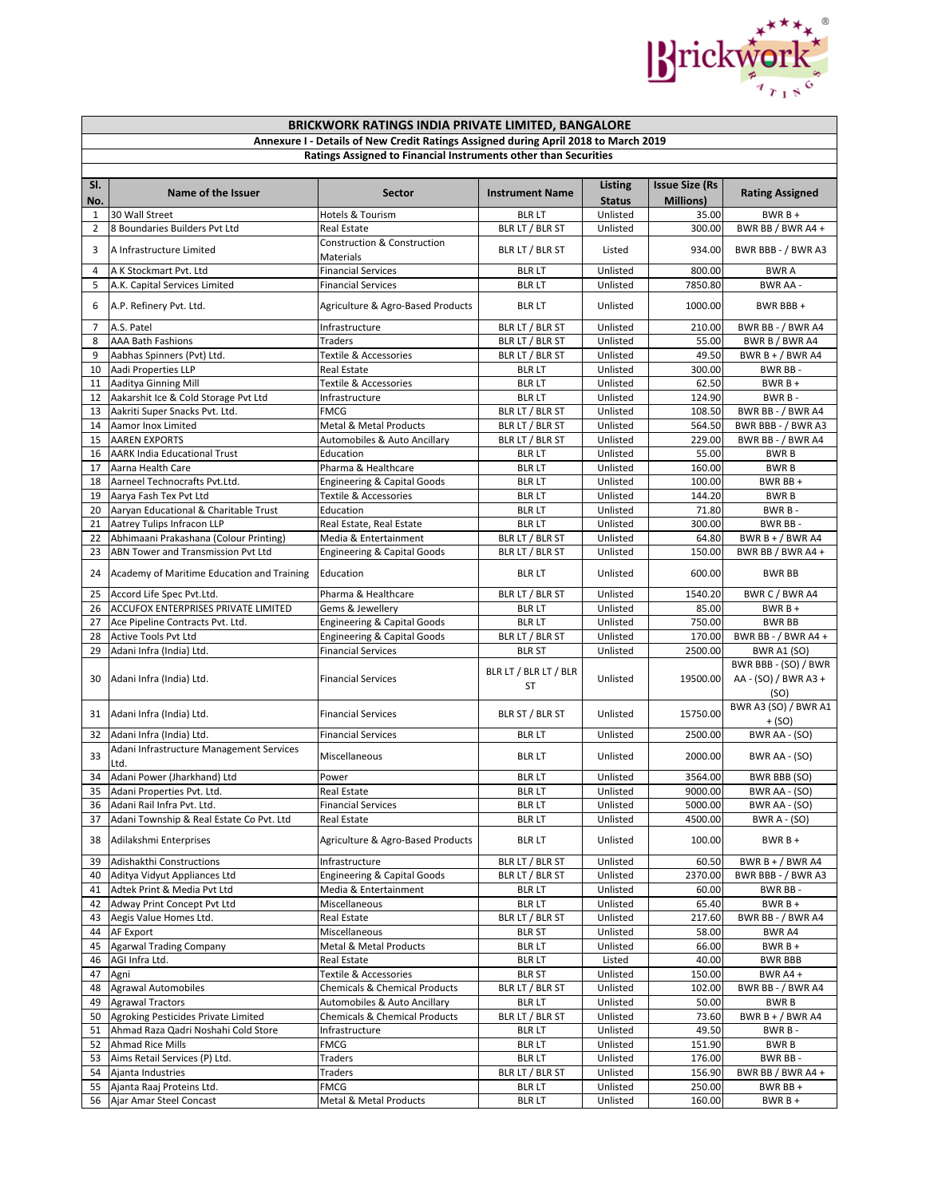# BRICKWORK RATINGS INDIA PRIVATE LIMITED, BANGALORE

## Annexure I - Details of New Credit Ratings Assigned during April 2018 to March 2019

### Ratings Assigned to Financial Instruments other than Securities

| Sl. No. | Name of the Issuer | Sector | Instrument Name | Listing Status | Issue Size (Rs Millions) | Rating Assigned |
|---|---|---|---|---|---|---|
| 1 | 30 Wall Street | Hotels & Tourism | BLR LT | Unlisted | 35.00 | BWR B + |
| 2 | 8 Boundaries Builders Pvt Ltd | Real Estate | BLR LT / BLR ST | Unlisted | 300.00 | BWR BB / BWR A4 + |
| 3 | A Infrastructure Limited | Construction & Construction Materials | BLR LT / BLR ST | Listed | 934.00 | BWR BBB - / BWR A3 |
| 4 | A K Stockmart Pvt. Ltd | Financial Services | BLR LT | Unlisted | 800.00 | BWR A |
| 5 | A.K. Capital Services Limited | Financial Services | BLR LT | Unlisted | 7850.80 | BWR AA - |
| 6 | A.P. Refinery Pvt. Ltd. | Agriculture & Agro-Based Products | BLR LT | Unlisted | 1000.00 | BWR BBB + |
| 7 | A.S. Patel | Infrastructure | BLR LT / BLR ST | Unlisted | 210.00 | BWR BB - / BWR A4 |
| 8 | AAA Bath Fashions | Traders | BLR LT / BLR ST | Unlisted | 55.00 | BWR B / BWR A4 |
| 9 | Aabhas Spinners (Pvt) Ltd. | Textile & Accessories | BLR LT / BLR ST | Unlisted | 49.50 | BWR B + / BWR A4 |
| 10 | Aadi Properties LLP | Real Estate | BLR LT | Unlisted | 300.00 | BWR BB - |
| 11 | Aaditya Ginning Mill | Textile & Accessories | BLR LT | Unlisted | 62.50 | BWR B + |
| 12 | Aakarshit Ice & Cold Storage Pvt Ltd | Infrastructure | BLR LT | Unlisted | 124.90 | BWR B - |
| 13 | Aakriti Super Snacks Pvt. Ltd. | FMCG | BLR LT / BLR ST | Unlisted | 108.50 | BWR BB - / BWR A4 |
| 14 | Aamor Inox Limited | Metal & Metal Products | BLR LT / BLR ST | Unlisted | 564.50 | BWR BBB - / BWR A3 |
| 15 | AAREN EXPORTS | Automobiles & Auto Ancillary | BLR LT / BLR ST | Unlisted | 229.00 | BWR BB - / BWR A4 |
| 16 | AARK India Educational Trust | Education | BLR LT | Unlisted | 55.00 | BWR B |
| 17 | Aarna Health Care | Pharma & Healthcare | BLR LT | Unlisted | 160.00 | BWR B |
| 18 | Aarneel Technocrafts Pvt.Ltd. | Engineering & Capital Goods | BLR LT | Unlisted | 100.00 | BWR BB + |
| 19 | Aarya Fash Tex Pvt Ltd | Textile & Accessories | BLR LT | Unlisted | 144.20 | BWR B |
| 20 | Aaryan Educational & Charitable Trust | Education | BLR LT | Unlisted | 71.80 | BWR B - |
| 21 | Aatrey Tulips Infracon LLP | Real Estate, Real Estate | BLR LT | Unlisted | 300.00 | BWR BB - |
| 22 | Abhimaani Prakashana (Colour Printing) | Media & Entertainment | BLR LT / BLR ST | Unlisted | 64.80 | BWR B + / BWR A4 |
| 23 | ABN Tower and Transmission Pvt Ltd | Engineering & Capital Goods | BLR LT / BLR ST | Unlisted | 150.00 | BWR BB / BWR A4 + |
| 24 | Academy of Maritime Education and Training | Education | BLR LT | Unlisted | 600.00 | BWR BB |
| 25 | Accord Life Spec Pvt.Ltd. | Pharma & Healthcare | BLR LT / BLR ST | Unlisted | 1540.20 | BWR C / BWR A4 |
| 26 | ACCUFOX ENTERPRISES PRIVATE LIMITED | Gems & Jewellery | BLR LT | Unlisted | 85.00 | BWR B + |
| 27 | Ace Pipeline Contracts Pvt. Ltd. | Engineering & Capital Goods | BLR LT | Unlisted | 750.00 | BWR BB |
| 28 | Active Tools Pvt Ltd | Engineering & Capital Goods | BLR LT / BLR ST | Unlisted | 170.00 | BWR BB - / BWR A4 + |
| 29 | Adani Infra (India) Ltd. | Financial Services | BLR ST | Unlisted | 2500.00 | BWR A1 (SO) |
| 30 | Adani Infra (India) Ltd. | Financial Services | BLR LT / BLR LT / BLR ST | Unlisted | 19500.00 | BWR BBB - (SO) / BWR AA - (SO) / BWR A3 + (SO) |
| 31 | Adani Infra (India) Ltd. | Financial Services | BLR ST / BLR ST | Unlisted | 15750.00 | BWR A3 (SO) / BWR A1 + (SO) |
| 32 | Adani Infra (India) Ltd. | Financial Services | BLR LT | Unlisted | 2500.00 | BWR AA - (SO) |
| 33 | Adani Infrastructure Management Services Ltd. | Miscellaneous | BLR LT | Unlisted | 2000.00 | BWR AA - (SO) |
| 34 | Adani Power (Jharkhand) Ltd | Power | BLR LT | Unlisted | 3564.00 | BWR BBB (SO) |
| 35 | Adani Properties Pvt. Ltd. | Real Estate | BLR LT | Unlisted | 9000.00 | BWR AA - (SO) |
| 36 | Adani Rail Infra Pvt. Ltd. | Financial Services | BLR LT | Unlisted | 5000.00 | BWR AA - (SO) |
| 37 | Adani Township & Real Estate Co Pvt. Ltd | Real Estate | BLR LT | Unlisted | 4500.00 | BWR A - (SO) |
| 38 | Adilakshmi Enterprises | Agriculture & Agro-Based Products | BLR LT | Unlisted | 100.00 | BWR B + |
| 39 | Adishakthi Constructions | Infrastructure | BLR LT / BLR ST | Unlisted | 60.50 | BWR B + / BWR A4 |
| 40 | Aditya Vidyut Appliances Ltd | Engineering & Capital Goods | BLR LT / BLR ST | Unlisted | 2370.00 | BWR BBB - / BWR A3 |
| 41 | Adtek Print & Media Pvt Ltd | Media & Entertainment | BLR LT | Unlisted | 60.00 | BWR BB - |
| 42 | Adway Print Concept Pvt Ltd | Miscellaneous | BLR LT | Unlisted | 65.40 | BWR B + |
| 43 | Aegis Value Homes Ltd. | Real Estate | BLR LT / BLR ST | Unlisted | 217.60 | BWR BB - / BWR A4 |
| 44 | AF Export | Miscellaneous | BLR ST | Unlisted | 58.00 | BWR A4 |
| 45 | Agarwal Trading Company | Metal & Metal Products | BLR LT | Unlisted | 66.00 | BWR B + |
| 46 | AGI Infra Ltd. | Real Estate | BLR LT | Listed | 40.00 | BWR BBB |
| 47 | Agni | Textile & Accessories | BLR ST | Unlisted | 150.00 | BWR A4 + |
| 48 | Agrawal Automobiles | Chemicals & Chemical Products | BLR LT / BLR ST | Unlisted | 102.00 | BWR BB - / BWR A4 |
| 49 | Agrawal Tractors | Automobiles & Auto Ancillary | BLR LT | Unlisted | 50.00 | BWR B |
| 50 | Agroking Pesticides Private Limited | Chemicals & Chemical Products | BLR LT / BLR ST | Unlisted | 73.60 | BWR B + / BWR A4 |
| 51 | Ahmad Raza Qadri Noshahi Cold Store | Infrastructure | BLR LT | Unlisted | 49.50 | BWR B - |
| 52 | Ahmad Rice Mills | FMCG | BLR LT | Unlisted | 151.90 | BWR B |
| 53 | Aims Retail Services (P) Ltd. | Traders | BLR LT | Unlisted | 176.00 | BWR BB - |
| 54 | Ajanta Industries | Traders | BLR LT / BLR ST | Unlisted | 156.90 | BWR BB / BWR A4 + |
| 55 | Ajanta Raaj Proteins Ltd. | FMCG | BLR LT | Unlisted | 250.00 | BWR BB + |
| 56 | Ajar Amar Steel Concast | Metal & Metal Products | BLR LT | Unlisted | 160.00 | BWR B + |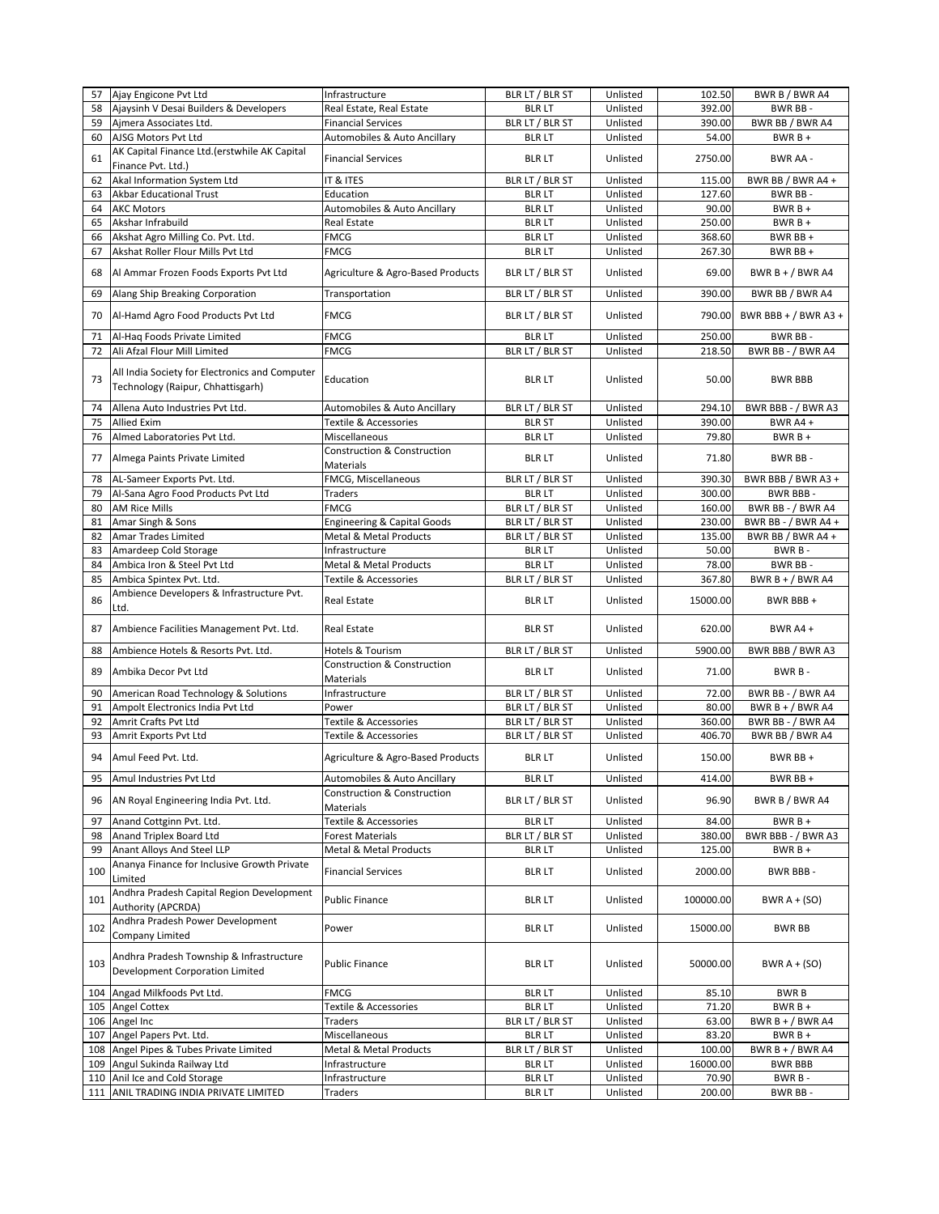| 57 | Ajay Engicone Pvt Ltd | Infrastructure | BLR LT / BLR ST | Unlisted | 102.50 | BWR B / BWR A4 |
|---|---|---|---|---|---|---|
| 58 | Ajaysinh V Desai Builders & Developers | Real Estate, Real Estate | BLR LT | Unlisted | 392.00 | BWR BB - |
| 59 | Ajmera Associates Ltd. | Financial Services | BLR LT / BLR ST | Unlisted | 390.00 | BWR BB / BWR A4 |
| 60 | AJSG Motors Pvt Ltd | Automobiles & Auto Ancillary | BLR LT | Unlisted | 54.00 | BWR B + |
| 61 | AK Capital Finance Ltd.(erstwhile AK Capital Finance Pvt. Ltd.) | Financial Services | BLR LT | Unlisted | 2750.00 | BWR AA - |
| 62 | Akal Information System Ltd | IT & ITES | BLR LT / BLR ST | Unlisted | 115.00 | BWR BB / BWR A4 + |
| 63 | Akbar Educational Trust | Education | BLR LT | Unlisted | 127.60 | BWR BB - |
| 64 | AKC Motors | Automobiles & Auto Ancillary | BLR LT | Unlisted | 90.00 | BWR B + |
| 65 | Akshar Infrabuild | Real Estate | BLR LT | Unlisted | 250.00 | BWR B + |
| 66 | Akshat Agro Milling Co. Pvt. Ltd. | FMCG | BLR LT | Unlisted | 368.60 | BWR BB + |
| 67 | Akshat Roller Flour Mills Pvt Ltd | FMCG | BLR LT | Unlisted | 267.30 | BWR BB + |
| 68 | Al Ammar Frozen Foods Exports Pvt Ltd | Agriculture & Agro-Based Products | BLR LT / BLR ST | Unlisted | 69.00 | BWR B + / BWR A4 |
| 69 | Alang Ship Breaking Corporation | Transportation | BLR LT / BLR ST | Unlisted | 390.00 | BWR BB / BWR A4 |
| 70 | Al-Hamd Agro Food Products Pvt Ltd | FMCG | BLR LT / BLR ST | Unlisted | 790.00 | BWR BBB + / BWR A3 + |
| 71 | Al-Haq Foods Private Limited | FMCG | BLR LT | Unlisted | 250.00 | BWR BB - |
| 72 | Ali Afzal Flour Mill Limited | FMCG | BLR LT / BLR ST | Unlisted | 218.50 | BWR BB - / BWR A4 |
| 73 | All India Society for Electronics and Computer Technology (Raipur, Chhattisgarh) | Education | BLR LT | Unlisted | 50.00 | BWR BBB |
| 74 | Allena Auto Industries Pvt Ltd. | Automobiles & Auto Ancillary | BLR LT / BLR ST | Unlisted | 294.10 | BWR BBB - / BWR A3 |
| 75 | Allied Exim | Textile & Accessories | BLR ST | Unlisted | 390.00 | BWR A4 + |
| 76 | Almed Laboratories Pvt Ltd. | Miscellaneous | BLR LT | Unlisted | 79.80 | BWR B + |
| 77 | Almega Paints Private Limited | Construction & Construction Materials | BLR LT | Unlisted | 71.80 | BWR BB - |
| 78 | AL-Sameer Exports Pvt. Ltd. | FMCG, Miscellaneous | BLR LT / BLR ST | Unlisted | 390.30 | BWR BBB / BWR A3 + |
| 79 | Al-Sana Agro Food Products Pvt Ltd | Traders | BLR LT | Unlisted | 300.00 | BWR BBB - |
| 80 | AM Rice Mills | FMCG | BLR LT / BLR ST | Unlisted | 160.00 | BWR BB - / BWR A4 |
| 81 | Amar Singh & Sons | Engineering & Capital Goods | BLR LT / BLR ST | Unlisted | 230.00 | BWR BB - / BWR A4 + |
| 82 | Amar Trades Limited | Metal & Metal Products | BLR LT / BLR ST | Unlisted | 135.00 | BWR BB / BWR A4 + |
| 83 | Amardeep Cold Storage | Infrastructure | BLR LT | Unlisted | 50.00 | BWR B - |
| 84 | Ambica Iron & Steel Pvt Ltd | Metal & Metal Products | BLR LT | Unlisted | 78.00 | BWR BB - |
| 85 | Ambica Spintex Pvt. Ltd. | Textile & Accessories | BLR LT / BLR ST | Unlisted | 367.80 | BWR B + / BWR A4 |
| 86 | Ambience Developers & Infrastructure Pvt. Ltd. | Real Estate | BLR LT | Unlisted | 15000.00 | BWR BBB + |
| 87 | Ambience Facilities Management Pvt. Ltd. | Real Estate | BLR ST | Unlisted | 620.00 | BWR A4 + |
| 88 | Ambience Hotels & Resorts Pvt. Ltd. | Hotels & Tourism | BLR LT / BLR ST | Unlisted | 5900.00 | BWR BBB / BWR A3 |
| 89 | Ambika Decor Pvt Ltd | Construction & Construction Materials | BLR LT | Unlisted | 71.00 | BWR B - |
| 90 | American Road Technology & Solutions | Infrastructure | BLR LT / BLR ST | Unlisted | 72.00 | BWR BB - / BWR A4 |
| 91 | Ampolt Electronics India Pvt Ltd | Power | BLR LT / BLR ST | Unlisted | 80.00 | BWR B + / BWR A4 |
| 92 | Amrit Crafts Pvt Ltd | Textile & Accessories | BLR LT / BLR ST | Unlisted | 360.00 | BWR BB - / BWR A4 |
| 93 | Amrit Exports Pvt Ltd | Textile & Accessories | BLR LT / BLR ST | Unlisted | 406.70 | BWR BB / BWR A4 |
| 94 | Amul Feed Pvt. Ltd. | Agriculture & Agro-Based Products | BLR LT | Unlisted | 150.00 | BWR BB + |
| 95 | Amul Industries Pvt Ltd | Automobiles & Auto Ancillary | BLR LT | Unlisted | 414.00 | BWR BB + |
| 96 | AN Royal Engineering India Pvt. Ltd. | Construction & Construction Materials | BLR LT / BLR ST | Unlisted | 96.90 | BWR B / BWR A4 |
| 97 | Anand Cottginn Pvt. Ltd. | Textile & Accessories | BLR LT | Unlisted | 84.00 | BWR B + |
| 98 | Anand Triplex Board Ltd | Forest Materials | BLR LT / BLR ST | Unlisted | 380.00 | BWR BBB - / BWR A3 |
| 99 | Anant Alloys And Steel LLP | Metal & Metal Products | BLR LT | Unlisted | 125.00 | BWR B + |
| 100 | Ananya Finance for Inclusive Growth Private Limited | Financial Services | BLR LT | Unlisted | 2000.00 | BWR BBB - |
| 101 | Andhra Pradesh Capital Region Development Authority (APCRDA) | Public Finance | BLR LT | Unlisted | 100000.00 | BWR A + (SO) |
| 102 | Andhra Pradesh Power Development Company Limited | Power | BLR LT | Unlisted | 15000.00 | BWR BB |
| 103 | Andhra Pradesh Township & Infrastructure Development Corporation Limited | Public Finance | BLR LT | Unlisted | 50000.00 | BWR A + (SO) |
| 104 | Angad Milkfoods Pvt Ltd. | FMCG | BLR LT | Unlisted | 85.10 | BWR B |
| 105 | Angel Cottex | Textile & Accessories | BLR LT | Unlisted | 71.20 | BWR B + |
| 106 | Angel Inc | Traders | BLR LT / BLR ST | Unlisted | 63.00 | BWR B + / BWR A4 |
| 107 | Angel Papers Pvt. Ltd. | Miscellaneous | BLR LT | Unlisted | 83.20 | BWR B + |
| 108 | Angel Pipes & Tubes Private Limited | Metal & Metal Products | BLR LT / BLR ST | Unlisted | 100.00 | BWR B + / BWR A4 |
| 109 | Angul Sukinda Railway Ltd | Infrastructure | BLR LT | Unlisted | 16000.00 | BWR BBB |
| 110 | Anil Ice and Cold Storage | Infrastructure | BLR LT | Unlisted | 70.90 | BWR B - |
| 111 | ANIL TRADING INDIA PRIVATE LIMITED | Traders | BLR LT | Unlisted | 200.00 | BWR BB - |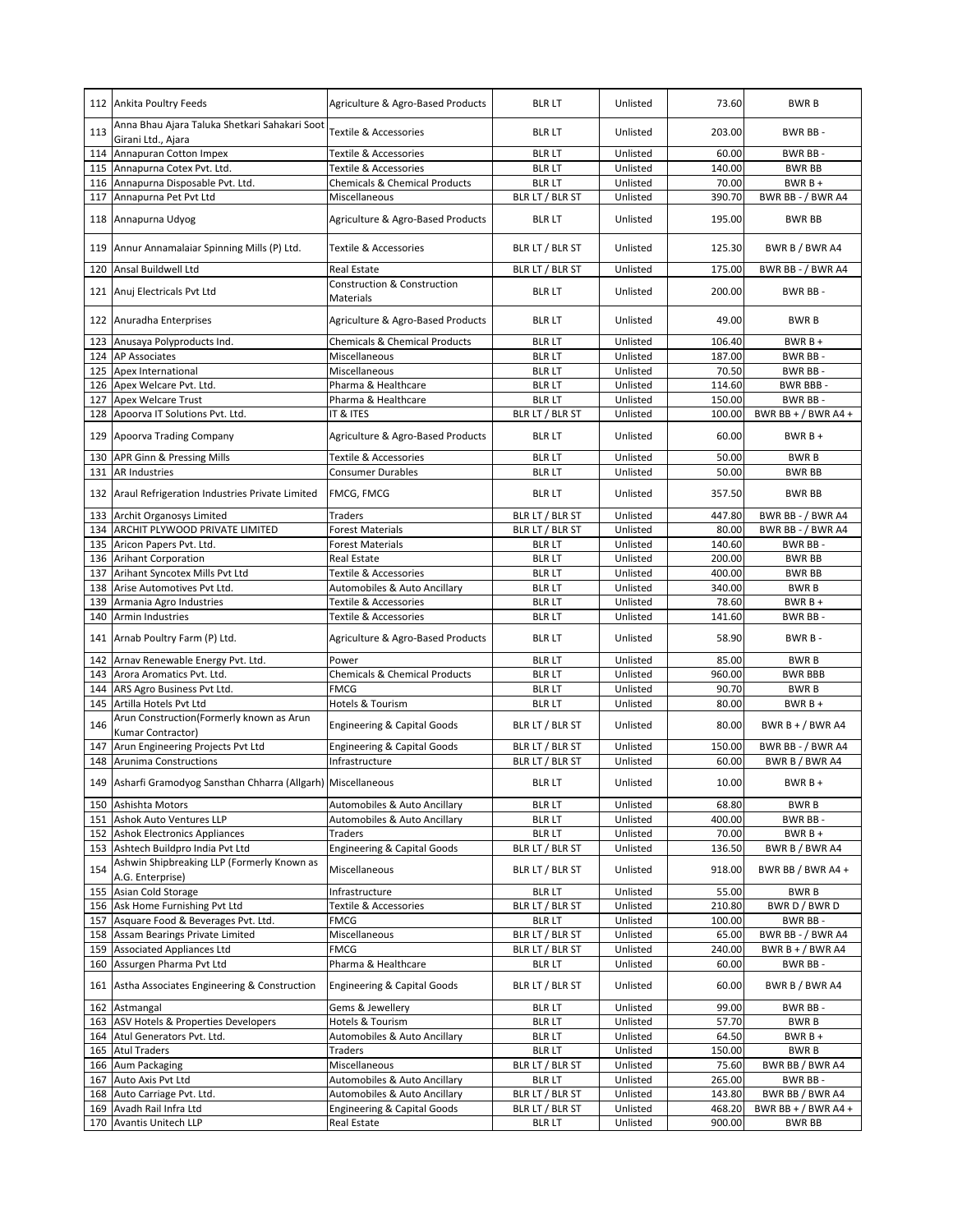| 112 | Ankita Poultry Feeds | Agriculture & Agro-Based Products | BLR LT | Unlisted | 73.60 | BWR B |
|---|---|---|---|---|---|---|
| 113 | Anna Bhau Ajara Taluka Shetkari Sahakari Soot Girani Ltd., Ajara | Textile & Accessories | BLR LT | Unlisted | 203.00 | BWR BB - |
| 114 | Annapuran Cotton Impex | Textile & Accessories | BLR LT | Unlisted | 60.00 | BWR BB - |
| 115 | Annapurna Cotex Pvt. Ltd. | Textile & Accessories | BLR LT | Unlisted | 140.00 | BWR BB |
| 116 | Annapurna Disposable Pvt. Ltd. | Chemicals & Chemical Products | BLR LT | Unlisted | 70.00 | BWR B + |
| 117 | Annapurna Pet Pvt Ltd | Miscellaneous | BLR LT / BLR ST | Unlisted | 390.70 | BWR BB - / BWR A4 |
| 118 | Annapurna Udyog | Agriculture & Agro-Based Products | BLR LT | Unlisted | 195.00 | BWR BB |
| 119 | Annur Annamalaiar Spinning Mills (P) Ltd. | Textile & Accessories | BLR LT / BLR ST | Unlisted | 125.30 | BWR B / BWR A4 |
| 120 | Ansal Buildwell Ltd | Real Estate | BLR LT / BLR ST | Unlisted | 175.00 | BWR BB - / BWR A4 |
| 121 | Anuj Electricals Pvt Ltd | Construction & Construction Materials | BLR LT | Unlisted | 200.00 | BWR BB - |
| 122 | Anuradha Enterprises | Agriculture & Agro-Based Products | BLR LT | Unlisted | 49.00 | BWR B |
| 123 | Anusaya Polyproducts Ind. | Chemicals & Chemical Products | BLR LT | Unlisted | 106.40 | BWR B + |
| 124 | AP Associates | Miscellaneous | BLR LT | Unlisted | 187.00 | BWR BB - |
| 125 | Apex International | Miscellaneous | BLR LT | Unlisted | 70.50 | BWR BB - |
| 126 | Apex Welcare Pvt. Ltd. | Pharma & Healthcare | BLR LT | Unlisted | 114.60 | BWR BBB - |
| 127 | Apex Welcare Trust | Pharma & Healthcare | BLR LT | Unlisted | 150.00 | BWR BB - |
| 128 | Apoorva IT Solutions Pvt. Ltd. | IT & ITES | BLR LT / BLR ST | Unlisted | 100.00 | BWR BB + / BWR A4 + |
| 129 | Apoorva Trading Company | Agriculture & Agro-Based Products | BLR LT | Unlisted | 60.00 | BWR B + |
| 130 | APR Ginn & Pressing Mills | Textile & Accessories | BLR LT | Unlisted | 50.00 | BWR B |
| 131 | AR Industries | Consumer Durables | BLR LT | Unlisted | 50.00 | BWR BB |
| 132 | Araul Refrigeration Industries Private Limited | FMCG, FMCG | BLR LT | Unlisted | 357.50 | BWR BB |
| 133 | Archit Organosys Limited | Traders | BLR LT / BLR ST | Unlisted | 447.80 | BWR BB - / BWR A4 |
| 134 | ARCHIT PLYWOOD PRIVATE LIMITED | Forest Materials | BLR LT / BLR ST | Unlisted | 80.00 | BWR BB - / BWR A4 |
| 135 | Aricon Papers Pvt. Ltd. | Forest Materials | BLR LT | Unlisted | 140.60 | BWR BB - |
| 136 | Arihant Corporation | Real Estate | BLR LT | Unlisted | 200.00 | BWR BB |
| 137 | Arihant Syncotex Mills Pvt Ltd | Textile & Accessories | BLR LT | Unlisted | 400.00 | BWR BB |
| 138 | Arise Automotives Pvt Ltd. | Automobiles & Auto Ancillary | BLR LT | Unlisted | 340.00 | BWR B |
| 139 | Armania Agro Industries | Textile & Accessories | BLR LT | Unlisted | 78.60 | BWR B + |
| 140 | Armin Industries | Textile & Accessories | BLR LT | Unlisted | 141.60 | BWR BB - |
| 141 | Arnab Poultry Farm (P) Ltd. | Agriculture & Agro-Based Products | BLR LT | Unlisted | 58.90 | BWR B - |
| 142 | Arnav Renewable Energy Pvt. Ltd. | Power | BLR LT | Unlisted | 85.00 | BWR B |
| 143 | Arora Aromatics Pvt. Ltd. | Chemicals & Chemical Products | BLR LT | Unlisted | 960.00 | BWR BBB |
| 144 | ARS Agro Business Pvt Ltd. | FMCG | BLR LT | Unlisted | 90.70 | BWR B |
| 145 | Artilla Hotels Pvt Ltd | Hotels & Tourism | BLR LT | Unlisted | 80.00 | BWR B + |
| 146 | Arun Construction(Formerly known as Arun Kumar Contractor) | Engineering & Capital Goods | BLR LT / BLR ST | Unlisted | 80.00 | BWR B + / BWR A4 |
| 147 | Arun Engineering Projects Pvt Ltd | Engineering & Capital Goods | BLR LT / BLR ST | Unlisted | 150.00 | BWR BB - / BWR A4 |
| 148 | Arunima Constructions | Infrastructure | BLR LT / BLR ST | Unlisted | 60.00 | BWR B / BWR A4 |
| 149 | Asharfi Gramodyog Sansthan Chharra (Allgarh) | Miscellaneous | BLR LT | Unlisted | 10.00 | BWR B + |
| 150 | Ashishta Motors | Automobiles & Auto Ancillary | BLR LT | Unlisted | 68.80 | BWR B |
| 151 | Ashok Auto Ventures LLP | Automobiles & Auto Ancillary | BLR LT | Unlisted | 400.00 | BWR BB - |
| 152 | Ashok Electronics Appliances | Traders | BLR LT | Unlisted | 70.00 | BWR B + |
| 153 | Ashtech Buildpro India Pvt Ltd | Engineering & Capital Goods | BLR LT / BLR ST | Unlisted | 136.50 | BWR B / BWR A4 |
| 154 | Ashwin Shipbreaking LLP (Formerly Known as A.G. Enterprise) | Miscellaneous | BLR LT / BLR ST | Unlisted | 918.00 | BWR BB / BWR A4 + |
| 155 | Asian Cold Storage | Infrastructure | BLR LT | Unlisted | 55.00 | BWR B |
| 156 | Ask Home Furnishing Pvt Ltd | Textile & Accessories | BLR LT / BLR ST | Unlisted | 210.80 | BWR D / BWR D |
| 157 | Asquare Food & Beverages Pvt. Ltd. | FMCG | BLR LT | Unlisted | 100.00 | BWR BB - |
| 158 | Assam Bearings Private Limited | Miscellaneous | BLR LT / BLR ST | Unlisted | 65.00 | BWR BB - / BWR A4 |
| 159 | Associated Appliances Ltd | FMCG | BLR LT / BLR ST | Unlisted | 240.00 | BWR B + / BWR A4 |
| 160 | Assurgen Pharma Pvt Ltd | Pharma & Healthcare | BLR LT | Unlisted | 60.00 | BWR BB - |
| 161 | Astha Associates Engineering & Construction | Engineering & Capital Goods | BLR LT / BLR ST | Unlisted | 60.00 | BWR B / BWR A4 |
| 162 | Astmangal | Gems & Jewellery | BLR LT | Unlisted | 99.00 | BWR BB - |
| 163 | ASV Hotels & Properties Developers | Hotels & Tourism | BLR LT | Unlisted | 57.70 | BWR B |
| 164 | Atul Generators Pvt. Ltd. | Automobiles & Auto Ancillary | BLR LT | Unlisted | 64.50 | BWR B + |
| 165 | Atul Traders | Traders | BLR LT | Unlisted | 150.00 | BWR B |
| 166 | Aum Packaging | Miscellaneous | BLR LT / BLR ST | Unlisted | 75.60 | BWR BB / BWR A4 |
| 167 | Auto Axis Pvt Ltd | Automobiles & Auto Ancillary | BLR LT | Unlisted | 265.00 | BWR BB - |
| 168 | Auto Carriage Pvt. Ltd. | Automobiles & Auto Ancillary | BLR LT / BLR ST | Unlisted | 143.80 | BWR BB / BWR A4 |
| 169 | Avadh Rail Infra Ltd | Engineering & Capital Goods | BLR LT / BLR ST | Unlisted | 468.20 | BWR BB + / BWR A4 + |
| 170 | Avantis Unitech LLP | Real Estate | BLR LT | Unlisted | 900.00 | BWR BB |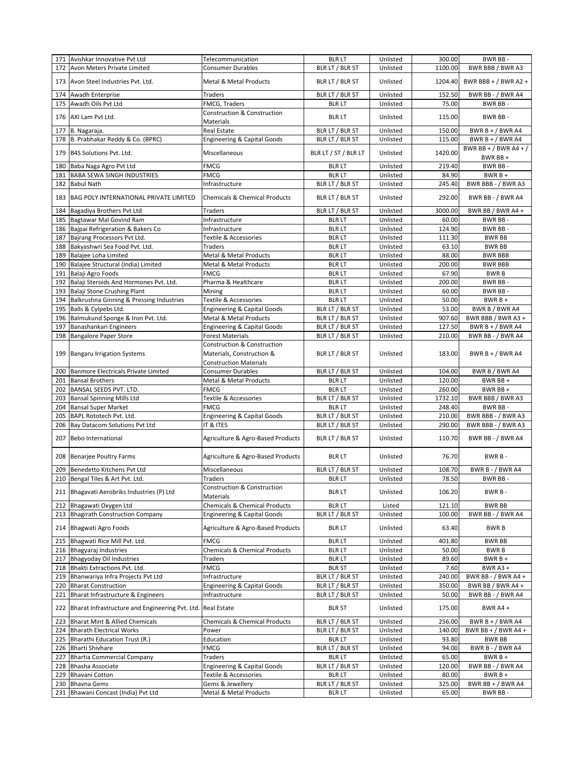| 171 | Avishkar Innovative Pvt Ltd | Telecommunication | BLR LT | Unlisted | 300.00 | BWR BB - |
|---|---|---|---|---|---|---|
| 172 | Avon Meters Private Limited | Consumer Durables | BLR LT / BLR ST | Unlisted | 1100.00 | BWR BBB / BWR A3 |
| 173 | Avon Steel Industries Pvt. Ltd. | Metal & Metal Products | BLR LT / BLR ST | Unlisted | 1204.40 | BWR BBB + / BWR A2 + |
| 174 | Awadh Enterprise | Traders | BLR LT / BLR ST | Unlisted | 152.50 | BWR BB - / BWR A4 |
| 175 | Awadh Oils Pvt Ltd | FMCG, Traders | BLR LT | Unlisted | 75.00 | BWR BB - |
| 176 | AXI Lam Pvt Ltd. | Construction & Construction Materials | BLR LT | Unlisted | 115.00 | BWR BB - |
| 177 | B. Nagaraja. | Real Estate | BLR LT / BLR ST | Unlisted | 150.00 | BWR B + / BWR A4 |
| 178 | B. Prabhakar Reddy & Co. (BPRC) | Engineering & Capital Goods | BLR LT / BLR ST | Unlisted | 115.00 | BWR B + / BWR A4 |
| 179 | B4S Solutions Pvt. Ltd. | Miscellaneous | BLR LT / ST / BLR LT | Unlisted | 1420.00 | BWR BB + / BWR A4 + / BWR BB + |
| 180 | Baba Naga Agro Pvt Ltd | FMCG | BLR LT | Unlisted | 219.40 | BWR BB - |
| 181 | BABA SEWA SINGH INDUSTRIES | FMCG | BLR LT | Unlisted | 84.90 | BWR B + |
| 182 | Babul Nath | Infrastructure | BLR LT / BLR ST | Unlisted | 245.40 | BWR BBB - / BWR A3 |
| 183 | BAG POLY INTERNATIONAL PRIVATE LIMITED | Chemicals & Chemical Products | BLR LT / BLR ST | Unlisted | 292.00 | BWR BB - / BWR A4 |
| 184 | Bagadiya Brothers Pvt Ltd | Traders | BLR LT / BLR ST | Unlisted | 3000.00 | BWR BB / BWR A4 + |
| 185 | Bagtawar Mal Govind Ram | Infrastructure | BLR LT | Unlisted | 60.00 | BWR BB - |
| 186 | Bajpai Refrigeration & Bakers Co | Infrastructure | BLR LT | Unlisted | 124.90 | BWR BB - |
| 187 | Bajrang Processors Pvt Ltd. | Textile & Accessories | BLR LT | Unlisted | 111.30 | BWR BB |
| 188 | Bakyashwri Sea Food Pvt. Ltd. | Traders | BLR LT | Unlisted | 63.10 | BWR BB |
| 189 | Balajee Loha Limited | Metal & Metal Products | BLR LT | Unlisted | 88.00 | BWR BBB |
| 190 | Balajee Structural (India) Limited | Metal & Metal Products | BLR LT | Unlisted | 200.00 | BWR BBB |
| 191 | Balaji Agro Foods | FMCG | BLR LT | Unlisted | 67.90 | BWR B |
| 192 | Balaji Steroids And Hormones Pvt. Ltd. | Pharma & Healthcare | BLR LT | Unlisted | 200.00 | BWR BB - |
| 193 | Balaji Stone Crushing Plant | Mining | BLR LT | Unlisted | 60.00 | BWR BB - |
| 194 | Balkrushna Ginning & Pressing Industries | Textile & Accessories | BLR LT | Unlisted | 50.00 | BWR B + |
| 195 | Balls & Cylpebs Ltd. | Engineering & Capital Goods | BLR LT / BLR ST | Unlisted | 53.00 | BWR B / BWR A4 |
| 196 | Balmukund Sponge & Iron Pvt. Ltd. | Metal & Metal Products | BLR LT / BLR ST | Unlisted | 907.60 | BWR BBB / BWR A3 + |
| 197 | Banashankari Engineers | Engineering & Capital Goods | BLR LT / BLR ST | Unlisted | 127.50 | BWR B + / BWR A4 |
| 198 | Bangalore Paper Store | Forest Materials | BLR LT / BLR ST | Unlisted | 210.00 | BWR BB - / BWR A4 |
| 199 | Bangaru Irrigation Systems | Construction & Construction Materials, Construction & Construction Materials | BLR LT / BLR ST | Unlisted | 183.00 | BWR B + / BWR A4 |
| 200 | Banmore Electricals Private Limited | Consumer Durables | BLR LT / BLR ST | Unlisted | 104.00 | BWR B / BWR A4 |
| 201 | Bansal Brothers | Metal & Metal Products | BLR LT | Unlisted | 120.00 | BWR BB + |
| 202 | BANSAL SEEDS PVT. LTD. | FMCG | BLR LT | Unlisted | 260.00 | BWR BB + |
| 203 | Bansal Spinning Mills Ltd | Textile & Accessories | BLR LT / BLR ST | Unlisted | 1732.10 | BWR BBB / BWR A3 |
| 204 | Bansal Super Market | FMCG | BLR LT | Unlisted | 248.40 | BWR BB - |
| 205 | BAPL Rototech Pvt. Ltd. | Engineering & Capital Goods | BLR LT / BLR ST | Unlisted | 210.00 | BWR BBB - / BWR A3 |
| 206 | Bay Datacom Solutions Pvt Ltd | IT & ITES | BLR LT / BLR ST | Unlisted | 290.00 | BWR BBB - / BWR A3 |
| 207 | Bebo International | Agriculture & Agro-Based Products | BLR LT / BLR ST | Unlisted | 110.70 | BWR BB - / BWR A4 |
| 208 | Benarjee Poultry Farms | Agriculture & Agro-Based Products | BLR LT | Unlisted | 76.70 | BWR B - |
| 209 | Benedetto Kitchens Pvt Ltd | Miscellaneous | BLR LT / BLR ST | Unlisted | 108.70 | BWR B - / BWR A4 |
| 210 | Bengal Tiles & Art Pvt. Ltd. | Traders | BLR LT | Unlisted | 78.50 | BWR BB - |
| 211 | Bhagavati Aerobriks Industries (P) Ltd | Construction & Construction Materials | BLR LT | Unlisted | 106.20 | BWR B - |
| 212 | Bhagawati Oxygen Ltd | Chemicals & Chemical Products | BLR LT | Listed | 121.10 | BWR BB |
| 213 | Bhagirath Construction Company | Engineering & Capital Goods | BLR LT / BLR ST | Unlisted | 100.00 | BWR BB - / BWR A4 |
| 214 | Bhagwati Agro Foods | Agriculture & Agro-Based Products | BLR LT | Unlisted | 63.40 | BWR B |
| 215 | Bhagwati Rice Mill Pvt. Ltd. | FMCG | BLR LT | Unlisted | 401.80 | BWR BB |
| 216 | Bhagyaraj Industries | Chemicals & Chemical Products | BLR LT | Unlisted | 50.00 | BWR B |
| 217 | Bhagyoday Oil Industries | Traders | BLR LT | Unlisted | 89.60 | BWR B + |
| 218 | Bhakti Extractions Pvt. Ltd. | FMCG | BLR ST | Unlisted | 7.60 | BWR A3 + |
| 219 | Bhanwariya Infra Projects Pvt Ltd | Infrastructure | BLR LT / BLR ST | Unlisted | 240.00 | BWR BB - / BWR A4 + |
| 220 | Bharat Construction | Engineering & Capital Goods | BLR LT / BLR ST | Unlisted | 350.00 | BWR BB / BWR A4 + |
| 221 | Bharat Infrastructure & Engineers | Infrastructure | BLR LT / BLR ST | Unlisted | 50.00 | BWR BB - / BWR A4 |
| 222 | Bharat Infrastructure and Engineering Pvt. Ltd. | Real Estate | BLR ST | Unlisted | 175.00 | BWR A4 + |
| 223 | Bharat Mint & Allied Chemicals | Chemicals & Chemical Products | BLR LT / BLR ST | Unlisted | 256.00 | BWR B + / BWR A4 |
| 224 | Bharath Electrical Works | Power | BLR LT / BLR ST | Unlisted | 140.00 | BWR BB + / BWR A4 + |
| 225 | Bharathi Education Trust (R.) | Education | BLR LT | Unlisted | 93.80 | BWR BB |
| 226 | Bharti Shivhare | FMCG | BLR LT / BLR ST | Unlisted | 94.00 | BWR B - / BWR A4 |
| 227 | Bhartia Commercial Company | Traders | BLR LT | Unlisted | 65.00 | BWR B + |
| 228 | Bhasha Associate | Engineering & Capital Goods | BLR LT / BLR ST | Unlisted | 120.00 | BWR BB - / BWR A4 |
| 229 | Bhavani Cotton | Textile & Accessories | BLR LT | Unlisted | 80.00 | BWR B + |
| 230 | Bhavna Gems | Gems & Jewellery | BLR LT / BLR ST | Unlisted | 325.00 | BWR BB + / BWR A4 |
| 231 | Bhawani Concast (India) Pvt Ltd | Metal & Metal Products | BLR LT | Unlisted | 65.00 | BWR BB - |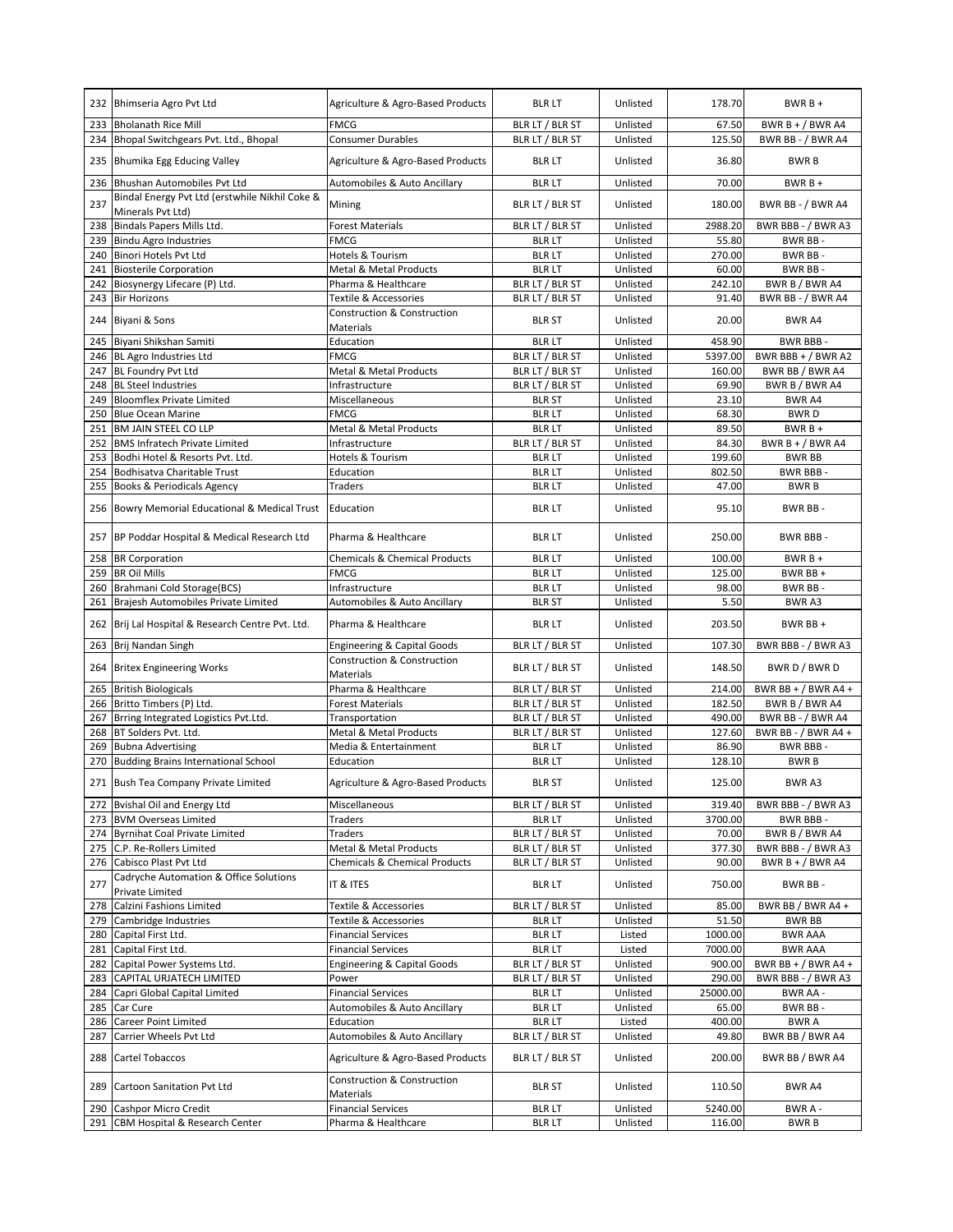| 232 | Bhimseria Agro Pvt Ltd | Agriculture & Agro-Based Products | BLR LT | Unlisted | 178.70 | BWR B + |
|---|---|---|---|---|---|---|
| 233 | Bholanath Rice Mill | FMCG | BLR LT / BLR ST | Unlisted | 67.50 | BWR B + / BWR A4 |
| 234 | Bhopal Switchgears Pvt. Ltd., Bhopal | Consumer Durables | BLR LT / BLR ST | Unlisted | 125.50 | BWR BB - / BWR A4 |
| 235 | Bhumika Egg Educing Valley | Agriculture & Agro-Based Products | BLR LT | Unlisted | 36.80 | BWR B |
| 236 | Bhushan Automobiles Pvt Ltd | Automobiles & Auto Ancillary | BLR LT | Unlisted | 70.00 | BWR B + |
| 237 | Bindal Energy Pvt Ltd (erstwhile Nikhil Coke & Minerals Pvt Ltd) | Mining | BLR LT / BLR ST | Unlisted | 180.00 | BWR BB - / BWR A4 |
| 238 | Bindals Papers Mills Ltd. | Forest Materials | BLR LT / BLR ST | Unlisted | 2988.20 | BWR BBB - / BWR A3 |
| 239 | Bindu Agro Industries | FMCG | BLR LT | Unlisted | 55.80 | BWR BB - |
| 240 | Binori Hotels Pvt Ltd | Hotels & Tourism | BLR LT | Unlisted | 270.00 | BWR BB - |
| 241 | Biosterile Corporation | Metal & Metal Products | BLR LT | Unlisted | 60.00 | BWR BB - |
| 242 | Biosynergy Lifecare (P) Ltd. | Pharma & Healthcare | BLR LT / BLR ST | Unlisted | 242.10 | BWR B / BWR A4 |
| 243 | Bir Horizons | Textile & Accessories | BLR LT / BLR ST | Unlisted | 91.40 | BWR BB - / BWR A4 |
| 244 | Biyani & Sons | Construction & Construction Materials | BLR ST | Unlisted | 20.00 | BWR A4 |
| 245 | Biyani Shikshan Samiti | Education | BLR LT | Unlisted | 458.90 | BWR BBB - |
| 246 | BL Agro Industries Ltd | FMCG | BLR LT / BLR ST | Unlisted | 5397.00 | BWR BBB + / BWR A2 |
| 247 | BL Foundry Pvt Ltd | Metal & Metal Products | BLR LT / BLR ST | Unlisted | 160.00 | BWR BB / BWR A4 |
| 248 | BL Steel Industries | Infrastructure | BLR LT / BLR ST | Unlisted | 69.90 | BWR B / BWR A4 |
| 249 | Bloomflex Private Limited | Miscellaneous | BLR ST | Unlisted | 23.10 | BWR A4 |
| 250 | Blue Ocean Marine | FMCG | BLR LT | Unlisted | 68.30 | BWR D |
| 251 | BM JAIN STEEL CO LLP | Metal & Metal Products | BLR LT | Unlisted | 89.50 | BWR B + |
| 252 | BMS Infratech Private Limited | Infrastructure | BLR LT / BLR ST | Unlisted | 84.30 | BWR B + / BWR A4 |
| 253 | Bodhi Hotel & Resorts Pvt. Ltd. | Hotels & Tourism | BLR LT | Unlisted | 199.60 | BWR BB |
| 254 | Bodhisatva Charitable Trust | Education | BLR LT | Unlisted | 802.50 | BWR BBB - |
| 255 | Books & Periodicals Agency | Traders | BLR LT | Unlisted | 47.00 | BWR B |
| 256 | Bowry Memorial Educational & Medical Trust | Education | BLR LT | Unlisted | 95.10 | BWR BB - |
| 257 | BP Poddar Hospital & Medical Research Ltd | Pharma & Healthcare | BLR LT | Unlisted | 250.00 | BWR BBB - |
| 258 | BR Corporation | Chemicals & Chemical Products | BLR LT | Unlisted | 100.00 | BWR B + |
| 259 | BR Oil Mills | FMCG | BLR LT | Unlisted | 125.00 | BWR BB + |
| 260 | Brahmani Cold Storage(BCS) | Infrastructure | BLR LT | Unlisted | 98.00 | BWR BB - |
| 261 | Brajesh Automobiles Private Limited | Automobiles & Auto Ancillary | BLR ST | Unlisted | 5.50 | BWR A3 |
| 262 | Brij Lal Hospital & Research Centre Pvt. Ltd. | Pharma & Healthcare | BLR LT | Unlisted | 203.50 | BWR BB + |
| 263 | Brij Nandan Singh | Engineering & Capital Goods | BLR LT / BLR ST | Unlisted | 107.30 | BWR BBB - / BWR A3 |
| 264 | Britex Engineering Works | Construction & Construction Materials | BLR LT / BLR ST | Unlisted | 148.50 | BWR D / BWR D |
| 265 | British Biologicals | Pharma & Healthcare | BLR LT / BLR ST | Unlisted | 214.00 | BWR BB + / BWR A4 + |
| 266 | Britto Timbers (P) Ltd. | Forest Materials | BLR LT / BLR ST | Unlisted | 182.50 | BWR B / BWR A4 |
| 267 | Brring Integrated Logistics Pvt.Ltd. | Transportation | BLR LT / BLR ST | Unlisted | 490.00 | BWR BB - / BWR A4 |
| 268 | BT Solders Pvt. Ltd. | Metal & Metal Products | BLR LT / BLR ST | Unlisted | 127.60 | BWR BB - / BWR A4 + |
| 269 | Bubna Advertising | Media & Entertainment | BLR LT | Unlisted | 86.90 | BWR BBB - |
| 270 | Budding Brains International School | Education | BLR LT | Unlisted | 128.10 | BWR B |
| 271 | Bush Tea Company Private Limited | Agriculture & Agro-Based Products | BLR ST | Unlisted | 125.00 | BWR A3 |
| 272 | Bvishal Oil and Energy Ltd | Miscellaneous | BLR LT / BLR ST | Unlisted | 319.40 | BWR BBB - / BWR A3 |
| 273 | BVM Overseas Limited | Traders | BLR LT | Unlisted | 3700.00 | BWR BBB - |
| 274 | Byrnihat Coal Private Limited | Traders | BLR LT / BLR ST | Unlisted | 70.00 | BWR B / BWR A4 |
| 275 | C.P. Re-Rollers Limited | Metal & Metal Products | BLR LT / BLR ST | Unlisted | 377.30 | BWR BBB - / BWR A3 |
| 276 | Cabisco Plast Pvt Ltd | Chemicals & Chemical Products | BLR LT / BLR ST | Unlisted | 90.00 | BWR B + / BWR A4 |
| 277 | Cadryche Automation & Office Solutions Private Limited | IT & ITES | BLR LT | Unlisted | 750.00 | BWR BB - |
| 278 | Calzini Fashions Limited | Textile & Accessories | BLR LT / BLR ST | Unlisted | 85.00 | BWR BB / BWR A4 + |
| 279 | Cambridge Industries | Textile & Accessories | BLR LT | Unlisted | 51.50 | BWR BB |
| 280 | Capital First Ltd. | Financial Services | BLR LT | Listed | 1000.00 | BWR AAA |
| 281 | Capital First Ltd. | Financial Services | BLR LT | Listed | 7000.00 | BWR AAA |
| 282 | Capital Power Systems Ltd. | Engineering & Capital Goods | BLR LT / BLR ST | Unlisted | 900.00 | BWR BB + / BWR A4 + |
| 283 | CAPITAL URJATECH LIMITED | Power | BLR LT / BLR ST | Unlisted | 290.00 | BWR BBB - / BWR A3 |
| 284 | Capri Global Capital Limited | Financial Services | BLR LT | Unlisted | 25000.00 | BWR AA - |
| 285 | Car Cure | Automobiles & Auto Ancillary | BLR LT | Unlisted | 65.00 | BWR BB - |
| 286 | Career Point Limited | Education | BLR LT | Listed | 400.00 | BWR A |
| 287 | Carrier Wheels Pvt Ltd | Automobiles & Auto Ancillary | BLR LT / BLR ST | Unlisted | 49.80 | BWR BB / BWR A4 |
| 288 | Cartel Tobaccos | Agriculture & Agro-Based Products | BLR LT / BLR ST | Unlisted | 200.00 | BWR BB / BWR A4 |
| 289 | Cartoon Sanitation Pvt Ltd | Construction & Construction Materials | BLR ST | Unlisted | 110.50 | BWR A4 |
| 290 | Cashpor Micro Credit | Financial Services | BLR LT | Unlisted | 5240.00 | BWR A - |
| 291 | CBM Hospital & Research Center | Pharma & Healthcare | BLR LT | Unlisted | 116.00 | BWR B |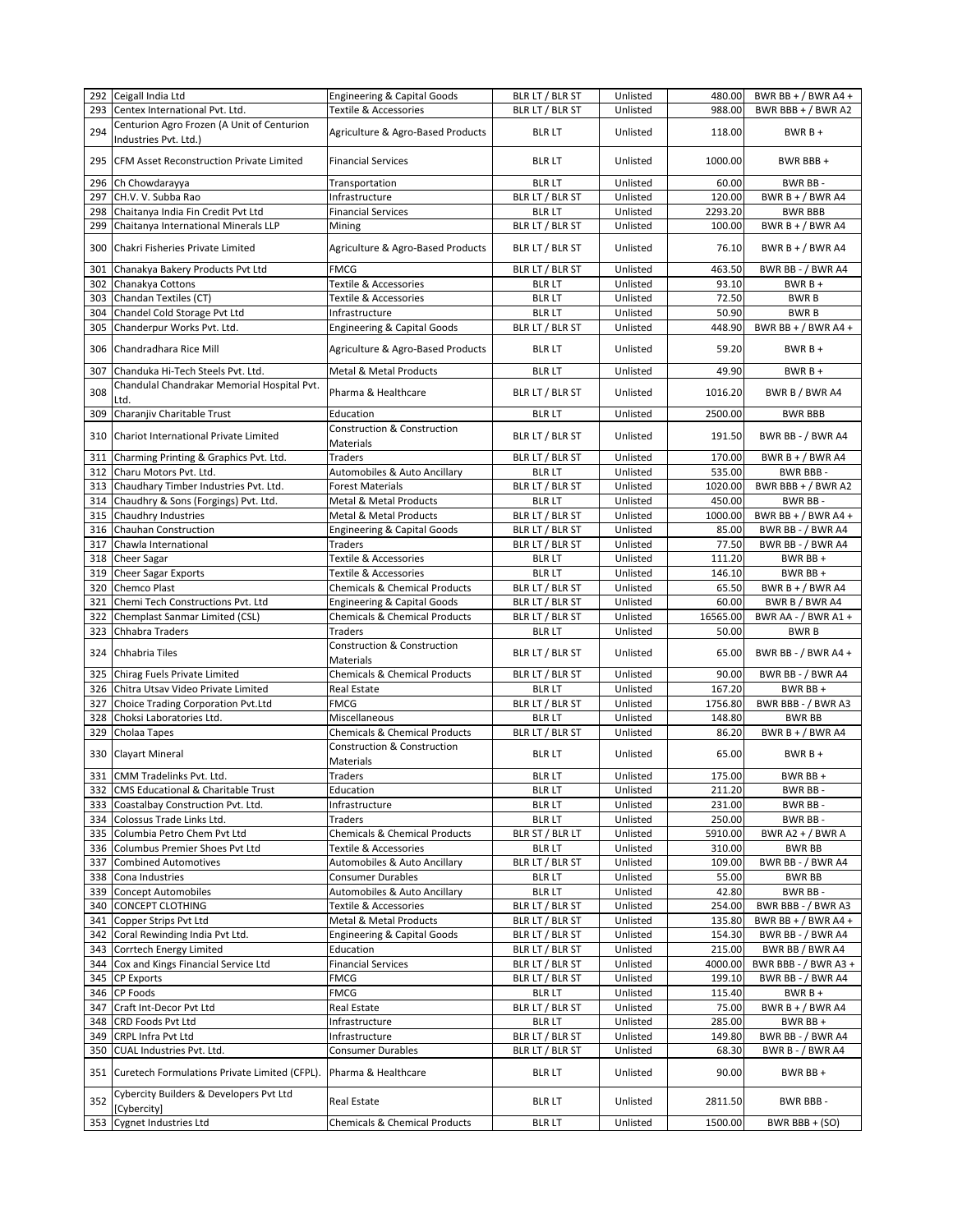| 292 | Ceigall India Ltd | Engineering & Capital Goods | BLR LT / BLR ST | Unlisted | 480.00 | BWR BB + / BWR A4 + |
|---|---|---|---|---|---|---|
| 293 | Centex International Pvt. Ltd. | Textile & Accessories | BLR LT / BLR ST | Unlisted | 988.00 | BWR BBB + / BWR A2 |
| 294 | Centurion Agro Frozen (A Unit of Centurion Industries Pvt. Ltd.) | Agriculture & Agro-Based Products | BLR LT | Unlisted | 118.00 | BWR B + |
| 295 | CFM Asset Reconstruction Private Limited | Financial Services | BLR LT | Unlisted | 1000.00 | BWR BBB + |
| 296 | Ch Chowdarayya | Transportation | BLR LT | Unlisted | 60.00 | BWR BB - |
| 297 | CH.V. V. Subba Rao | Infrastructure | BLR LT / BLR ST | Unlisted | 120.00 | BWR B + / BWR A4 |
| 298 | Chaitanya India Fin Credit Pvt Ltd | Financial Services | BLR LT | Unlisted | 2293.20 | BWR BBB |
| 299 | Chaitanya International Minerals LLP | Mining | BLR LT / BLR ST | Unlisted | 100.00 | BWR B + / BWR A4 |
| 300 | Chakri Fisheries Private Limited | Agriculture & Agro-Based Products | BLR LT / BLR ST | Unlisted | 76.10 | BWR B + / BWR A4 |
| 301 | Chanakya Bakery Products Pvt Ltd | FMCG | BLR LT / BLR ST | Unlisted | 463.50 | BWR BB - / BWR A4 |
| 302 | Chanakya Cottons | Textile & Accessories | BLR LT | Unlisted | 93.10 | BWR B + |
| 303 | Chandan Textiles (CT) | Textile & Accessories | BLR LT | Unlisted | 72.50 | BWR B |
| 304 | Chandel Cold Storage Pvt Ltd | Infrastructure | BLR LT | Unlisted | 50.90 | BWR B |
| 305 | Chanderpur Works Pvt. Ltd. | Engineering & Capital Goods | BLR LT / BLR ST | Unlisted | 448.90 | BWR BB + / BWR A4 + |
| 306 | Chandradhara Rice Mill | Agriculture & Agro-Based Products | BLR LT | Unlisted | 59.20 | BWR B + |
| 307 | Chanduka Hi-Tech Steels Pvt. Ltd. | Metal & Metal Products | BLR LT | Unlisted | 49.90 | BWR B + |
| 308 | Chandulal Chandrakar Memorial Hospital Pvt. Ltd. | Pharma & Healthcare | BLR LT / BLR ST | Unlisted | 1016.20 | BWR B / BWR A4 |
| 309 | Charanjiv Charitable Trust | Education | BLR LT | Unlisted | 2500.00 | BWR BBB |
| 310 | Chariot International Private Limited | Construction & Construction Materials | BLR LT / BLR ST | Unlisted | 191.50 | BWR BB - / BWR A4 |
| 311 | Charming Printing & Graphics Pvt. Ltd. | Traders | BLR LT / BLR ST | Unlisted | 170.00 | BWR B + / BWR A4 |
| 312 | Charu Motors Pvt. Ltd. | Automobiles & Auto Ancillary | BLR LT | Unlisted | 535.00 | BWR BBB - |
| 313 | Chaudhary Timber Industries Pvt. Ltd. | Forest Materials | BLR LT / BLR ST | Unlisted | 1020.00 | BWR BBB + / BWR A2 |
| 314 | Chaudhry & Sons (Forgings) Pvt. Ltd. | Metal & Metal Products | BLR LT | Unlisted | 450.00 | BWR BB - |
| 315 | Chaudhry Industries | Metal & Metal Products | BLR LT / BLR ST | Unlisted | 1000.00 | BWR BB + / BWR A4 + |
| 316 | Chauhan Construction | Engineering & Capital Goods | BLR LT / BLR ST | Unlisted | 85.00 | BWR BB - / BWR A4 |
| 317 | Chawla International | Traders | BLR LT / BLR ST | Unlisted | 77.50 | BWR BB - / BWR A4 |
| 318 | Cheer Sagar | Textile & Accessories | BLR LT | Unlisted | 111.20 | BWR BB + |
| 319 | Cheer Sagar Exports | Textile & Accessories | BLR LT | Unlisted | 146.10 | BWR BB + |
| 320 | Chemco Plast | Chemicals & Chemical Products | BLR LT / BLR ST | Unlisted | 65.50 | BWR B + / BWR A4 |
| 321 | Chemi Tech Constructions Pvt. Ltd | Engineering & Capital Goods | BLR LT / BLR ST | Unlisted | 60.00 | BWR B / BWR A4 |
| 322 | Chemplast Sanmar Limited (CSL) | Chemicals & Chemical Products | BLR LT / BLR ST | Unlisted | 16565.00 | BWR AA - / BWR A1 + |
| 323 | Chhabra Traders | Traders | BLR LT | Unlisted | 50.00 | BWR B |
| 324 | Chhabria Tiles | Construction & Construction Materials | BLR LT / BLR ST | Unlisted | 65.00 | BWR BB - / BWR A4 + |
| 325 | Chirag Fuels Private Limited | Chemicals & Chemical Products | BLR LT / BLR ST | Unlisted | 90.00 | BWR BB - / BWR A4 |
| 326 | Chitra Utsav Video Private Limited | Real Estate | BLR LT | Unlisted | 167.20 | BWR BB + |
| 327 | Choice Trading Corporation Pvt.Ltd | FMCG | BLR LT / BLR ST | Unlisted | 1756.80 | BWR BBB - / BWR A3 |
| 328 | Choksi Laboratories Ltd. | Miscellaneous | BLR LT | Unlisted | 148.80 | BWR BB |
| 329 | Cholaa Tapes | Chemicals & Chemical Products | BLR LT / BLR ST | Unlisted | 86.20 | BWR B + / BWR A4 |
| 330 | Clayart Mineral | Construction & Construction Materials | BLR LT | Unlisted | 65.00 | BWR B + |
| 331 | CMM Tradelinks Pvt. Ltd. | Traders | BLR LT | Unlisted | 175.00 | BWR BB + |
| 332 | CMS Educational & Charitable Trust | Education | BLR LT | Unlisted | 211.20 | BWR BB - |
| 333 | Coastalbay Construction Pvt. Ltd. | Infrastructure | BLR LT | Unlisted | 231.00 | BWR BB - |
| 334 | Colossus Trade Links Ltd. | Traders | BLR LT | Unlisted | 250.00 | BWR BB - |
| 335 | Columbia Petro Chem Pvt Ltd | Chemicals & Chemical Products | BLR ST / BLR LT | Unlisted | 5910.00 | BWR A2 + / BWR A |
| 336 | Columbus Premier Shoes Pvt Ltd | Textile & Accessories | BLR LT | Unlisted | 310.00 | BWR BB |
| 337 | Combined Automotives | Automobiles & Auto Ancillary | BLR LT / BLR ST | Unlisted | 109.00 | BWR BB - / BWR A4 |
| 338 | Cona Industries | Consumer Durables | BLR LT | Unlisted | 55.00 | BWR BB |
| 339 | Concept Automobiles | Automobiles & Auto Ancillary | BLR LT | Unlisted | 42.80 | BWR BB - |
| 340 | CONCEPT CLOTHING | Textile & Accessories | BLR LT / BLR ST | Unlisted | 254.00 | BWR BBB - / BWR A3 |
| 341 | Copper Strips Pvt Ltd | Metal & Metal Products | BLR LT / BLR ST | Unlisted | 135.80 | BWR BB + / BWR A4 + |
| 342 | Coral Rewinding India Pvt Ltd. | Engineering & Capital Goods | BLR LT / BLR ST | Unlisted | 154.30 | BWR BB - / BWR A4 |
| 343 | Corrtech Energy Limited | Education | BLR LT / BLR ST | Unlisted | 215.00 | BWR BB / BWR A4 |
| 344 | Cox and Kings Financial Service Ltd | Financial Services | BLR LT / BLR ST | Unlisted | 4000.00 | BWR BBB - / BWR A3 + |
| 345 | CP Exports | FMCG | BLR LT / BLR ST | Unlisted | 199.10 | BWR BB - / BWR A4 |
| 346 | CP Foods | FMCG | BLR LT | Unlisted | 115.40 | BWR B + |
| 347 | Craft Int-Decor Pvt Ltd | Real Estate | BLR LT / BLR ST | Unlisted | 75.00 | BWR B + / BWR A4 |
| 348 | CRD Foods Pvt Ltd | Infrastructure | BLR LT | Unlisted | 285.00 | BWR BB + |
| 349 | CRPL Infra Pvt Ltd | Infrastructure | BLR LT / BLR ST | Unlisted | 149.80 | BWR BB - / BWR A4 |
| 350 | CUAL Industries Pvt. Ltd. | Consumer Durables | BLR LT / BLR ST | Unlisted | 68.30 | BWR B - / BWR A4 |
| 351 | Curetech Formulations Private Limited (CFPL). | Pharma & Healthcare | BLR LT | Unlisted | 90.00 | BWR BB + |
| 352 | Cybercity Builders & Developers Pvt Ltd [Cybercity] | Real Estate | BLR LT | Unlisted | 2811.50 | BWR BBB - |
| 353 | Cygnet Industries Ltd | Chemicals & Chemical Products | BLR LT | Unlisted | 1500.00 | BWR BBB + (SO) |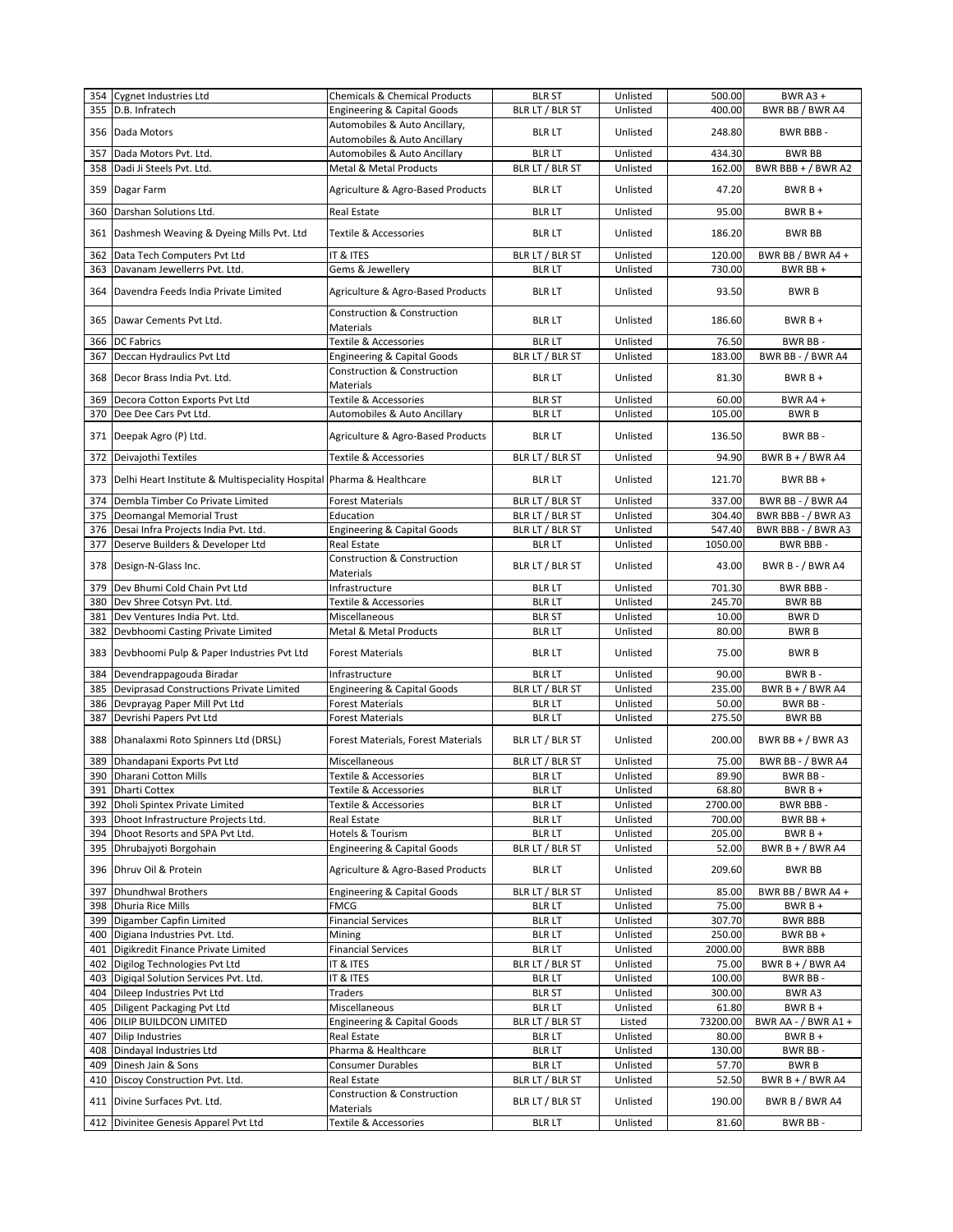| 354 | Cygnet Industries Ltd | Chemicals & Chemical Products | BLR ST | Unlisted | 500.00 | BWR A3 + |
|---|---|---|---|---|---|---|
| 355 | D.B. Infratech | Engineering & Capital Goods | BLR LT / BLR ST | Unlisted | 400.00 | BWR BB / BWR A4 |
| 356 | Dada Motors | Automobiles & Auto Ancillary, Automobiles & Auto Ancillary | BLR LT | Unlisted | 248.80 | BWR BBB - |
| 357 | Dada Motors Pvt. Ltd. | Automobiles & Auto Ancillary | BLR LT | Unlisted | 434.30 | BWR BB |
| 358 | Dadi Ji Steels Pvt. Ltd. | Metal & Metal Products | BLR LT / BLR ST | Unlisted | 162.00 | BWR BBB + / BWR A2 |
| 359 | Dagar Farm | Agriculture & Agro-Based Products | BLR LT | Unlisted | 47.20 | BWR B + |
| 360 | Darshan Solutions Ltd. | Real Estate | BLR LT | Unlisted | 95.00 | BWR B + |
| 361 | Dashmesh Weaving & Dyeing Mills Pvt. Ltd | Textile & Accessories | BLR LT | Unlisted | 186.20 | BWR BB |
| 362 | Data Tech Computers Pvt Ltd | IT & ITES | BLR LT / BLR ST | Unlisted | 120.00 | BWR BB / BWR A4 + |
| 363 | Davanam Jewellerrs Pvt. Ltd. | Gems & Jewellery | BLR LT | Unlisted | 730.00 | BWR BB + |
| 364 | Davendra Feeds India Private Limited | Agriculture & Agro-Based Products | BLR LT | Unlisted | 93.50 | BWR B |
| 365 | Dawar Cements Pvt Ltd. | Construction & Construction Materials | BLR LT | Unlisted | 186.60 | BWR B + |
| 366 | DC Fabrics | Textile & Accessories | BLR LT | Unlisted | 76.50 | BWR BB - |
| 367 | Deccan Hydraulics Pvt Ltd | Engineering & Capital Goods | BLR LT / BLR ST | Unlisted | 183.00 | BWR BB - / BWR A4 |
| 368 | Decor Brass India Pvt. Ltd. | Construction & Construction Materials | BLR LT | Unlisted | 81.30 | BWR B + |
| 369 | Decora Cotton Exports Pvt Ltd | Textile & Accessories | BLR ST | Unlisted | 60.00 | BWR A4 + |
| 370 | Dee Dee Cars Pvt Ltd. | Automobiles & Auto Ancillary | BLR LT | Unlisted | 105.00 | BWR B |
| 371 | Deepak Agro (P) Ltd. | Agriculture & Agro-Based Products | BLR LT | Unlisted | 136.50 | BWR BB - |
| 372 | Deivajothi Textiles | Textile & Accessories | BLR LT / BLR ST | Unlisted | 94.90 | BWR B + / BWR A4 |
| 373 | Delhi Heart Institute & Multispeciality Hospital | Pharma & Healthcare | BLR LT | Unlisted | 121.70 | BWR BB + |
| 374 | Dembla Timber Co Private Limited | Forest Materials | BLR LT / BLR ST | Unlisted | 337.00 | BWR BB - / BWR A4 |
| 375 | Deomangal Memorial Trust | Education | BLR LT / BLR ST | Unlisted | 304.40 | BWR BBB - / BWR A3 |
| 376 | Desai Infra Projects India Pvt. Ltd. | Engineering & Capital Goods | BLR LT / BLR ST | Unlisted | 547.40 | BWR BBB - / BWR A3 |
| 377 | Deserve Builders & Developer Ltd | Real Estate | BLR LT | Unlisted | 1050.00 | BWR BBB - |
| 378 | Design-N-Glass Inc. | Construction & Construction Materials | BLR LT / BLR ST | Unlisted | 43.00 | BWR B - / BWR A4 |
| 379 | Dev Bhumi Cold Chain Pvt Ltd | Infrastructure | BLR LT | Unlisted | 701.30 | BWR BBB - |
| 380 | Dev Shree Cotsyn Pvt. Ltd. | Textile & Accessories | BLR LT | Unlisted | 245.70 | BWR BB |
| 381 | Dev Ventures India Pvt. Ltd. | Miscellaneous | BLR ST | Unlisted | 10.00 | BWR D |
| 382 | Devbhoomi Casting Private Limited | Metal & Metal Products | BLR LT | Unlisted | 80.00 | BWR B |
| 383 | Devbhoomi Pulp & Paper Industries Pvt Ltd | Forest Materials | BLR LT | Unlisted | 75.00 | BWR B |
| 384 | Devendrappagouda Biradar | Infrastructure | BLR LT | Unlisted | 90.00 | BWR B - |
| 385 | Deviprasad Constructions Private Limited | Engineering & Capital Goods | BLR LT / BLR ST | Unlisted | 235.00 | BWR B + / BWR A4 |
| 386 | Devprayag Paper Mill Pvt Ltd | Forest Materials | BLR LT | Unlisted | 50.00 | BWR BB - |
| 387 | Devrishi Papers Pvt Ltd | Forest Materials | BLR LT | Unlisted | 275.50 | BWR BB |
| 388 | Dhanalaxmi Roto Spinners Ltd (DRSL) | Forest Materials, Forest Materials | BLR LT / BLR ST | Unlisted | 200.00 | BWR BB + / BWR A3 |
| 389 | Dhandapani Exports Pvt Ltd | Miscellaneous | BLR LT / BLR ST | Unlisted | 75.00 | BWR BB - / BWR A4 |
| 390 | Dharani Cotton Mills | Textile & Accessories | BLR LT | Unlisted | 89.90 | BWR BB - |
| 391 | Dharti Cottex | Textile & Accessories | BLR LT | Unlisted | 68.80 | BWR B + |
| 392 | Dholi Spintex Private Limited | Textile & Accessories | BLR LT | Unlisted | 2700.00 | BWR BBB - |
| 393 | Dhoot Infrastructure Projects Ltd. | Real Estate | BLR LT | Unlisted | 700.00 | BWR BB + |
| 394 | Dhoot Resorts and SPA Pvt Ltd. | Hotels & Tourism | BLR LT | Unlisted | 205.00 | BWR B + |
| 395 | Dhrubajyoti Borgohain | Engineering & Capital Goods | BLR LT / BLR ST | Unlisted | 52.00 | BWR B + / BWR A4 |
| 396 | Dhruv Oil & Protein | Agriculture & Agro-Based Products | BLR LT | Unlisted | 209.60 | BWR BB |
| 397 | Dhundhwal Brothers | Engineering & Capital Goods | BLR LT / BLR ST | Unlisted | 85.00 | BWR BB / BWR A4 + |
| 398 | Dhuria Rice Mills | FMCG | BLR LT | Unlisted | 75.00 | BWR B + |
| 399 | Digamber Capfin Limited | Financial Services | BLR LT | Unlisted | 307.70 | BWR BBB |
| 400 | Digiana Industries Pvt. Ltd. | Mining | BLR LT | Unlisted | 250.00 | BWR BB + |
| 401 | Digikredit Finance Private Limited | Financial Services | BLR LT | Unlisted | 2000.00 | BWR BBB |
| 402 | Digilog Technologies Pvt Ltd | IT & ITES | BLR LT / BLR ST | Unlisted | 75.00 | BWR B + / BWR A4 |
| 403 | Digiqal Solution Services Pvt. Ltd. | IT & ITES | BLR LT | Unlisted | 100.00 | BWR BB - |
| 404 | Dileep Industries Pvt Ltd | Traders | BLR ST | Unlisted | 300.00 | BWR A3 |
| 405 | Diligent Packaging Pvt Ltd | Miscellaneous | BLR LT | Unlisted | 61.80 | BWR B + |
| 406 | DILIP BUILDCON LIMITED | Engineering & Capital Goods | BLR LT / BLR ST | Listed | 73200.00 | BWR AA - / BWR A1 + |
| 407 | Dilip Industries | Real Estate | BLR LT | Unlisted | 80.00 | BWR B + |
| 408 | Dindayal Industries Ltd | Pharma & Healthcare | BLR LT | Unlisted | 130.00 | BWR BB - |
| 409 | Dinesh Jain & Sons | Consumer Durables | BLR LT | Unlisted | 57.70 | BWR B |
| 410 | Discoy Construction Pvt. Ltd. | Real Estate | BLR LT / BLR ST | Unlisted | 52.50 | BWR B + / BWR A4 |
| 411 | Divine Surfaces Pvt. Ltd. | Construction & Construction Materials | BLR LT / BLR ST | Unlisted | 190.00 | BWR B / BWR A4 |
| 412 | Divinitee Genesis Apparel Pvt Ltd | Textile & Accessories | BLR LT | Unlisted | 81.60 | BWR BB - |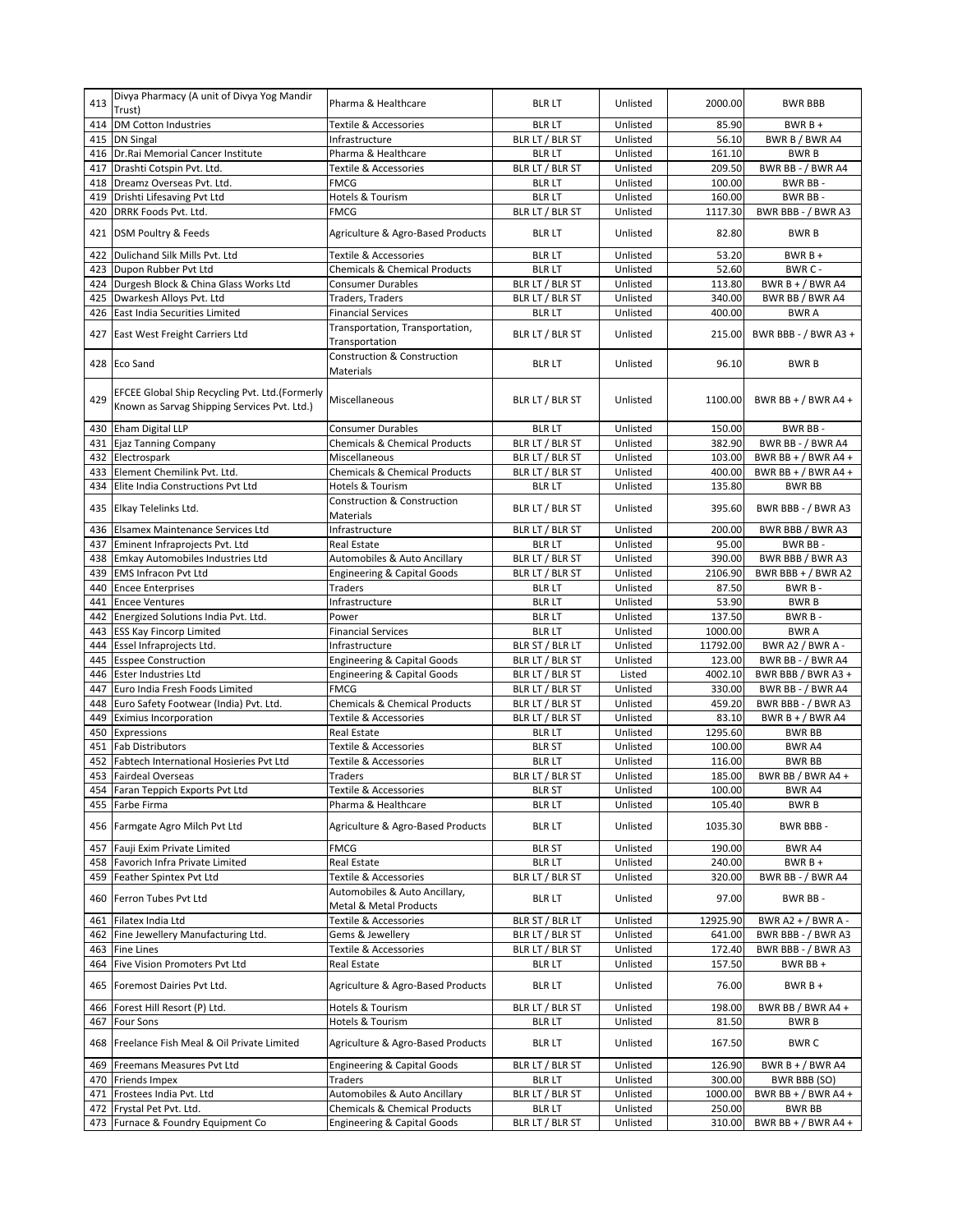| 413 | Divya Pharmacy (A unit of Divya Yog Mandir Trust) | Pharma & Healthcare | BLR LT | Unlisted | 2000.00 | BWR BBB |
|---|---|---|---|---|---|---|
| 414 | DM Cotton Industries | Textile & Accessories | BLR LT | Unlisted | 85.90 | BWR B + |
| 415 | DN Singal | Infrastructure | BLR LT / BLR ST | Unlisted | 56.10 | BWR B / BWR A4 |
| 416 | Dr.Rai Memorial Cancer Institute | Pharma & Healthcare | BLR LT | Unlisted | 161.10 | BWR B |
| 417 | Drashti Cotspin Pvt. Ltd. | Textile & Accessories | BLR LT / BLR ST | Unlisted | 209.50 | BWR BB - / BWR A4 |
| 418 | Dreamz Overseas Pvt. Ltd. | FMCG | BLR LT | Unlisted | 100.00 | BWR BB - |
| 419 | Drishti Lifesaving Pvt Ltd | Hotels & Tourism | BLR LT | Unlisted | 160.00 | BWR BB - |
| 420 | DRRK Foods Pvt. Ltd. | FMCG | BLR LT / BLR ST | Unlisted | 1117.30 | BWR BBB - / BWR A3 |
| 421 | DSM Poultry & Feeds | Agriculture & Agro-Based Products | BLR LT | Unlisted | 82.80 | BWR B |
| 422 | Dulichand Silk Mills Pvt. Ltd | Textile & Accessories | BLR LT | Unlisted | 53.20 | BWR B + |
| 423 | Dupon Rubber Pvt Ltd | Chemicals & Chemical Products | BLR LT | Unlisted | 52.60 | BWR C - |
| 424 | Durgesh Block & China Glass Works Ltd | Consumer Durables | BLR LT / BLR ST | Unlisted | 113.80 | BWR B + / BWR A4 |
| 425 | Dwarkesh Alloys Pvt. Ltd | Traders, Traders | BLR LT / BLR ST | Unlisted | 340.00 | BWR BB / BWR A4 |
| 426 | East India Securities Limited | Financial Services | BLR LT | Unlisted | 400.00 | BWR A |
| 427 | East West Freight Carriers Ltd | Transportation, Transportation, Transportation | BLR LT / BLR ST | Unlisted | 215.00 | BWR BBB - / BWR A3 + |
| 428 | Eco Sand | Construction & Construction Materials | BLR LT | Unlisted | 96.10 | BWR B |
| 429 | EFCEE Global Ship Recycling Pvt. Ltd.(Formerly Known as Sarvag Shipping Services Pvt. Ltd.) | Miscellaneous | BLR LT / BLR ST | Unlisted | 1100.00 | BWR BB + / BWR A4 + |
| 430 | Eham Digital LLP | Consumer Durables | BLR LT | Unlisted | 150.00 | BWR BB - |
| 431 | Ejaz Tanning Company | Chemicals & Chemical Products | BLR LT / BLR ST | Unlisted | 382.90 | BWR BB - / BWR A4 |
| 432 | Electrospark | Miscellaneous | BLR LT / BLR ST | Unlisted | 103.00 | BWR BB + / BWR A4 + |
| 433 | Element Chemilink Pvt. Ltd. | Chemicals & Chemical Products | BLR LT / BLR ST | Unlisted | 400.00 | BWR BB + / BWR A4 + |
| 434 | Elite India Constructions Pvt Ltd | Hotels & Tourism | BLR LT | Unlisted | 135.80 | BWR BB |
| 435 | Elkay Telelinks Ltd. | Construction & Construction Materials | BLR LT / BLR ST | Unlisted | 395.60 | BWR BBB - / BWR A3 |
| 436 | Elsamex Maintenance Services Ltd | Infrastructure | BLR LT / BLR ST | Unlisted | 200.00 | BWR BBB / BWR A3 |
| 437 | Eminent Infraprojects Pvt. Ltd | Real Estate | BLR LT | Unlisted | 95.00 | BWR BB - |
| 438 | Emkay Automobiles Industries Ltd | Automobiles & Auto Ancillary | BLR LT / BLR ST | Unlisted | 390.00 | BWR BBB / BWR A3 |
| 439 | EMS Infracon Pvt Ltd | Engineering & Capital Goods | BLR LT / BLR ST | Unlisted | 2106.90 | BWR BBB + / BWR A2 |
| 440 | Encee Enterprises | Traders | BLR LT | Unlisted | 87.50 | BWR B - |
| 441 | Encee Ventures | Infrastructure | BLR LT | Unlisted | 53.90 | BWR B |
| 442 | Energized Solutions India Pvt. Ltd. | Power | BLR LT | Unlisted | 137.50 | BWR B - |
| 443 | ESS Kay Fincorp Limited | Financial Services | BLR LT | Unlisted | 1000.00 | BWR A |
| 444 | Essel Infraprojects Ltd. | Infrastructure | BLR ST / BLR LT | Unlisted | 11792.00 | BWR A2 / BWR A - |
| 445 | Esspee Construction | Engineering & Capital Goods | BLR LT / BLR ST | Unlisted | 123.00 | BWR BB - / BWR A4 |
| 446 | Ester Industries Ltd | Engineering & Capital Goods | BLR LT / BLR ST | Listed | 4002.10 | BWR BBB / BWR A3 + |
| 447 | Euro India Fresh Foods Limited | FMCG | BLR LT / BLR ST | Unlisted | 330.00 | BWR BB - / BWR A4 |
| 448 | Euro Safety Footwear (India) Pvt. Ltd. | Chemicals & Chemical Products | BLR LT / BLR ST | Unlisted | 459.20 | BWR BBB - / BWR A3 |
| 449 | Eximius Incorporation | Textile & Accessories | BLR LT / BLR ST | Unlisted | 83.10 | BWR B + / BWR A4 |
| 450 | Expressions | Real Estate | BLR LT | Unlisted | 1295.60 | BWR BB |
| 451 | Fab Distributors | Textile & Accessories | BLR ST | Unlisted | 100.00 | BWR A4 |
| 452 | Fabtech International Hosieries Pvt Ltd | Textile & Accessories | BLR LT | Unlisted | 116.00 | BWR BB |
| 453 | Fairdeal Overseas | Traders | BLR LT / BLR ST | Unlisted | 185.00 | BWR BB / BWR A4 + |
| 454 | Faran Teppich Exports Pvt Ltd | Textile & Accessories | BLR ST | Unlisted | 100.00 | BWR A4 |
| 455 | Farbe Firma | Pharma & Healthcare | BLR LT | Unlisted | 105.40 | BWR B |
| 456 | Farmgate Agro Milch Pvt Ltd | Agriculture & Agro-Based Products | BLR LT | Unlisted | 1035.30 | BWR BBB - |
| 457 | Fauji Exim Private Limited | FMCG | BLR ST | Unlisted | 190.00 | BWR A4 |
| 458 | Favorich Infra Private Limited | Real Estate | BLR LT | Unlisted | 240.00 | BWR B + |
| 459 | Feather Spintex Pvt Ltd | Textile & Accessories | BLR LT / BLR ST | Unlisted | 320.00 | BWR BB - / BWR A4 |
| 460 | Ferron Tubes Pvt Ltd | Automobiles & Auto Ancillary, Metal & Metal Products | BLR LT | Unlisted | 97.00 | BWR BB - |
| 461 | Filatex India Ltd | Textile & Accessories | BLR ST / BLR LT | Unlisted | 12925.90 | BWR A2 + / BWR A - |
| 462 | Fine Jewellery Manufacturing Ltd. | Gems & Jewellery | BLR LT / BLR ST | Unlisted | 641.00 | BWR BBB - / BWR A3 |
| 463 | Fine Lines | Textile & Accessories | BLR LT / BLR ST | Unlisted | 172.40 | BWR BBB - / BWR A3 |
| 464 | Five Vision Promoters Pvt Ltd | Real Estate | BLR LT | Unlisted | 157.50 | BWR BB + |
| 465 | Foremost Dairies Pvt Ltd. | Agriculture & Agro-Based Products | BLR LT | Unlisted | 76.00 | BWR B + |
| 466 | Forest Hill Resort (P) Ltd. | Hotels & Tourism | BLR LT / BLR ST | Unlisted | 198.00 | BWR BB / BWR A4 + |
| 467 | Four Sons | Hotels & Tourism | BLR LT | Unlisted | 81.50 | BWR B |
| 468 | Freelance Fish Meal & Oil Private Limited | Agriculture & Agro-Based Products | BLR LT | Unlisted | 167.50 | BWR C |
| 469 | Freemans Measures Pvt Ltd | Engineering & Capital Goods | BLR LT / BLR ST | Unlisted | 126.90 | BWR B + / BWR A4 |
| 470 | Friends Impex | Traders | BLR LT | Unlisted | 300.00 | BWR BBB (SO) |
| 471 | Frostees India Pvt. Ltd | Automobiles & Auto Ancillary | BLR LT / BLR ST | Unlisted | 1000.00 | BWR BB + / BWR A4 + |
| 472 | Frystal Pet Pvt. Ltd. | Chemicals & Chemical Products | BLR LT | Unlisted | 250.00 | BWR BB |
| 473 | Furnace & Foundry Equipment Co | Engineering & Capital Goods | BLR LT / BLR ST | Unlisted | 310.00 | BWR BB + / BWR A4 + |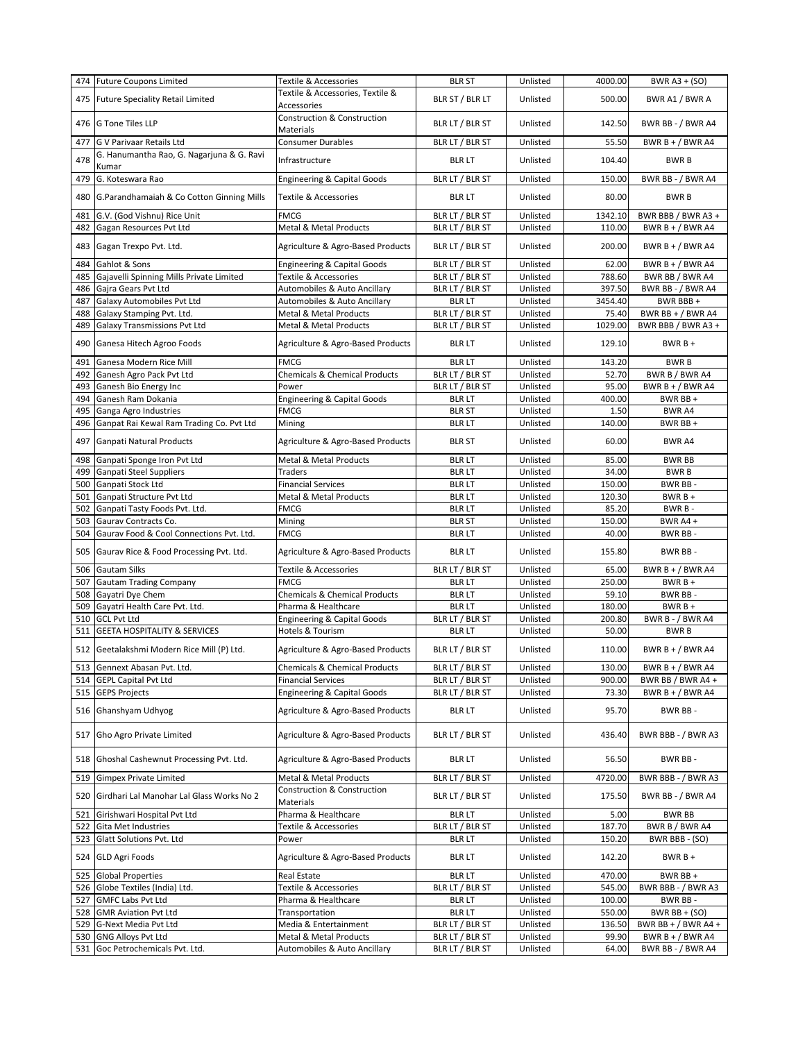| 474 | Future Coupons Limited | Textile & Accessories | BLR ST | Unlisted | 4000.00 | BWR A3 + (SO) |
|---|---|---|---|---|---|---|
| 475 | Future Speciality Retail Limited | Textile & Accessories, Textile & Accessories | BLR ST / BLR LT | Unlisted | 500.00 | BWR A1 / BWR A |
| 476 | G Tone Tiles LLP | Construction & Construction Materials | BLR LT / BLR ST | Unlisted | 142.50 | BWR BB - / BWR A4 |
| 477 | G V Parivaar Retails Ltd | Consumer Durables | BLR LT / BLR ST | Unlisted | 55.50 | BWR B + / BWR A4 |
| 478 | G. Hanumantha Rao, G. Nagarjuna & G. Ravi Kumar | Infrastructure | BLR LT | Unlisted | 104.40 | BWR B |
| 479 | G. Koteswara Rao | Engineering & Capital Goods | BLR LT / BLR ST | Unlisted | 150.00 | BWR BB - / BWR A4 |
| 480 | G.Parandhamaiah & Co Cotton Ginning Mills | Textile & Accessories | BLR LT | Unlisted | 80.00 | BWR B |
| 481 | G.V. (God Vishnu) Rice Unit | FMCG | BLR LT / BLR ST | Unlisted | 1342.10 | BWR BBB / BWR A3 + |
| 482 | Gagan Resources Pvt Ltd | Metal & Metal Products | BLR LT / BLR ST | Unlisted | 110.00 | BWR B + / BWR A4 |
| 483 | Gagan Trexpo Pvt. Ltd. | Agriculture & Agro-Based Products | BLR LT / BLR ST | Unlisted | 200.00 | BWR B + / BWR A4 |
| 484 | Gahlot & Sons | Engineering & Capital Goods | BLR LT / BLR ST | Unlisted | 62.00 | BWR B + / BWR A4 |
| 485 | Gajavelli Spinning Mills Private Limited | Textile & Accessories | BLR LT / BLR ST | Unlisted | 788.60 | BWR BB / BWR A4 |
| 486 | Gajra Gears Pvt Ltd | Automobiles & Auto Ancillary | BLR LT / BLR ST | Unlisted | 397.50 | BWR BB - / BWR A4 |
| 487 | Galaxy Automobiles Pvt Ltd | Automobiles & Auto Ancillary | BLR LT | Unlisted | 3454.40 | BWR BBB + |
| 488 | Galaxy Stamping Pvt. Ltd. | Metal & Metal Products | BLR LT / BLR ST | Unlisted | 75.40 | BWR BB + / BWR A4 |
| 489 | Galaxy Transmissions Pvt Ltd | Metal & Metal Products | BLR LT / BLR ST | Unlisted | 1029.00 | BWR BBB / BWR A3 + |
| 490 | Ganesa Hitech Agroo Foods | Agriculture & Agro-Based Products | BLR LT | Unlisted | 129.10 | BWR B + |
| 491 | Ganesa Modern Rice Mill | FMCG | BLR LT | Unlisted | 143.20 | BWR B |
| 492 | Ganesh Agro Pack Pvt Ltd | Chemicals & Chemical Products | BLR LT / BLR ST | Unlisted | 52.70 | BWR B / BWR A4 |
| 493 | Ganesh Bio Energy Inc | Power | BLR LT / BLR ST | Unlisted | 95.00 | BWR B + / BWR A4 |
| 494 | Ganesh Ram Dokania | Engineering & Capital Goods | BLR LT | Unlisted | 400.00 | BWR BB + |
| 495 | Ganga Agro Industries | FMCG | BLR ST | Unlisted | 1.50 | BWR A4 |
| 496 | Ganpat Rai Kewal Ram Trading Co. Pvt Ltd | Mining | BLR LT | Unlisted | 140.00 | BWR BB + |
| 497 | Ganpati Natural Products | Agriculture & Agro-Based Products | BLR ST | Unlisted | 60.00 | BWR A4 |
| 498 | Ganpati Sponge Iron Pvt Ltd | Metal & Metal Products | BLR LT | Unlisted | 85.00 | BWR BB |
| 499 | Ganpati Steel Suppliers | Traders | BLR LT | Unlisted | 34.00 | BWR B |
| 500 | Ganpati Stock Ltd | Financial Services | BLR LT | Unlisted | 150.00 | BWR BB - |
| 501 | Ganpati Structure Pvt Ltd | Metal & Metal Products | BLR LT | Unlisted | 120.30 | BWR B + |
| 502 | Ganpati Tasty Foods Pvt. Ltd. | FMCG | BLR LT | Unlisted | 85.20 | BWR B - |
| 503 | Gaurav Contracts Co. | Mining | BLR ST | Unlisted | 150.00 | BWR A4 + |
| 504 | Gaurav Food & Cool Connections Pvt. Ltd. | FMCG | BLR LT | Unlisted | 40.00 | BWR BB - |
| 505 | Gaurav Rice & Food Processing Pvt. Ltd. | Agriculture & Agro-Based Products | BLR LT | Unlisted | 155.80 | BWR BB - |
| 506 | Gautam Silks | Textile & Accessories | BLR LT / BLR ST | Unlisted | 65.00 | BWR B + / BWR A4 |
| 507 | Gautam Trading Company | FMCG | BLR LT | Unlisted | 250.00 | BWR B + |
| 508 | Gayatri Dye Chem | Chemicals & Chemical Products | BLR LT | Unlisted | 59.10 | BWR BB - |
| 509 | Gayatri Health Care Pvt. Ltd. | Pharma & Healthcare | BLR LT | Unlisted | 180.00 | BWR B + |
| 510 | GCL Pvt Ltd | Engineering & Capital Goods | BLR LT / BLR ST | Unlisted | 200.80 | BWR B - / BWR A4 |
| 511 | GEETA HOSPITALITY & SERVICES | Hotels & Tourism | BLR LT | Unlisted | 50.00 | BWR B |
| 512 | Geetalakshmi Modern Rice Mill (P) Ltd. | Agriculture & Agro-Based Products | BLR LT / BLR ST | Unlisted | 110.00 | BWR B + / BWR A4 |
| 513 | Gennext Abasan Pvt. Ltd. | Chemicals & Chemical Products | BLR LT / BLR ST | Unlisted | 130.00 | BWR B + / BWR A4 |
| 514 | GEPL Capital Pvt Ltd | Financial Services | BLR LT / BLR ST | Unlisted | 900.00 | BWR BB / BWR A4 + |
| 515 | GEPS Projects | Engineering & Capital Goods | BLR LT / BLR ST | Unlisted | 73.30 | BWR B + / BWR A4 |
| 516 | Ghanshyam Udhyog | Agriculture & Agro-Based Products | BLR LT | Unlisted | 95.70 | BWR BB - |
| 517 | Gho Agro Private Limited | Agriculture & Agro-Based Products | BLR LT / BLR ST | Unlisted | 436.40 | BWR BBB - / BWR A3 |
| 518 | Ghoshal Cashewnut Processing Pvt. Ltd. | Agriculture & Agro-Based Products | BLR LT | Unlisted | 56.50 | BWR BB - |
| 519 | Gimpex Private Limited | Metal & Metal Products | BLR LT / BLR ST | Unlisted | 4720.00 | BWR BBB - / BWR A3 |
| 520 | Girdhari Lal Manohar Lal Glass Works No 2 | Construction & Construction Materials | BLR LT / BLR ST | Unlisted | 175.50 | BWR BB - / BWR A4 |
| 521 | Girishwari Hospital Pvt Ltd | Pharma & Healthcare | BLR LT | Unlisted | 5.00 | BWR BB |
| 522 | Gita Met Industries | Textile & Accessories | BLR LT / BLR ST | Unlisted | 187.70 | BWR B / BWR A4 |
| 523 | Glatt Solutions Pvt. Ltd | Power | BLR LT | Unlisted | 150.20 | BWR BBB - (SO) |
| 524 | GLD Agri Foods | Agriculture & Agro-Based Products | BLR LT | Unlisted | 142.20 | BWR B + |
| 525 | Global Properties | Real Estate | BLR LT | Unlisted | 470.00 | BWR BB + |
| 526 | Globe Textiles (India) Ltd. | Textile & Accessories | BLR LT / BLR ST | Unlisted | 545.00 | BWR BBB - / BWR A3 |
| 527 | GMFC Labs Pvt Ltd | Pharma & Healthcare | BLR LT | Unlisted | 100.00 | BWR BB - |
| 528 | GMR Aviation Pvt Ltd | Transportation | BLR LT | Unlisted | 550.00 | BWR BB + (SO) |
| 529 | G-Next Media Pvt Ltd | Media & Entertainment | BLR LT / BLR ST | Unlisted | 136.50 | BWR BB + / BWR A4 + |
| 530 | GNG Alloys Pvt Ltd | Metal & Metal Products | BLR LT / BLR ST | Unlisted | 99.90 | BWR B + / BWR A4 |
| 531 | Goc Petrochemicals Pvt. Ltd. | Automobiles & Auto Ancillary | BLR LT / BLR ST | Unlisted | 64.00 | BWR BB - / BWR A4 |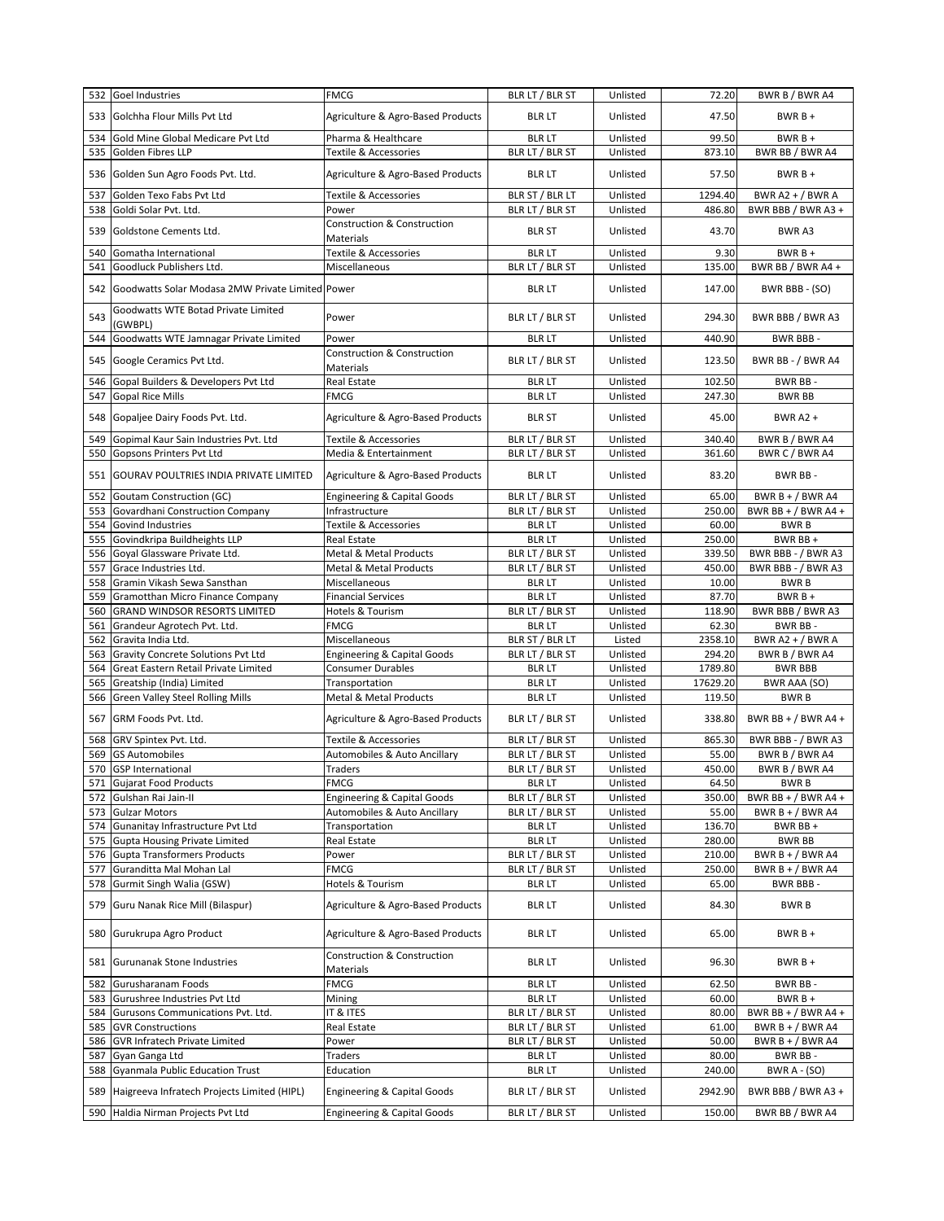| 532 | Goel Industries | FMCG | BLR LT / BLR ST | Unlisted | 72.20 | BWR B / BWR A4 |
|---|---|---|---|---|---|---|
| 533 | Golchha Flour Mills Pvt Ltd | Agriculture & Agro-Based Products | BLR LT | Unlisted | 47.50 | BWR B + |
| 534 | Gold Mine Global Medicare Pvt Ltd | Pharma & Healthcare | BLR LT | Unlisted | 99.50 | BWR B + |
| 535 | Golden Fibres LLP | Textile & Accessories | BLR LT / BLR ST | Unlisted | 873.10 | BWR BB / BWR A4 |
| 536 | Golden Sun Agro Foods Pvt. Ltd. | Agriculture & Agro-Based Products | BLR LT | Unlisted | 57.50 | BWR B + |
| 537 | Golden Texo Fabs Pvt Ltd | Textile & Accessories | BLR ST / BLR LT | Unlisted | 1294.40 | BWR A2 + / BWR A |
| 538 | Goldi Solar Pvt. Ltd. | Power | BLR LT / BLR ST | Unlisted | 486.80 | BWR BBB / BWR A3 + |
| 539 | Goldstone Cements Ltd. | Construction & Construction Materials | BLR ST | Unlisted | 43.70 | BWR A3 |
| 540 | Gomatha International | Textile & Accessories | BLR LT | Unlisted | 9.30 | BWR B + |
| 541 | Goodluck Publishers Ltd. | Miscellaneous | BLR LT / BLR ST | Unlisted | 135.00 | BWR BB / BWR A4 + |
| 542 | Goodwatts Solar Modasa 2MW Private Limited | Power | BLR LT | Unlisted | 147.00 | BWR BBB - (SO) |
| 543 | Goodwatts WTE Botad Private Limited (GWBPL) | Power | BLR LT / BLR ST | Unlisted | 294.30 | BWR BBB / BWR A3 |
| 544 | Goodwatts WTE Jamnagar Private Limited | Power | BLR LT | Unlisted | 440.90 | BWR BBB - |
| 545 | Google Ceramics Pvt Ltd. | Construction & Construction Materials | BLR LT / BLR ST | Unlisted | 123.50 | BWR BB - / BWR A4 |
| 546 | Gopal Builders & Developers Pvt Ltd | Real Estate | BLR LT | Unlisted | 102.50 | BWR BB - |
| 547 | Gopal Rice Mills | FMCG | BLR LT | Unlisted | 247.30 | BWR BB |
| 548 | Gopaljee Dairy Foods Pvt. Ltd. | Agriculture & Agro-Based Products | BLR ST | Unlisted | 45.00 | BWR A2 + |
| 549 | Gopimal Kaur Sain Industries Pvt. Ltd | Textile & Accessories | BLR LT / BLR ST | Unlisted | 340.40 | BWR B / BWR A4 |
| 550 | Gopsons Printers Pvt Ltd | Media & Entertainment | BLR LT / BLR ST | Unlisted | 361.60 | BWR C / BWR A4 |
| 551 | GOURAV POULTRIES INDIA PRIVATE LIMITED | Agriculture & Agro-Based Products | BLR LT | Unlisted | 83.20 | BWR BB - |
| 552 | Goutam Construction (GC) | Engineering & Capital Goods | BLR LT / BLR ST | Unlisted | 65.00 | BWR B + / BWR A4 |
| 553 | Govardhani Construction Company | Infrastructure | BLR LT / BLR ST | Unlisted | 250.00 | BWR BB + / BWR A4 + |
| 554 | Govind Industries | Textile & Accessories | BLR LT | Unlisted | 60.00 | BWR B |
| 555 | Govindkripa Buildheights LLP | Real Estate | BLR LT | Unlisted | 250.00 | BWR BB + |
| 556 | Goyal Glassware Private Ltd. | Metal & Metal Products | BLR LT / BLR ST | Unlisted | 339.50 | BWR BBB - / BWR A3 |
| 557 | Grace Industries Ltd. | Metal & Metal Products | BLR LT / BLR ST | Unlisted | 450.00 | BWR BBB - / BWR A3 |
| 558 | Gramin Vikash Sewa Sansthan | Miscellaneous | BLR LT | Unlisted | 10.00 | BWR B |
| 559 | Gramotthan Micro Finance Company | Financial Services | BLR LT | Unlisted | 87.70 | BWR B + |
| 560 | GRAND WINDSOR RESORTS LIMITED | Hotels & Tourism | BLR LT / BLR ST | Unlisted | 118.90 | BWR BBB / BWR A3 |
| 561 | Grandeur Agrotech Pvt. Ltd. | FMCG | BLR LT | Unlisted | 62.30 | BWR BB - |
| 562 | Gravita India Ltd. | Miscellaneous | BLR ST / BLR LT | Listed | 2358.10 | BWR A2 + / BWR A |
| 563 | Gravity Concrete Solutions Pvt Ltd | Engineering & Capital Goods | BLR LT / BLR ST | Unlisted | 294.20 | BWR B / BWR A4 |
| 564 | Great Eastern Retail Private Limited | Consumer Durables | BLR LT | Unlisted | 1789.80 | BWR BBB |
| 565 | Greatship (India) Limited | Transportation | BLR LT | Unlisted | 17629.20 | BWR AAA (SO) |
| 566 | Green Valley Steel Rolling Mills | Metal & Metal Products | BLR LT | Unlisted | 119.50 | BWR B |
| 567 | GRM Foods Pvt. Ltd. | Agriculture & Agro-Based Products | BLR LT / BLR ST | Unlisted | 338.80 | BWR BB + / BWR A4 + |
| 568 | GRV Spintex Pvt. Ltd. | Textile & Accessories | BLR LT / BLR ST | Unlisted | 865.30 | BWR BBB - / BWR A3 |
| 569 | GS Automobiles | Automobiles & Auto Ancillary | BLR LT / BLR ST | Unlisted | 55.00 | BWR B / BWR A4 |
| 570 | GSP International | Traders | BLR LT / BLR ST | Unlisted | 450.00 | BWR B / BWR A4 |
| 571 | Gujarat Food Products | FMCG | BLR LT | Unlisted | 64.50 | BWR B |
| 572 | Gulshan Rai Jain-II | Engineering & Capital Goods | BLR LT / BLR ST | Unlisted | 350.00 | BWR BB + / BWR A4 + |
| 573 | Gulzar Motors | Automobiles & Auto Ancillary | BLR LT / BLR ST | Unlisted | 55.00 | BWR B + / BWR A4 |
| 574 | Gunanitay Infrastructure Pvt Ltd | Transportation | BLR LT | Unlisted | 136.70 | BWR BB + |
| 575 | Gupta Housing Private Limited | Real Estate | BLR LT | Unlisted | 280.00 | BWR BB |
| 576 | Gupta Transformers Products | Power | BLR LT / BLR ST | Unlisted | 210.00 | BWR B + / BWR A4 |
| 577 | Guranditta Mal Mohan Lal | FMCG | BLR LT / BLR ST | Unlisted | 250.00 | BWR B + / BWR A4 |
| 578 | Gurmit Singh Walia (GSW) | Hotels & Tourism | BLR LT | Unlisted | 65.00 | BWR BBB - |
| 579 | Guru Nanak Rice Mill (Bilaspur) | Agriculture & Agro-Based Products | BLR LT | Unlisted | 84.30 | BWR B |
| 580 | Gurukrupa Agro Product | Agriculture & Agro-Based Products | BLR LT | Unlisted | 65.00 | BWR B + |
| 581 | Gurunanak Stone Industries | Construction & Construction Materials | BLR LT | Unlisted | 96.30 | BWR B + |
| 582 | Gurusharanam Foods | FMCG | BLR LT | Unlisted | 62.50 | BWR BB - |
| 583 | Gurushree Industries Pvt Ltd | Mining | BLR LT | Unlisted | 60.00 | BWR B + |
| 584 | Gurusons Communications Pvt. Ltd. | IT & ITES | BLR LT / BLR ST | Unlisted | 80.00 | BWR BB + / BWR A4 + |
| 585 | GVR Constructions | Real Estate | BLR LT / BLR ST | Unlisted | 61.00 | BWR B + / BWR A4 |
| 586 | GVR Infratech Private Limited | Power | BLR LT / BLR ST | Unlisted | 50.00 | BWR B + / BWR A4 |
| 587 | Gyan Ganga Ltd | Traders | BLR LT | Unlisted | 80.00 | BWR BB - |
| 588 | Gyanmala Public Education Trust | Education | BLR LT | Unlisted | 240.00 | BWR A - (SO) |
| 589 | Haigreeva Infratech Projects Limited (HIPL) | Engineering & Capital Goods | BLR LT / BLR ST | Unlisted | 2942.90 | BWR BBB / BWR A3 + |
| 590 | Haldia Nirman Projects Pvt Ltd | Engineering & Capital Goods | BLR LT / BLR ST | Unlisted | 150.00 | BWR BB / BWR A4 |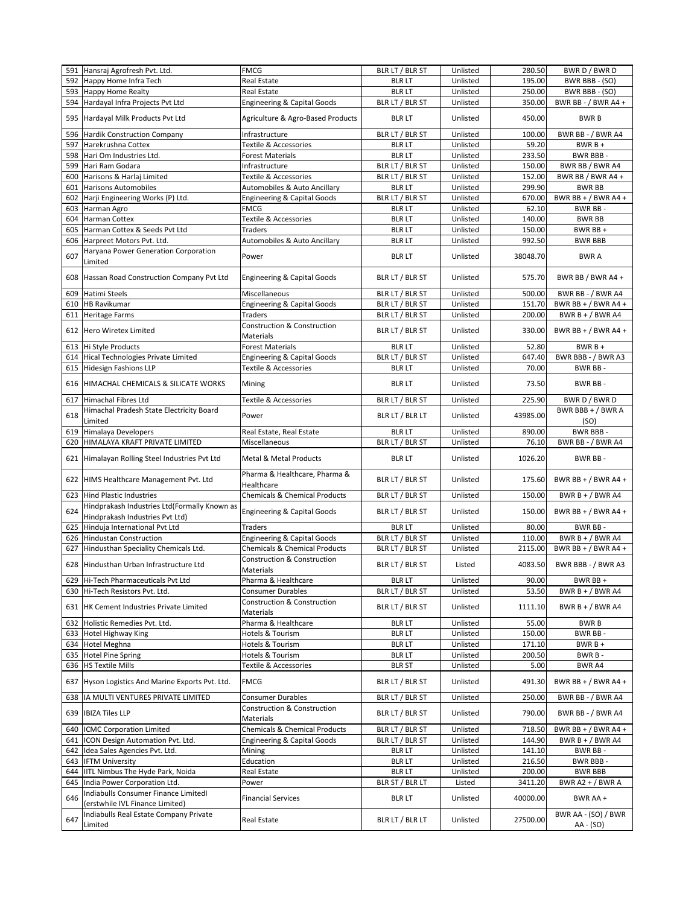| 591 | Hansraj Agrofresh Pvt. Ltd. | FMCG | BLR LT / BLR ST | Unlisted | 280.50 | BWR D / BWR D |
|---|---|---|---|---|---|---|
| 592 | Happy Home Infra Tech | Real Estate | BLR LT | Unlisted | 195.00 | BWR BBB - (SO) |
| 593 | Happy Home Realty | Real Estate | BLR LT | Unlisted | 250.00 | BWR BBB - (SO) |
| 594 | Hardayal Infra Projects Pvt Ltd | Engineering & Capital Goods | BLR LT / BLR ST | Unlisted | 350.00 | BWR BB - / BWR A4 + |
| 595 | Hardayal Milk Products Pvt Ltd | Agriculture & Agro-Based Products | BLR LT | Unlisted | 450.00 | BWR B |
| 596 | Hardik Construction Company | Infrastructure | BLR LT / BLR ST | Unlisted | 100.00 | BWR BB - / BWR A4 |
| 597 | Harekrushna Cottex | Textile & Accessories | BLR LT | Unlisted | 59.20 | BWR B + |
| 598 | Hari Om Industries Ltd. | Forest Materials | BLR LT | Unlisted | 233.50 | BWR BBB - |
| 599 | Hari Ram Godara | Infrastructure | BLR LT / BLR ST | Unlisted | 150.00 | BWR BB / BWR A4 |
| 600 | Harisons & Harlaj Limited | Textile & Accessories | BLR LT / BLR ST | Unlisted | 152.00 | BWR BB / BWR A4 + |
| 601 | Harisons Automobiles | Automobiles & Auto Ancillary | BLR LT | Unlisted | 299.90 | BWR BB |
| 602 | Harji Engineering Works (P) Ltd. | Engineering & Capital Goods | BLR LT / BLR ST | Unlisted | 670.00 | BWR BB + / BWR A4 + |
| 603 | Harman Agro | FMCG | BLR LT | Unlisted | 62.10 | BWR BB - |
| 604 | Harman Cottex | Textile & Accessories | BLR LT | Unlisted | 140.00 | BWR BB |
| 605 | Harman Cottex & Seeds Pvt Ltd | Traders | BLR LT | Unlisted | 150.00 | BWR BB + |
| 606 | Harpreet Motors Pvt. Ltd. | Automobiles & Auto Ancillary | BLR LT | Unlisted | 992.50 | BWR BBB |
| 607 | Haryana Power Generation Corporation Limited | Power | BLR LT | Unlisted | 38048.70 | BWR A |
| 608 | Hassan Road Construction Company Pvt Ltd | Engineering & Capital Goods | BLR LT / BLR ST | Unlisted | 575.70 | BWR BB / BWR A4 + |
| 609 | Hatimi Steels | Miscellaneous | BLR LT / BLR ST | Unlisted | 500.00 | BWR BB - / BWR A4 |
| 610 | HB Ravikumar | Engineering & Capital Goods | BLR LT / BLR ST | Unlisted | 151.70 | BWR BB + / BWR A4 + |
| 611 | Heritage Farms | Traders | BLR LT / BLR ST | Unlisted | 200.00 | BWR B + / BWR A4 |
| 612 | Hero Wiretex Limited | Construction & Construction Materials | BLR LT / BLR ST | Unlisted | 330.00 | BWR BB + / BWR A4 + |
| 613 | Hi Style Products | Forest Materials | BLR LT | Unlisted | 52.80 | BWR B + |
| 614 | Hical Technologies Private Limited | Engineering & Capital Goods | BLR LT / BLR ST | Unlisted | 647.40 | BWR BBB - / BWR A3 |
| 615 | Hidesign Fashions LLP | Textile & Accessories | BLR LT | Unlisted | 70.00 | BWR BB - |
| 616 | HIMACHAL CHEMICALS & SILICATE WORKS | Mining | BLR LT | Unlisted | 73.50 | BWR BB - |
| 617 | Himachal Fibres Ltd | Textile & Accessories | BLR LT / BLR ST | Unlisted | 225.90 | BWR D / BWR D |
| 618 | Himachal Pradesh State Electricity Board Limited | Power | BLR LT / BLR LT | Unlisted | 43985.00 | BWR BBB + / BWR A (SO) |
| 619 | Himalaya Developers | Real Estate, Real Estate | BLR LT | Unlisted | 890.00 | BWR BBB - |
| 620 | HIMALAYA KRAFT PRIVATE LIMITED | Miscellaneous | BLR LT / BLR ST | Unlisted | 76.10 | BWR BB - / BWR A4 |
| 621 | Himalayan Rolling Steel Industries Pvt Ltd | Metal & Metal Products | BLR LT | Unlisted | 1026.20 | BWR BB - |
| 622 | HIMS Healthcare Management Pvt. Ltd | Pharma & Healthcare, Pharma & Healthcare | BLR LT / BLR ST | Unlisted | 175.60 | BWR BB + / BWR A4 + |
| 623 | Hind Plastic Industries | Chemicals & Chemical Products | BLR LT / BLR ST | Unlisted | 150.00 | BWR B + / BWR A4 |
| 624 | Hindprakash Industries Ltd(Formally Known as Hindprakash Industries Pvt Ltd) | Engineering & Capital Goods | BLR LT / BLR ST | Unlisted | 150.00 | BWR BB + / BWR A4 + |
| 625 | Hinduja International Pvt Ltd | Traders | BLR LT | Unlisted | 80.00 | BWR BB - |
| 626 | Hindustan Construction | Engineering & Capital Goods | BLR LT / BLR ST | Unlisted | 110.00 | BWR B + / BWR A4 |
| 627 | Hindusthan Speciality Chemicals Ltd. | Chemicals & Chemical Products | BLR LT / BLR ST | Unlisted | 2115.00 | BWR BB + / BWR A4 + |
| 628 | Hindusthan Urban Infrastructure Ltd | Construction & Construction Materials | BLR LT / BLR ST | Listed | 4083.50 | BWR BBB - / BWR A3 |
| 629 | Hi-Tech Pharmaceuticals Pvt Ltd | Pharma & Healthcare | BLR LT | Unlisted | 90.00 | BWR BB + |
| 630 | Hi-Tech Resistors Pvt. Ltd. | Consumer Durables | BLR LT / BLR ST | Unlisted | 53.50 | BWR B + / BWR A4 |
| 631 | HK Cement Industries Private Limited | Construction & Construction Materials | BLR LT / BLR ST | Unlisted | 1111.10 | BWR B + / BWR A4 |
| 632 | Holistic Remedies Pvt. Ltd. | Pharma & Healthcare | BLR LT | Unlisted | 55.00 | BWR B |
| 633 | Hotel Highway King | Hotels & Tourism | BLR LT | Unlisted | 150.00 | BWR BB - |
| 634 | Hotel Meghna | Hotels & Tourism | BLR LT | Unlisted | 171.10 | BWR B + |
| 635 | Hotel Pine Spring | Hotels & Tourism | BLR LT | Unlisted | 200.50 | BWR B - |
| 636 | HS Textile Mills | Textile & Accessories | BLR ST | Unlisted | 5.00 | BWR A4 |
| 637 | Hyson Logistics And Marine Exports Pvt. Ltd. | FMCG | BLR LT / BLR ST | Unlisted | 491.30 | BWR BB + / BWR A4 + |
| 638 | IA MULTI VENTURES PRIVATE LIMITED | Consumer Durables | BLR LT / BLR ST | Unlisted | 250.00 | BWR BB - / BWR A4 |
| 639 | IBIZA Tiles LLP | Construction & Construction Materials | BLR LT / BLR ST | Unlisted | 790.00 | BWR BB - / BWR A4 |
| 640 | ICMC Corporation Limited | Chemicals & Chemical Products | BLR LT / BLR ST | Unlisted | 718.50 | BWR BB + / BWR A4 + |
| 641 | ICON Design Automation Pvt. Ltd. | Engineering & Capital Goods | BLR LT / BLR ST | Unlisted | 144.90 | BWR B + / BWR A4 |
| 642 | Idea Sales Agencies Pvt. Ltd. | Mining | BLR LT | Unlisted | 141.10 | BWR BB - |
| 643 | IFTM University | Education | BLR LT | Unlisted | 216.50 | BWR BBB - |
| 644 | IITL Nimbus The Hyde Park, Noida | Real Estate | BLR LT | Unlisted | 200.00 | BWR BBB |
| 645 | India Power Corporation Ltd. | Power | BLR ST / BLR LT | Listed | 3411.20 | BWR A2 + / BWR A |
| 646 | Indiabulls Consumer Finance Limitedl (erstwhile IVL Finance Limited) | Financial Services | BLR LT | Unlisted | 40000.00 | BWR AA + |
| 647 | Indiabulls Real Estate Company Private Limited | Real Estate | BLR LT / BLR LT | Unlisted | 27500.00 | BWR AA - (SO) / BWR AA - (SO) |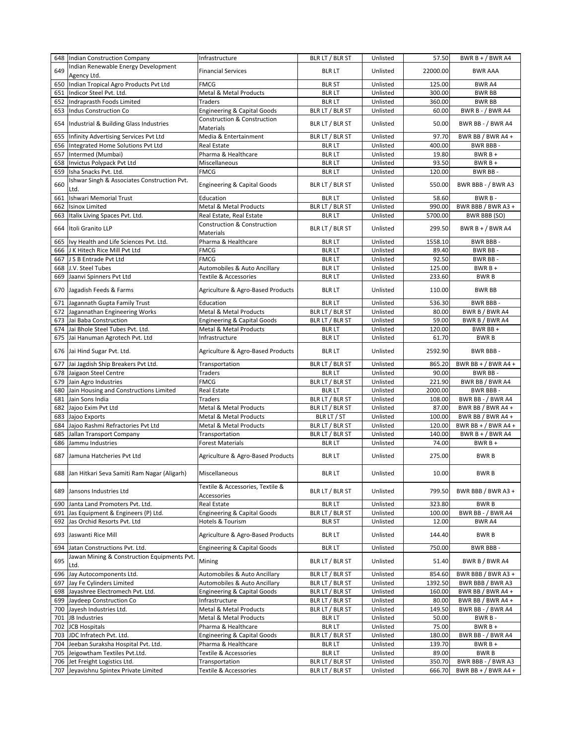| 648 | Indian Construction Company | Infrastructure | BLR LT / BLR ST | Unlisted | 57.50 | BWR B + / BWR A4 |
|---|---|---|---|---|---|---|
| 649 | Indian Renewable Energy Development Agency Ltd. | Financial Services | BLR LT | Unlisted | 22000.00 | BWR AAA |
| 650 | Indian Tropical Agro Products Pvt Ltd | FMCG | BLR ST | Unlisted | 125.00 | BWR A4 |
| 651 | Indicor Steel Pvt. Ltd. | Metal & Metal Products | BLR LT | Unlisted | 300.00 | BWR BB |
| 652 | Indraprasth Foods Limited | Traders | BLR LT | Unlisted | 360.00 | BWR BB |
| 653 | Indus Construction Co | Engineering & Capital Goods | BLR LT / BLR ST | Unlisted | 60.00 | BWR B - / BWR A4 |
| 654 | Industrial & Building Glass Industries | Construction & Construction Materials | BLR LT / BLR ST | Unlisted | 50.00 | BWR BB - / BWR A4 |
| 655 | Infinity Advertising Services Pvt Ltd | Media & Entertainment | BLR LT / BLR ST | Unlisted | 97.70 | BWR BB / BWR A4 + |
| 656 | Integrated Home Solutions Pvt Ltd | Real Estate | BLR LT | Unlisted | 400.00 | BWR BBB - |
| 657 | Intermed (Mumbai) | Pharma & Healthcare | BLR LT | Unlisted | 19.80 | BWR B + |
| 658 | Invictus Polypack Pvt Ltd | Miscellaneous | BLR LT | Unlisted | 93.50 | BWR B + |
| 659 | Isha Snacks Pvt. Ltd. | FMCG | BLR LT | Unlisted | 120.00 | BWR BB - |
| 660 | Ishwar Singh & Associates Construction Pvt. Ltd. | Engineering & Capital Goods | BLR LT / BLR ST | Unlisted | 550.00 | BWR BBB - / BWR A3 |
| 661 | Ishwari Memorial Trust | Education | BLR LT | Unlisted | 58.60 | BWR B - |
| 662 | Isinox Limited | Metal & Metal Products | BLR LT / BLR ST | Unlisted | 990.00 | BWR BBB / BWR A3 + |
| 663 | Italix Living Spaces Pvt. Ltd. | Real Estate, Real Estate | BLR LT | Unlisted | 5700.00 | BWR BBB (SO) |
| 664 | Itoli Granito LLP | Construction & Construction Materials | BLR LT / BLR ST | Unlisted | 299.50 | BWR B + / BWR A4 |
| 665 | Ivy Health and Life Sciences Pvt. Ltd. | Pharma & Healthcare | BLR LT | Unlisted | 1558.10 | BWR BBB - |
| 666 | J K Hitech Rice Mill Pvt Ltd | FMCG | BLR LT | Unlisted | 89.40 | BWR BB - |
| 667 | J S B Entrade Pvt Ltd | FMCG | BLR LT | Unlisted | 92.50 | BWR BB - |
| 668 | J.V. Steel Tubes | Automobiles & Auto Ancillary | BLR LT | Unlisted | 125.00 | BWR B + |
| 669 | Jaanvi Spinners Pvt Ltd | Textile & Accessories | BLR LT | Unlisted | 233.60 | BWR B |
| 670 | Jagadish Feeds & Farms | Agriculture & Agro-Based Products | BLR LT | Unlisted | 110.00 | BWR BB |
| 671 | Jagannath Gupta Family Trust | Education | BLR LT | Unlisted | 536.30 | BWR BBB - |
| 672 | Jagannathan Engineering Works | Metal & Metal Products | BLR LT / BLR ST | Unlisted | 80.00 | BWR B / BWR A4 |
| 673 | Jai Baba Construction | Engineering & Capital Goods | BLR LT / BLR ST | Unlisted | 59.00 | BWR B / BWR A4 |
| 674 | Jai Bhole Steel Tubes Pvt. Ltd. | Metal & Metal Products | BLR LT | Unlisted | 120.00 | BWR BB + |
| 675 | Jai Hanuman Agrotech Pvt. Ltd | Infrastructure | BLR LT | Unlisted | 61.70 | BWR B |
| 676 | Jai Hind Sugar Pvt. Ltd. | Agriculture & Agro-Based Products | BLR LT | Unlisted | 2592.90 | BWR BBB - |
| 677 | Jai Jagdish Ship Breakers Pvt Ltd. | Transportation | BLR LT / BLR ST | Unlisted | 865.20 | BWR BB + / BWR A4 + |
| 678 | Jaigaon Steel Centre | Traders | BLR LT | Unlisted | 90.00 | BWR BB - |
| 679 | Jain Agro Industries | FMCG | BLR LT / BLR ST | Unlisted | 221.90 | BWR BB / BWR A4 |
| 680 | Jain Housing and Constructions Limited | Real Estate | BLR LT | Unlisted | 2000.00 | BWR BBB - |
| 681 | Jain Sons India | Traders | BLR LT / BLR ST | Unlisted | 108.00 | BWR BB - / BWR A4 |
| 682 | Jajoo Exim Pvt Ltd | Metal & Metal Products | BLR LT / BLR ST | Unlisted | 87.00 | BWR BB / BWR A4 + |
| 683 | Jajoo Exports | Metal & Metal Products | BLR LT / ST | Unlisted | 100.00 | BWR BB / BWR A4 + |
| 684 | Jajoo Rashmi Refractories Pvt Ltd | Metal & Metal Products | BLR LT / BLR ST | Unlisted | 120.00 | BWR BB + / BWR A4 + |
| 685 | Jallan Transport Company | Transportation | BLR LT / BLR ST | Unlisted | 140.00 | BWR B + / BWR A4 |
| 686 | Jammu Industries | Forest Materials | BLR LT | Unlisted | 74.00 | BWR B + |
| 687 | Jamuna Hatcheries Pvt Ltd | Agriculture & Agro-Based Products | BLR LT | Unlisted | 275.00 | BWR B |
| 688 | Jan Hitkari Seva Samiti Ram Nagar (Aligarh) | Miscellaneous | BLR LT | Unlisted | 10.00 | BWR B |
| 689 | Jansons Industries Ltd | Textile & Accessories, Textile & Accessories | BLR LT / BLR ST | Unlisted | 799.50 | BWR BBB / BWR A3 + |
| 690 | Janta Land Promoters Pvt. Ltd. | Real Estate | BLR LT | Unlisted | 323.80 | BWR B |
| 691 | Jas Equipment & Engineers (P) Ltd. | Engineering & Capital Goods | BLR LT / BLR ST | Unlisted | 100.00 | BWR BB - / BWR A4 |
| 692 | Jas Orchid Resorts Pvt. Ltd | Hotels & Tourism | BLR ST | Unlisted | 12.00 | BWR A4 |
| 693 | Jaswanti Rice Mill | Agriculture & Agro-Based Products | BLR LT | Unlisted | 144.40 | BWR B |
| 694 | Jatan Constructions Pvt. Ltd. | Engineering & Capital Goods | BLR LT | Unlisted | 750.00 | BWR BBB - |
| 695 | Jawan Mining & Construction Equipments Pvt. Ltd. | Mining | BLR LT / BLR ST | Unlisted | 51.40 | BWR B / BWR A4 |
| 696 | Jay Autocomponents Ltd. | Automobiles & Auto Ancillary | BLR LT / BLR ST | Unlisted | 854.60 | BWR BBB / BWR A3 + |
| 697 | Jay Fe Cylinders Limited | Automobiles & Auto Ancillary | BLR LT / BLR ST | Unlisted | 1392.50 | BWR BBB / BWR A3 |
| 698 | Jayashree Electromech Pvt. Ltd. | Engineering & Capital Goods | BLR LT / BLR ST | Unlisted | 160.00 | BWR BB / BWR A4 + |
| 699 | Jaydeep Construction Co | Infrastructure | BLR LT / BLR ST | Unlisted | 80.00 | BWR BB / BWR A4 + |
| 700 | Jayesh Industries Ltd. | Metal & Metal Products | BLR LT / BLR ST | Unlisted | 149.50 | BWR BB - / BWR A4 |
| 701 | JB Industries | Metal & Metal Products | BLR LT | Unlisted | 50.00 | BWR B - |
| 702 | JCB Hospitals | Pharma & Healthcare | BLR LT | Unlisted | 75.00 | BWR B + |
| 703 | JDC Infratech Pvt. Ltd. | Engineering & Capital Goods | BLR LT / BLR ST | Unlisted | 180.00 | BWR BB - / BWR A4 |
| 704 | Jeeban Suraksha Hospital Pvt. Ltd. | Pharma & Healthcare | BLR LT | Unlisted | 139.70 | BWR B + |
| 705 | Jeigowtham Textiles Pvt.Ltd. | Textile & Accessories | BLR LT | Unlisted | 89.00 | BWR B |
| 706 | Jet Freight Logistics Ltd. | Transportation | BLR LT / BLR ST | Unlisted | 350.70 | BWR BBB - / BWR A3 |
| 707 | Jeyavishnu Spintex Private Limited | Textile & Accessories | BLR LT / BLR ST | Unlisted | 666.70 | BWR BB + / BWR A4 + |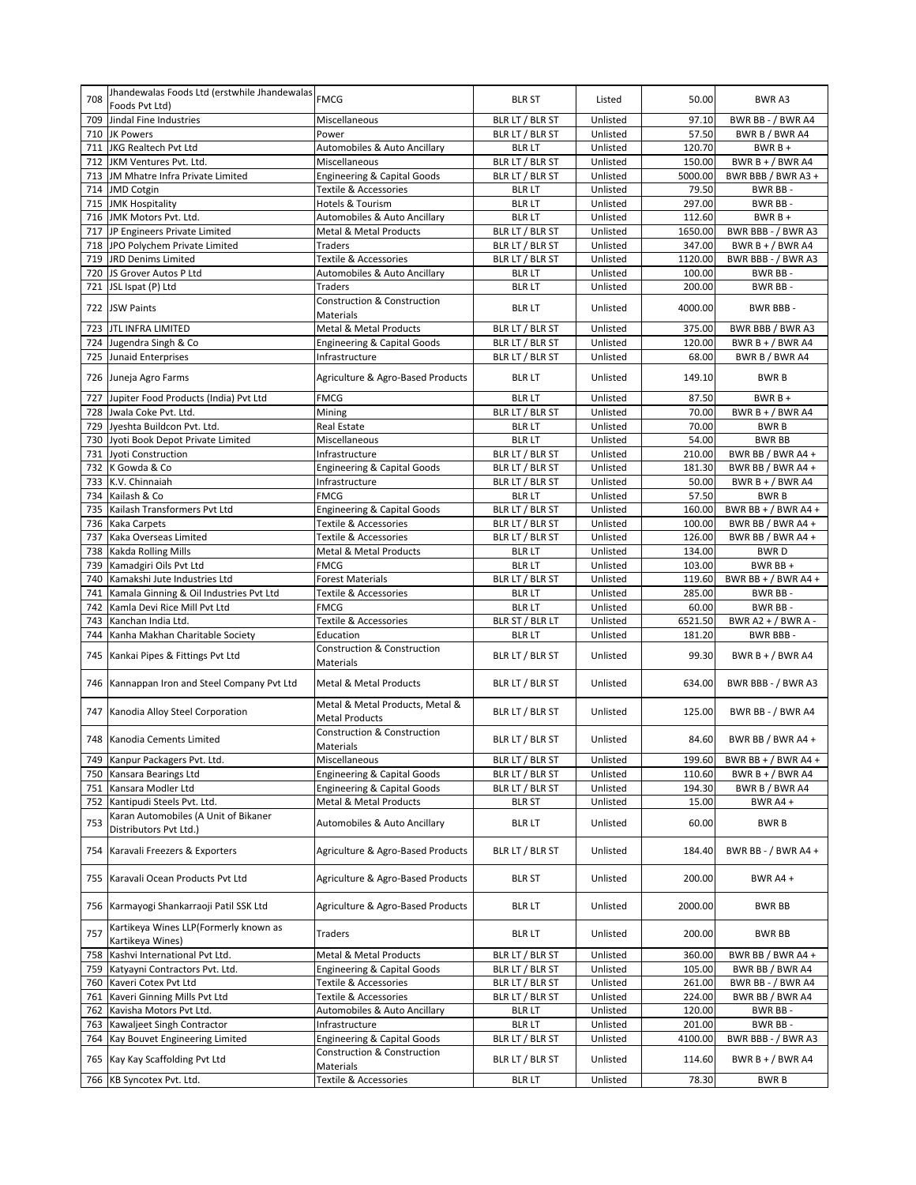| 708 | Jhandewalas Foods Ltd (erstwhile Jhandewalas Foods Pvt Ltd) | FMCG | BLR ST | Listed | 50.00 | BWR A3 |
|---|---|---|---|---|---|---|
| 709 | Jindal Fine Industries | Miscellaneous | BLR LT / BLR ST | Unlisted | 97.10 | BWR BB - / BWR A4 |
| 710 | JK Powers | Power | BLR LT / BLR ST | Unlisted | 57.50 | BWR B / BWR A4 |
| 711 | JKG Realtech Pvt Ltd | Automobiles & Auto Ancillary | BLR LT | Unlisted | 120.70 | BWR B + |
| 712 | JKM Ventures Pvt. Ltd. | Miscellaneous | BLR LT / BLR ST | Unlisted | 150.00 | BWR B + / BWR A4 |
| 713 | JM Mhatre Infra Private Limited | Engineering & Capital Goods | BLR LT / BLR ST | Unlisted | 5000.00 | BWR BBB / BWR A3 + |
| 714 | JMD Cotgin | Textile & Accessories | BLR LT | Unlisted | 79.50 | BWR BB - |
| 715 | JMK Hospitality | Hotels & Tourism | BLR LT | Unlisted | 297.00 | BWR BB - |
| 716 | JMK Motors Pvt. Ltd. | Automobiles & Auto Ancillary | BLR LT | Unlisted | 112.60 | BWR B + |
| 717 | JP Engineers Private Limited | Metal & Metal Products | BLR LT / BLR ST | Unlisted | 1650.00 | BWR BBB - / BWR A3 |
| 718 | JPO Polychem Private Limited | Traders | BLR LT / BLR ST | Unlisted | 347.00 | BWR B + / BWR A4 |
| 719 | JRD Denims Limited | Textile & Accessories | BLR LT / BLR ST | Unlisted | 1120.00 | BWR BBB - / BWR A3 |
| 720 | JS Grover Autos P Ltd | Automobiles & Auto Ancillary | BLR LT | Unlisted | 100.00 | BWR BB - |
| 721 | JSL Ispat (P) Ltd | Traders | BLR LT | Unlisted | 200.00 | BWR BB - |
| 722 | JSW Paints | Construction & Construction Materials | BLR LT | Unlisted | 4000.00 | BWR BBB - |
| 723 | JTL INFRA LIMITED | Metal & Metal Products | BLR LT / BLR ST | Unlisted | 375.00 | BWR BBB / BWR A3 |
| 724 | Jugendra Singh & Co | Engineering & Capital Goods | BLR LT / BLR ST | Unlisted | 120.00 | BWR B + / BWR A4 |
| 725 | Junaid Enterprises | Infrastructure | BLR LT / BLR ST | Unlisted | 68.00 | BWR B / BWR A4 |
| 726 | Juneja Agro Farms | Agriculture & Agro-Based Products | BLR LT | Unlisted | 149.10 | BWR B |
| 727 | Jupiter Food Products (India) Pvt Ltd | FMCG | BLR LT | Unlisted | 87.50 | BWR B + |
| 728 | Jwala Coke Pvt. Ltd. | Mining | BLR LT / BLR ST | Unlisted | 70.00 | BWR B + / BWR A4 |
| 729 | Jyeshta Buildcon Pvt. Ltd. | Real Estate | BLR LT | Unlisted | 70.00 | BWR B |
| 730 | Jyoti Book Depot Private Limited | Miscellaneous | BLR LT | Unlisted | 54.00 | BWR BB |
| 731 | Jyoti Construction | Infrastructure | BLR LT / BLR ST | Unlisted | 210.00 | BWR BB / BWR A4 + |
| 732 | K Gowda & Co | Engineering & Capital Goods | BLR LT / BLR ST | Unlisted | 181.30 | BWR BB / BWR A4 + |
| 733 | K.V. Chinnaiah | Infrastructure | BLR LT / BLR ST | Unlisted | 50.00 | BWR B + / BWR A4 |
| 734 | Kailash & Co | FMCG | BLR LT | Unlisted | 57.50 | BWR B |
| 735 | Kailash Transformers Pvt Ltd | Engineering & Capital Goods | BLR LT / BLR ST | Unlisted | 160.00 | BWR BB + / BWR A4 + |
| 736 | Kaka Carpets | Textile & Accessories | BLR LT / BLR ST | Unlisted | 100.00 | BWR BB / BWR A4 + |
| 737 | Kaka Overseas Limited | Textile & Accessories | BLR LT / BLR ST | Unlisted | 126.00 | BWR BB / BWR A4 + |
| 738 | Kakda Rolling Mills | Metal & Metal Products | BLR LT | Unlisted | 134.00 | BWR D |
| 739 | Kamadgiri Oils Pvt Ltd | FMCG | BLR LT | Unlisted | 103.00 | BWR BB + |
| 740 | Kamakshi Jute Industries Ltd | Forest Materials | BLR LT / BLR ST | Unlisted | 119.60 | BWR BB + / BWR A4 + |
| 741 | Kamala Ginning & Oil Industries Pvt Ltd | Textile & Accessories | BLR LT | Unlisted | 285.00 | BWR BB - |
| 742 | Kamla Devi Rice Mill Pvt Ltd | FMCG | BLR LT | Unlisted | 60.00 | BWR BB - |
| 743 | Kanchan India Ltd. | Textile & Accessories | BLR ST / BLR LT | Unlisted | 6521.50 | BWR A2 + / BWR A - |
| 744 | Kanha Makhan Charitable Society | Education | BLR LT | Unlisted | 181.20 | BWR BBB - |
| 745 | Kankai Pipes & Fittings Pvt Ltd | Construction & Construction Materials | BLR LT / BLR ST | Unlisted | 99.30 | BWR B + / BWR A4 |
| 746 | Kannappan Iron and Steel Company Pvt Ltd | Metal & Metal Products | BLR LT / BLR ST | Unlisted | 634.00 | BWR BBB - / BWR A3 |
| 747 | Kanodia Alloy Steel Corporation | Metal & Metal Products, Metal & Metal Products | BLR LT / BLR ST | Unlisted | 125.00 | BWR BB - / BWR A4 |
| 748 | Kanodia Cements Limited | Construction & Construction Materials | BLR LT / BLR ST | Unlisted | 84.60 | BWR BB / BWR A4 + |
| 749 | Kanpur Packagers Pvt. Ltd. | Miscellaneous | BLR LT / BLR ST | Unlisted | 199.60 | BWR BB + / BWR A4 + |
| 750 | Kansara Bearings Ltd | Engineering & Capital Goods | BLR LT / BLR ST | Unlisted | 110.60 | BWR B + / BWR A4 |
| 751 | Kansara Modler Ltd | Engineering & Capital Goods | BLR LT / BLR ST | Unlisted | 194.30 | BWR B / BWR A4 |
| 752 | Kantipudi Steels Pvt. Ltd. | Metal & Metal Products | BLR ST | Unlisted | 15.00 | BWR A4 + |
| 753 | Karan Automobiles (A Unit of Bikaner Distributors Pvt Ltd.) | Automobiles & Auto Ancillary | BLR LT | Unlisted | 60.00 | BWR B |
| 754 | Karavali Freezers & Exporters | Agriculture & Agro-Based Products | BLR LT / BLR ST | Unlisted | 184.40 | BWR BB - / BWR A4 + |
| 755 | Karavali Ocean Products Pvt Ltd | Agriculture & Agro-Based Products | BLR ST | Unlisted | 200.00 | BWR A4 + |
| 756 | Karmayogi Shankarraoji Patil SSK Ltd | Agriculture & Agro-Based Products | BLR LT | Unlisted | 2000.00 | BWR BB |
| 757 | Kartikeya Wines LLP(Formerly known as Kartikeya Wines) | Traders | BLR LT | Unlisted | 200.00 | BWR BB |
| 758 | Kashvi International Pvt Ltd. | Metal & Metal Products | BLR LT / BLR ST | Unlisted | 360.00 | BWR BB / BWR A4 + |
| 759 | Katyayni Contractors Pvt. Ltd. | Engineering & Capital Goods | BLR LT / BLR ST | Unlisted | 105.00 | BWR BB / BWR A4 |
| 760 | Kaveri Cotex Pvt Ltd | Textile & Accessories | BLR LT / BLR ST | Unlisted | 261.00 | BWR BB - / BWR A4 |
| 761 | Kaveri Ginning Mills Pvt Ltd | Textile & Accessories | BLR LT / BLR ST | Unlisted | 224.00 | BWR BB / BWR A4 |
| 762 | Kavisha Motors Pvt Ltd. | Automobiles & Auto Ancillary | BLR LT | Unlisted | 120.00 | BWR BB - |
| 763 | Kawaljeet Singh Contractor | Infrastructure | BLR LT | Unlisted | 201.00 | BWR BB - |
| 764 | Kay Bouvet Engineering Limited | Engineering & Capital Goods | BLR LT / BLR ST | Unlisted | 4100.00 | BWR BBB - / BWR A3 |
| 765 | Kay Kay Scaffolding Pvt Ltd | Construction & Construction Materials | BLR LT / BLR ST | Unlisted | 114.60 | BWR B + / BWR A4 |
| 766 | KB Syncotex Pvt. Ltd. | Textile & Accessories | BLR LT | Unlisted | 78.30 | BWR B |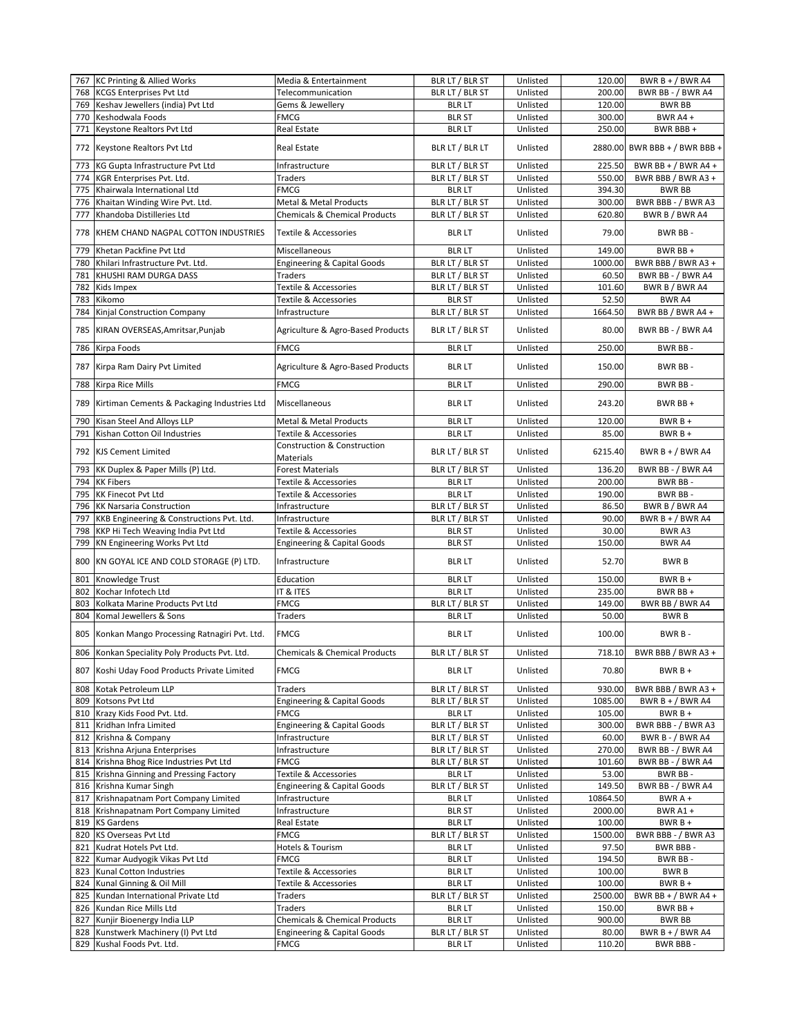| 767 | KC Printing & Allied Works | Media & Entertainment | BLR LT / BLR ST | Unlisted | 120.00 | BWR B + / BWR A4 |
|---|---|---|---|---|---|---|
| 768 | KCGS Enterprises Pvt Ltd | Telecommunication | BLR LT / BLR ST | Unlisted | 200.00 | BWR BB - / BWR A4 |
| 769 | Keshav Jewellers (india) Pvt Ltd | Gems & Jewellery | BLR LT | Unlisted | 120.00 | BWR BB |
| 770 | Keshodwala Foods | FMCG | BLR ST | Unlisted | 300.00 | BWR A4 + |
| 771 | Keystone Realtors Pvt Ltd | Real Estate | BLR LT | Unlisted | 250.00 | BWR BBB + |
| 772 | Keystone Realtors Pvt Ltd | Real Estate | BLR LT / BLR LT | Unlisted | 2880.00 | BWR BBB + / BWR BBB + |
| 773 | KG Gupta Infrastructure Pvt Ltd | Infrastructure | BLR LT / BLR ST | Unlisted | 225.50 | BWR BB + / BWR A4 + |
| 774 | KGR Enterprises Pvt. Ltd. | Traders | BLR LT / BLR ST | Unlisted | 550.00 | BWR BBB / BWR A3 + |
| 775 | Khairwala International Ltd | FMCG | BLR LT | Unlisted | 394.30 | BWR BB |
| 776 | Khaitan Winding Wire Pvt. Ltd. | Metal & Metal Products | BLR LT / BLR ST | Unlisted | 300.00 | BWR BBB - / BWR A3 |
| 777 | Khandoba Distilleries Ltd | Chemicals & Chemical Products | BLR LT / BLR ST | Unlisted | 620.80 | BWR B / BWR A4 |
| 778 | KHEM CHAND NAGPAL COTTON INDUSTRIES | Textile & Accessories | BLR LT | Unlisted | 79.00 | BWR BB - |
| 779 | Khetan Packfine Pvt Ltd | Miscellaneous | BLR LT | Unlisted | 149.00 | BWR BB + |
| 780 | Khilari Infrastructure Pvt. Ltd. | Engineering & Capital Goods | BLR LT / BLR ST | Unlisted | 1000.00 | BWR BBB / BWR A3 + |
| 781 | KHUSHI RAM DURGA DASS | Traders | BLR LT / BLR ST | Unlisted | 60.50 | BWR BB - / BWR A4 |
| 782 | Kids Impex | Textile & Accessories | BLR LT / BLR ST | Unlisted | 101.60 | BWR B / BWR A4 |
| 783 | Kikomo | Textile & Accessories | BLR ST | Unlisted | 52.50 | BWR A4 |
| 784 | Kinjal Construction Company | Infrastructure | BLR LT / BLR ST | Unlisted | 1664.50 | BWR BB / BWR A4 + |
| 785 | KIRAN OVERSEAS,Amritsar,Punjab | Agriculture & Agro-Based Products | BLR LT / BLR ST | Unlisted | 80.00 | BWR BB - / BWR A4 |
| 786 | Kirpa Foods | FMCG | BLR LT | Unlisted | 250.00 | BWR BB - |
| 787 | Kirpa Ram Dairy Pvt Limited | Agriculture & Agro-Based Products | BLR LT | Unlisted | 150.00 | BWR BB - |
| 788 | Kirpa Rice Mills | FMCG | BLR LT | Unlisted | 290.00 | BWR BB - |
| 789 | Kirtiman Cements & Packaging Industries Ltd | Miscellaneous | BLR LT | Unlisted | 243.20 | BWR BB + |
| 790 | Kisan Steel And Alloys LLP | Metal & Metal Products | BLR LT | Unlisted | 120.00 | BWR B + |
| 791 | Kishan Cotton Oil Industries | Textile & Accessories | BLR LT | Unlisted | 85.00 | BWR B + |
| 792 | KJS Cement Limited | Construction & Construction Materials | BLR LT / BLR ST | Unlisted | 6215.40 | BWR B + / BWR A4 |
| 793 | KK Duplex & Paper Mills (P) Ltd. | Forest Materials | BLR LT / BLR ST | Unlisted | 136.20 | BWR BB - / BWR A4 |
| 794 | KK Fibers | Textile & Accessories | BLR LT | Unlisted | 200.00 | BWR BB - |
| 795 | KK Finecot Pvt Ltd | Textile & Accessories | BLR LT | Unlisted | 190.00 | BWR BB - |
| 796 | KK Narsaria Construction | Infrastructure | BLR LT / BLR ST | Unlisted | 86.50 | BWR B / BWR A4 |
| 797 | KKB Engineering & Constructions Pvt. Ltd. | Infrastructure | BLR LT / BLR ST | Unlisted | 90.00 | BWR B + / BWR A4 |
| 798 | KKP Hi Tech Weaving India Pvt Ltd | Textile & Accessories | BLR ST | Unlisted | 30.00 | BWR A3 |
| 799 | KN Engineering Works Pvt Ltd | Engineering & Capital Goods | BLR ST | Unlisted | 150.00 | BWR A4 |
| 800 | KN GOYAL ICE AND COLD STORAGE (P) LTD. | Infrastructure | BLR LT | Unlisted | 52.70 | BWR B |
| 801 | Knowledge Trust | Education | BLR LT | Unlisted | 150.00 | BWR B + |
| 802 | Kochar Infotech Ltd | IT & ITES | BLR LT | Unlisted | 235.00 | BWR BB + |
| 803 | Kolkata Marine Products Pvt Ltd | FMCG | BLR LT / BLR ST | Unlisted | 149.00 | BWR BB / BWR A4 |
| 804 | Komal Jewellers & Sons | Traders | BLR LT | Unlisted | 50.00 | BWR B |
| 805 | Konkan Mango Processing Ratnagiri Pvt. Ltd. | FMCG | BLR LT | Unlisted | 100.00 | BWR B - |
| 806 | Konkan Speciality Poly Products Pvt. Ltd. | Chemicals & Chemical Products | BLR LT / BLR ST | Unlisted | 718.10 | BWR BBB / BWR A3 + |
| 807 | Koshi Uday Food Products Private Limited | FMCG | BLR LT | Unlisted | 70.80 | BWR B + |
| 808 | Kotak Petroleum LLP | Traders | BLR LT / BLR ST | Unlisted | 930.00 | BWR BBB / BWR A3 + |
| 809 | Kotsons Pvt Ltd | Engineering & Capital Goods | BLR LT / BLR ST | Unlisted | 1085.00 | BWR B + / BWR A4 |
| 810 | Krazy Kids Food Pvt. Ltd. | FMCG | BLR LT | Unlisted | 105.00 | BWR B + |
| 811 | Kridhan Infra Limited | Engineering & Capital Goods | BLR LT / BLR ST | Unlisted | 300.00 | BWR BBB - / BWR A3 |
| 812 | Krishna & Company | Infrastructure | BLR LT / BLR ST | Unlisted | 60.00 | BWR B - / BWR A4 |
| 813 | Krishna Arjuna Enterprises | Infrastructure | BLR LT / BLR ST | Unlisted | 270.00 | BWR BB - / BWR A4 |
| 814 | Krishna Bhog Rice Industries Pvt Ltd | FMCG | BLR LT / BLR ST | Unlisted | 101.60 | BWR BB - / BWR A4 |
| 815 | Krishna Ginning and Pressing Factory | Textile & Accessories | BLR LT | Unlisted | 53.00 | BWR BB - |
| 816 | Krishna Kumar Singh | Engineering & Capital Goods | BLR LT / BLR ST | Unlisted | 149.50 | BWR BB - / BWR A4 |
| 817 | Krishnapatnam Port Company Limited | Infrastructure | BLR LT | Unlisted | 10864.50 | BWR A + |
| 818 | Krishnapatnam Port Company Limited | Infrastructure | BLR ST | Unlisted | 2000.00 | BWR A1 + |
| 819 | KS Gardens | Real Estate | BLR LT | Unlisted | 100.00 | BWR B + |
| 820 | KS Overseas Pvt Ltd | FMCG | BLR LT / BLR ST | Unlisted | 1500.00 | BWR BBB - / BWR A3 |
| 821 | Kudrat Hotels Pvt Ltd. | Hotels & Tourism | BLR LT | Unlisted | 97.50 | BWR BBB - |
| 822 | Kumar Audyogik Vikas Pvt Ltd | FMCG | BLR LT | Unlisted | 194.50 | BWR BB - |
| 823 | Kunal Cotton Industries | Textile & Accessories | BLR LT | Unlisted | 100.00 | BWR B |
| 824 | Kunal Ginning & Oil Mill | Textile & Accessories | BLR LT | Unlisted | 100.00 | BWR B + |
| 825 | Kundan International Private Ltd | Traders | BLR LT / BLR ST | Unlisted | 2500.00 | BWR BB + / BWR A4 + |
| 826 | Kundan Rice Mills Ltd | Traders | BLR LT | Unlisted | 150.00 | BWR BB + |
| 827 | Kunjir Bioenergy India LLP | Chemicals & Chemical Products | BLR LT | Unlisted | 900.00 | BWR BB |
| 828 | Kunstwerk Machinery (I) Pvt Ltd | Engineering & Capital Goods | BLR LT / BLR ST | Unlisted | 80.00 | BWR B + / BWR A4 |
| 829 | Kushal Foods Pvt. Ltd. | FMCG | BLR LT | Unlisted | 110.20 | BWR BBB - |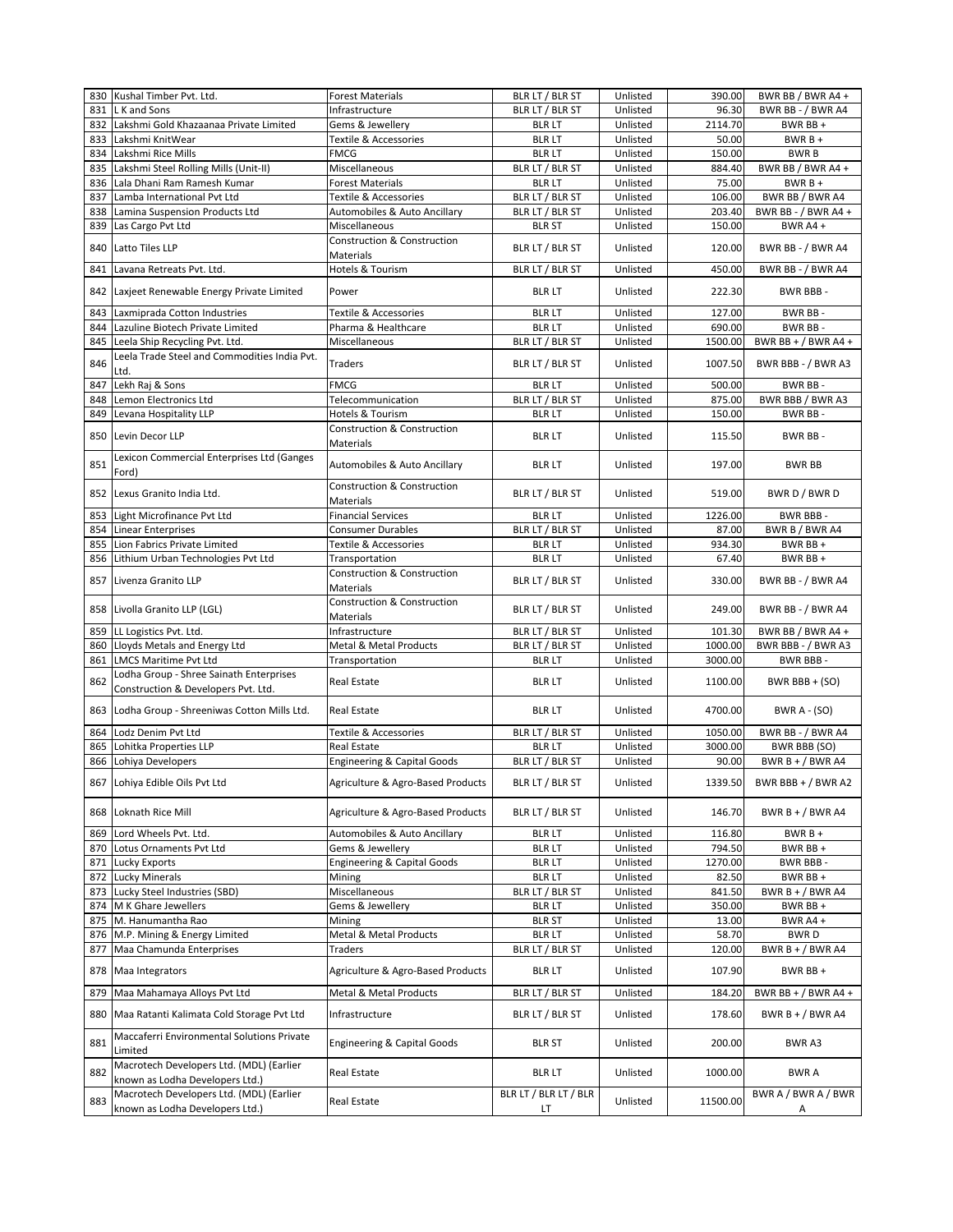| 830 | Kushal Timber Pvt. Ltd. | Forest Materials | BLR LT / BLR ST | Unlisted | 390.00 | BWR BB / BWR A4 + |
|---|---|---|---|---|---|---|
| 831 | L K and Sons | Infrastructure | BLR LT / BLR ST | Unlisted | 96.30 | BWR BB - / BWR A4 |
| 832 | Lakshmi Gold Khazaanaa Private Limited | Gems & Jewellery | BLR LT | Unlisted | 2114.70 | BWR BB + |
| 833 | Lakshmi KnitWear | Textile & Accessories | BLR LT | Unlisted | 50.00 | BWR B + |
| 834 | Lakshmi Rice Mills | FMCG | BLR LT | Unlisted | 150.00 | BWR B |
| 835 | Lakshmi Steel Rolling Mills (Unit-II) | Miscellaneous | BLR LT / BLR ST | Unlisted | 884.40 | BWR BB / BWR A4 + |
| 836 | Lala Dhani Ram Ramesh Kumar | Forest Materials | BLR LT | Unlisted | 75.00 | BWR B + |
| 837 | Lamba International Pvt Ltd | Textile & Accessories | BLR LT / BLR ST | Unlisted | 106.00 | BWR BB / BWR A4 |
| 838 | Lamina Suspension Products Ltd | Automobiles & Auto Ancillary | BLR LT / BLR ST | Unlisted | 203.40 | BWR BB - / BWR A4 + |
| 839 | Las Cargo Pvt Ltd | Miscellaneous | BLR ST | Unlisted | 150.00 | BWR A4 + |
| 840 | Latto Tiles LLP | Construction & Construction Materials | BLR LT / BLR ST | Unlisted | 120.00 | BWR BB - / BWR A4 |
| 841 | Lavana Retreats Pvt. Ltd. | Hotels & Tourism | BLR LT / BLR ST | Unlisted | 450.00 | BWR BB - / BWR A4 |
| 842 | Laxjeet Renewable Energy Private Limited | Power | BLR LT | Unlisted | 222.30 | BWR BBB - |
| 843 | Laxmiprada Cotton Industries | Textile & Accessories | BLR LT | Unlisted | 127.00 | BWR BB - |
| 844 | Lazuline Biotech Private Limited | Pharma & Healthcare | BLR LT | Unlisted | 690.00 | BWR BB - |
| 845 | Leela Ship Recycling Pvt. Ltd. | Miscellaneous | BLR LT / BLR ST | Unlisted | 1500.00 | BWR BB + / BWR A4 + |
| 846 | Leela Trade Steel and Commodities India Pvt. Ltd. | Traders | BLR LT / BLR ST | Unlisted | 1007.50 | BWR BBB - / BWR A3 |
| 847 | Lekh Raj & Sons | FMCG | BLR LT | Unlisted | 500.00 | BWR BB - |
| 848 | Lemon Electronics Ltd | Telecommunication | BLR LT / BLR ST | Unlisted | 875.00 | BWR BBB / BWR A3 |
| 849 | Levana Hospitality LLP | Hotels & Tourism | BLR LT | Unlisted | 150.00 | BWR BB - |
| 850 | Levin Decor LLP | Construction & Construction Materials | BLR LT | Unlisted | 115.50 | BWR BB - |
| 851 | Lexicon Commercial Enterprises Ltd (Ganges Ford) | Automobiles & Auto Ancillary | BLR LT | Unlisted | 197.00 | BWR BB |
| 852 | Lexus Granito India Ltd. | Construction & Construction Materials | BLR LT / BLR ST | Unlisted | 519.00 | BWR D / BWR D |
| 853 | Light Microfinance Pvt Ltd | Financial Services | BLR LT | Unlisted | 1226.00 | BWR BBB - |
| 854 | Linear Enterprises | Consumer Durables | BLR LT / BLR ST | Unlisted | 87.00 | BWR B / BWR A4 |
| 855 | Lion Fabrics Private Limited | Textile & Accessories | BLR LT | Unlisted | 934.30 | BWR BB + |
| 856 | Lithium Urban Technologies Pvt Ltd | Transportation | BLR LT | Unlisted | 67.40 | BWR BB + |
| 857 | Livenza Granito LLP | Construction & Construction Materials | BLR LT / BLR ST | Unlisted | 330.00 | BWR BB - / BWR A4 |
| 858 | Livolla Granito LLP (LGL) | Construction & Construction Materials | BLR LT / BLR ST | Unlisted | 249.00 | BWR BB - / BWR A4 |
| 859 | LL Logistics Pvt. Ltd. | Infrastructure | BLR LT / BLR ST | Unlisted | 101.30 | BWR BB / BWR A4 + |
| 860 | Lloyds Metals and Energy Ltd | Metal & Metal Products | BLR LT / BLR ST | Unlisted | 1000.00 | BWR BBB - / BWR A3 |
| 861 | LMCS Maritime Pvt Ltd | Transportation | BLR LT | Unlisted | 3000.00 | BWR BBB - |
| 862 | Lodha Group - Shree Sainath Enterprises Construction & Developers Pvt. Ltd. | Real Estate | BLR LT | Unlisted | 1100.00 | BWR BBB + (SO) |
| 863 | Lodha Group - Shreeniwas Cotton Mills Ltd. | Real Estate | BLR LT | Unlisted | 4700.00 | BWR A - (SO) |
| 864 | Lodz Denim Pvt Ltd | Textile & Accessories | BLR LT / BLR ST | Unlisted | 1050.00 | BWR BB - / BWR A4 |
| 865 | Lohitka Properties LLP | Real Estate | BLR LT | Unlisted | 3000.00 | BWR BBB (SO) |
| 866 | Lohiya Developers | Engineering & Capital Goods | BLR LT / BLR ST | Unlisted | 90.00 | BWR B + / BWR A4 |
| 867 | Lohiya Edible Oils Pvt Ltd | Agriculture & Agro-Based Products | BLR LT / BLR ST | Unlisted | 1339.50 | BWR BBB + / BWR A2 |
| 868 | Loknath Rice Mill | Agriculture & Agro-Based Products | BLR LT / BLR ST | Unlisted | 146.70 | BWR B + / BWR A4 |
| 869 | Lord Wheels Pvt. Ltd. | Automobiles & Auto Ancillary | BLR LT | Unlisted | 116.80 | BWR B + |
| 870 | Lotus Ornaments Pvt Ltd | Gems & Jewellery | BLR LT | Unlisted | 794.50 | BWR BB + |
| 871 | Lucky Exports | Engineering & Capital Goods | BLR LT | Unlisted | 1270.00 | BWR BBB - |
| 872 | Lucky Minerals | Mining | BLR LT | Unlisted | 82.50 | BWR BB + |
| 873 | Lucky Steel Industries (SBD) | Miscellaneous | BLR LT / BLR ST | Unlisted | 841.50 | BWR B + / BWR A4 |
| 874 | M K Ghare Jewellers | Gems & Jewellery | BLR LT | Unlisted | 350.00 | BWR BB + |
| 875 | M. Hanumantha Rao | Mining | BLR ST | Unlisted | 13.00 | BWR A4 + |
| 876 | M.P. Mining & Energy Limited | Metal & Metal Products | BLR LT | Unlisted | 58.70 | BWR D |
| 877 | Maa Chamunda Enterprises | Traders | BLR LT / BLR ST | Unlisted | 120.00 | BWR B + / BWR A4 |
| 878 | Maa Integrators | Agriculture & Agro-Based Products | BLR LT | Unlisted | 107.90 | BWR BB + |
| 879 | Maa Mahamaya Alloys Pvt Ltd | Metal & Metal Products | BLR LT / BLR ST | Unlisted | 184.20 | BWR BB + / BWR A4 + |
| 880 | Maa Ratanti Kalimata Cold Storage Pvt Ltd | Infrastructure | BLR LT / BLR ST | Unlisted | 178.60 | BWR B + / BWR A4 |
| 881 | Maccaferri Environmental Solutions Private Limited | Engineering & Capital Goods | BLR ST | Unlisted | 200.00 | BWR A3 |
| 882 | Macrotech Developers Ltd. (MDL) (Earlier known as Lodha Developers Ltd.) | Real Estate | BLR LT | Unlisted | 1000.00 | BWR A |
| 883 | Macrotech Developers Ltd. (MDL) (Earlier known as Lodha Developers Ltd.) | Real Estate | BLR LT / BLR LT / BLR LT | Unlisted | 11500.00 | BWR A / BWR A / BWR A |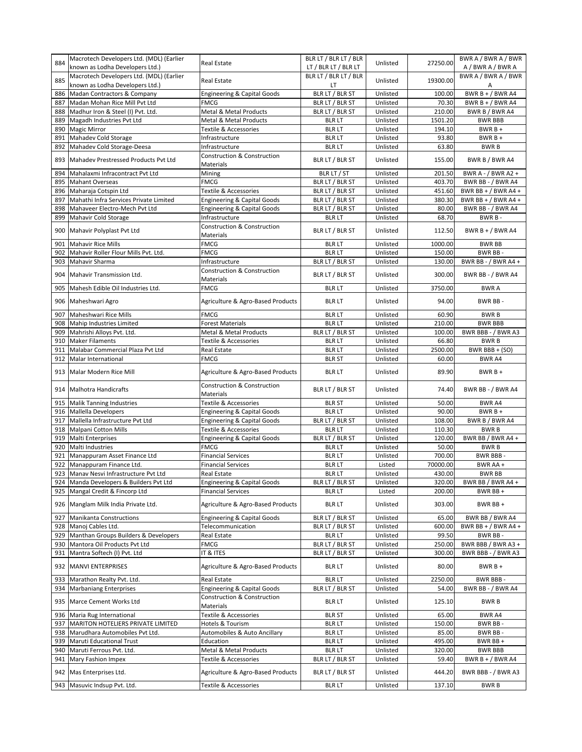| 884 | Macrotech Developers Ltd. (MDL) (Earlier known as Lodha Developers Ltd.) | Real Estate | BLR LT / BLR LT / BLR LT / BLR LT / BLR LT | Unlisted | 27250.00 | BWR A / BWR A / BWR A / BWR A / BWR A |
|---|---|---|---|---|---|---|
| 885 | Macrotech Developers Ltd. (MDL) (Earlier known as Lodha Developers Ltd.) | Real Estate | BLR LT / BLR LT / BLR LT | Unlisted | 19300.00 | BWR A / BWR A / BWR A |
| 886 | Madan Contractors & Company | Engineering & Capital Goods | BLR LT / BLR ST | Unlisted | 100.00 | BWR B + / BWR A4 |
| 887 | Madan Mohan Rice Mill Pvt Ltd | FMCG | BLR LT / BLR ST | Unlisted | 70.30 | BWR B + / BWR A4 |
| 888 | Madhur Iron & Steel (I) Pvt. Ltd. | Metal & Metal Products | BLR LT / BLR ST | Unlisted | 210.00 | BWR B / BWR A4 |
| 889 | Magadh Industries Pvt Ltd | Metal & Metal Products | BLR LT | Unlisted | 1501.20 | BWR BBB |
| 890 | Magic Mirror | Textile & Accessories | BLR LT | Unlisted | 194.10 | BWR B + |
| 891 | Mahadev Cold Storage | Infrastructure | BLR LT | Unlisted | 93.80 | BWR B + |
| 892 | Mahadev Cold Storage-Deesa | Infrastructure | BLR LT | Unlisted | 63.80 | BWR B |
| 893 | Mahadev Prestressed Products Pvt Ltd | Construction & Construction Materials | BLR LT / BLR ST | Unlisted | 155.00 | BWR B / BWR A4 |
| 894 | Mahalaxmi Infracontract Pvt Ltd | Mining | BLR LT / ST | Unlisted | 201.50 | BWR A - / BWR A2 + |
| 895 | Mahant Overseas | FMCG | BLR LT / BLR ST | Unlisted | 403.70 | BWR BB - / BWR A4 |
| 896 | Maharaja Cotspin Ltd | Textile & Accessories | BLR LT / BLR ST | Unlisted | 451.60 | BWR BB + / BWR A4 + |
| 897 | Mahathi Infra Services Private Limited | Engineering & Capital Goods | BLR LT / BLR ST | Unlisted | 380.30 | BWR BB + / BWR A4 + |
| 898 | Mahaveer Electro-Mech Pvt Ltd | Engineering & Capital Goods | BLR LT / BLR ST | Unlisted | 80.00 | BWR BB - / BWR A4 |
| 899 | Mahavir Cold Storage | Infrastructure | BLR LT | Unlisted | 68.70 | BWR B - |
| 900 | Mahavir Polyplast Pvt Ltd | Construction & Construction Materials | BLR LT / BLR ST | Unlisted | 112.50 | BWR B + / BWR A4 |
| 901 | Mahavir Rice Mills | FMCG | BLR LT | Unlisted | 1000.00 | BWR BB |
| 902 | Mahavir Roller Flour Mills Pvt. Ltd. | FMCG | BLR LT | Unlisted | 150.00 | BWR BB - |
| 903 | Mahavir Sharma | Infrastructure | BLR LT / BLR ST | Unlisted | 130.00 | BWR BB - / BWR A4 + |
| 904 | Mahavir Transmission Ltd. | Construction & Construction Materials | BLR LT / BLR ST | Unlisted | 300.00 | BWR BB - / BWR A4 |
| 905 | Mahesh Edible Oil Industries Ltd. | FMCG | BLR LT | Unlisted | 3750.00 | BWR A |
| 906 | Maheshwari Agro | Agriculture & Agro-Based Products | BLR LT | Unlisted | 94.00 | BWR BB - |
| 907 | Maheshwari Rice Mills | FMCG | BLR LT | Unlisted | 60.90 | BWR B |
| 908 | Mahip Industries Limited | Forest Materials | BLR LT | Unlisted | 210.00 | BWR BBB |
| 909 | Mahrishi Alloys Pvt. Ltd. | Metal & Metal Products | BLR LT / BLR ST | Unlisted | 100.00 | BWR BBB - / BWR A3 |
| 910 | Maker Filaments | Textile & Accessories | BLR LT | Unlisted | 66.80 | BWR B |
| 911 | Malabar Commercial Plaza Pvt Ltd | Real Estate | BLR LT | Unlisted | 2500.00 | BWR BBB + (SO) |
| 912 | Malar International | FMCG | BLR ST | Unlisted | 60.00 | BWR A4 |
| 913 | Malar Modern Rice Mill | Agriculture & Agro-Based Products | BLR LT | Unlisted | 89.90 | BWR B + |
| 914 | Malhotra Handicrafts | Construction & Construction Materials | BLR LT / BLR ST | Unlisted | 74.40 | BWR BB - / BWR A4 |
| 915 | Malik Tanning Industries | Textile & Accessories | BLR ST | Unlisted | 50.00 | BWR A4 |
| 916 | Mallella Developers | Engineering & Capital Goods | BLR LT | Unlisted | 90.00 | BWR B + |
| 917 | Mallella Infrastructure Pvt Ltd | Engineering & Capital Goods | BLR LT / BLR ST | Unlisted | 108.00 | BWR B / BWR A4 |
| 918 | Malpani Cotton Mills | Textile & Accessories | BLR LT | Unlisted | 110.30 | BWR B |
| 919 | Malti Enterprises | Engineering & Capital Goods | BLR LT / BLR ST | Unlisted | 120.00 | BWR BB / BWR A4 + |
| 920 | Malti Industries | FMCG | BLR LT | Unlisted | 50.00 | BWR B |
| 921 | Manappuram Asset Finance Ltd | Financial Services | BLR LT | Unlisted | 700.00 | BWR BBB - |
| 922 | Manappuram Finance Ltd. | Financial Services | BLR LT | Listed | 70000.00 | BWR AA + |
| 923 | Manav Nesvi Infrastructure Pvt Ltd | Real Estate | BLR LT | Unlisted | 430.00 | BWR BB |
| 924 | Manda Developers & Builders Pvt Ltd | Engineering & Capital Goods | BLR LT / BLR ST | Unlisted | 320.00 | BWR BB / BWR A4 + |
| 925 | Mangal Credit & Fincorp Ltd | Financial Services | BLR LT | Listed | 200.00 | BWR BB + |
| 926 | Manglam Milk India Private Ltd. | Agriculture & Agro-Based Products | BLR LT | Unlisted | 303.00 | BWR BB + |
| 927 | Manikanta Constructions | Engineering & Capital Goods | BLR LT / BLR ST | Unlisted | 65.00 | BWR BB / BWR A4 |
| 928 | Manoj Cables Ltd. | Telecommunication | BLR LT / BLR ST | Unlisted | 600.00 | BWR BB + / BWR A4 + |
| 929 | Manthan Groups Builders & Developers | Real Estate | BLR LT | Unlisted | 99.50 | BWR BB - |
| 930 | Mantora Oil Products Pvt Ltd | FMCG | BLR LT / BLR ST | Unlisted | 250.00 | BWR BBB / BWR A3 + |
| 931 | Mantra Softech (I) Pvt. Ltd | IT & ITES | BLR LT / BLR ST | Unlisted | 300.00 | BWR BBB - / BWR A3 |
| 932 | MANVI ENTERPRISES | Agriculture & Agro-Based Products | BLR LT | Unlisted | 80.00 | BWR B + |
| 933 | Marathon Realty Pvt. Ltd. | Real Estate | BLR LT | Unlisted | 2250.00 | BWR BBB - |
| 934 | Marbaniang Enterprises | Engineering & Capital Goods | BLR LT / BLR ST | Unlisted | 54.00 | BWR BB - / BWR A4 |
| 935 | Marce Cement Works Ltd | Construction & Construction Materials | BLR LT | Unlisted | 125.10 | BWR B |
| 936 | Maria Rug International | Textile & Accessories | BLR ST | Unlisted | 65.00 | BWR A4 |
| 937 | MARITON HOTELIERS PRIVATE LIMITED | Hotels & Tourism | BLR LT | Unlisted | 150.00 | BWR BB - |
| 938 | Marudhara Automobiles Pvt Ltd. | Automobiles & Auto Ancillary | BLR LT | Unlisted | 85.00 | BWR BB - |
| 939 | Maruti Educational Trust | Education | BLR LT | Unlisted | 495.00 | BWR BB + |
| 940 | Maruti Ferrous Pvt. Ltd. | Metal & Metal Products | BLR LT | Unlisted | 320.00 | BWR BBB |
| 941 | Mary Fashion Impex | Textile & Accessories | BLR LT / BLR ST | Unlisted | 59.40 | BWR B + / BWR A4 |
| 942 | Mas Enterprises Ltd. | Agriculture & Agro-Based Products | BLR LT / BLR ST | Unlisted | 444.20 | BWR BBB - / BWR A3 |
| 943 | Masuvic Indsup Pvt. Ltd. | Textile & Accessories | BLR LT | Unlisted | 137.10 | BWR B |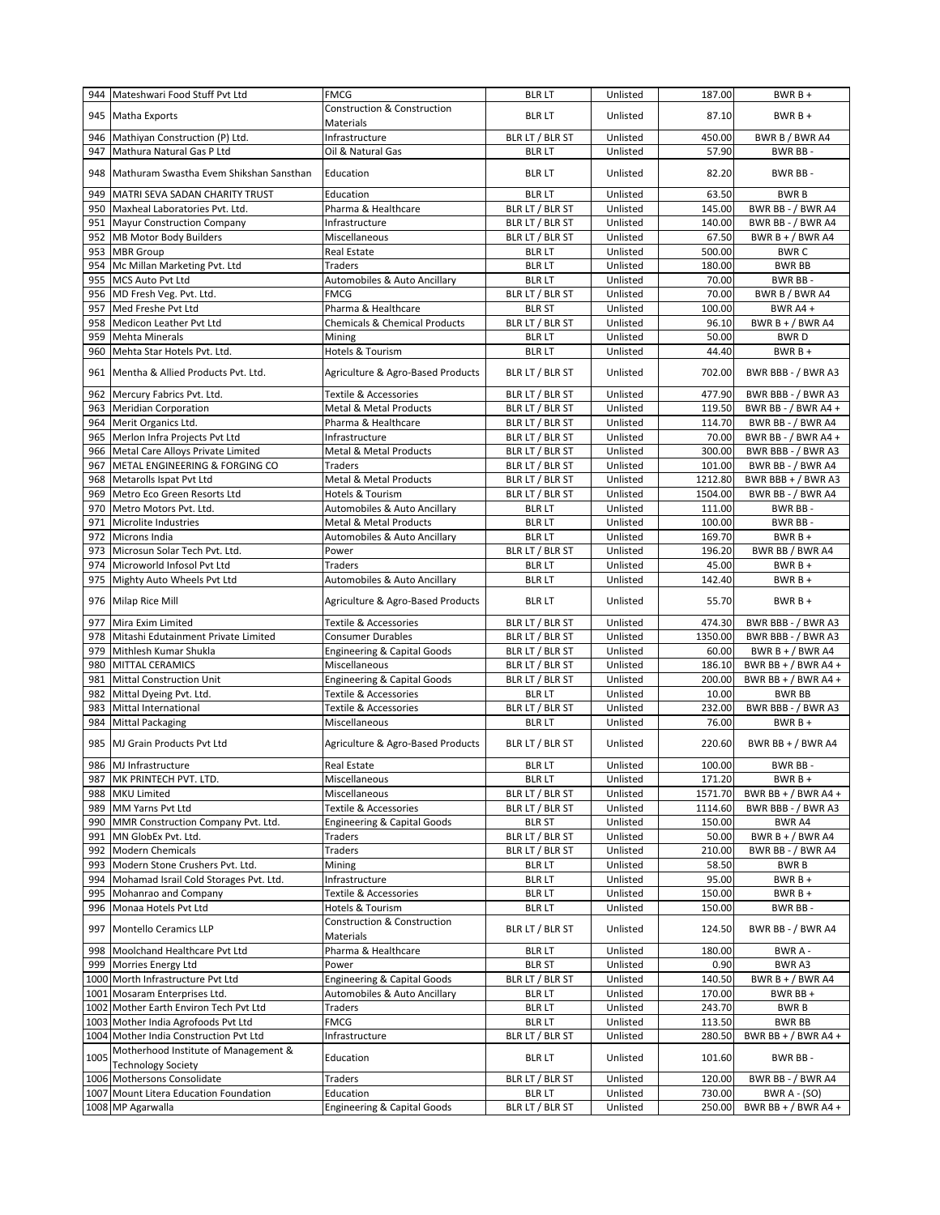| 944 | Mateshwari Food Stuff Pvt Ltd | FMCG | BLR LT | Unlisted | 187.00 | BWR B + |
|---|---|---|---|---|---|---|
| 945 | Matha Exports | Construction & Construction Materials | BLR LT | Unlisted | 87.10 | BWR B + |
| 946 | Mathiyan Construction (P) Ltd. | Infrastructure | BLR LT / BLR ST | Unlisted | 450.00 | BWR B / BWR A4 |
| 947 | Mathura Natural Gas P Ltd | Oil & Natural Gas | BLR LT | Unlisted | 57.90 | BWR BB - |
| 948 | Mathuram Swastha Evem Shikshan Sansthan | Education | BLR LT | Unlisted | 82.20 | BWR BB - |
| 949 | MATRI SEVA SADAN CHARITY TRUST | Education | BLR LT | Unlisted | 63.50 | BWR B |
| 950 | Maxheal Laboratories Pvt. Ltd. | Pharma & Healthcare | BLR LT / BLR ST | Unlisted | 145.00 | BWR BB - / BWR A4 |
| 951 | Mayur Construction Company | Infrastructure | BLR LT / BLR ST | Unlisted | 140.00 | BWR BB - / BWR A4 |
| 952 | MB Motor Body Builders | Miscellaneous | BLR LT / BLR ST | Unlisted | 67.50 | BWR B + / BWR A4 |
| 953 | MBR Group | Real Estate | BLR LT | Unlisted | 500.00 | BWR C |
| 954 | Mc Millan Marketing Pvt. Ltd | Traders | BLR LT | Unlisted | 180.00 | BWR BB |
| 955 | MCS Auto Pvt Ltd | Automobiles & Auto Ancillary | BLR LT | Unlisted | 70.00 | BWR BB - |
| 956 | MD Fresh Veg. Pvt. Ltd. | FMCG | BLR LT / BLR ST | Unlisted | 70.00 | BWR B / BWR A4 |
| 957 | Med Freshe Pvt Ltd | Pharma & Healthcare | BLR ST | Unlisted | 100.00 | BWR A4 + |
| 958 | Medicon Leather Pvt Ltd | Chemicals & Chemical Products | BLR LT / BLR ST | Unlisted | 96.10 | BWR B + / BWR A4 |
| 959 | Mehta Minerals | Mining | BLR LT | Unlisted | 50.00 | BWR D |
| 960 | Mehta Star Hotels Pvt. Ltd. | Hotels & Tourism | BLR LT | Unlisted | 44.40 | BWR B + |
| 961 | Mentha & Allied Products Pvt. Ltd. | Agriculture & Agro-Based Products | BLR LT / BLR ST | Unlisted | 702.00 | BWR BBB - / BWR A3 |
| 962 | Mercury Fabrics Pvt. Ltd. | Textile & Accessories | BLR LT / BLR ST | Unlisted | 477.90 | BWR BBB - / BWR A3 |
| 963 | Meridian Corporation | Metal & Metal Products | BLR LT / BLR ST | Unlisted | 119.50 | BWR BB - / BWR A4 + |
| 964 | Merit Organics Ltd. | Pharma & Healthcare | BLR LT / BLR ST | Unlisted | 114.70 | BWR BB - / BWR A4 |
| 965 | Merlon Infra Projects Pvt Ltd | Infrastructure | BLR LT / BLR ST | Unlisted | 70.00 | BWR BB - / BWR A4 + |
| 966 | Metal Care Alloys Private Limited | Metal & Metal Products | BLR LT / BLR ST | Unlisted | 300.00 | BWR BBB - / BWR A3 |
| 967 | METAL ENGINEERING & FORGING CO | Traders | BLR LT / BLR ST | Unlisted | 101.00 | BWR BB - / BWR A4 |
| 968 | Metarolls Ispat Pvt Ltd | Metal & Metal Products | BLR LT / BLR ST | Unlisted | 1212.80 | BWR BBB + / BWR A3 |
| 969 | Metro Eco Green Resorts Ltd | Hotels & Tourism | BLR LT / BLR ST | Unlisted | 1504.00 | BWR BB - / BWR A4 |
| 970 | Metro Motors Pvt. Ltd. | Automobiles & Auto Ancillary | BLR LT | Unlisted | 111.00 | BWR BB - |
| 971 | Microlite Industries | Metal & Metal Products | BLR LT | Unlisted | 100.00 | BWR BB - |
| 972 | Microns India | Automobiles & Auto Ancillary | BLR LT | Unlisted | 169.70 | BWR B + |
| 973 | Microsun Solar Tech Pvt. Ltd. | Power | BLR LT / BLR ST | Unlisted | 196.20 | BWR BB / BWR A4 |
| 974 | Microworld Infosol Pvt Ltd | Traders | BLR LT | Unlisted | 45.00 | BWR B + |
| 975 | Mighty Auto Wheels Pvt Ltd | Automobiles & Auto Ancillary | BLR LT | Unlisted | 142.40 | BWR B + |
| 976 | Milap Rice Mill | Agriculture & Agro-Based Products | BLR LT | Unlisted | 55.70 | BWR B + |
| 977 | Mira Exim Limited | Textile & Accessories | BLR LT / BLR ST | Unlisted | 474.30 | BWR BBB - / BWR A3 |
| 978 | Mitashi Edutainment Private Limited | Consumer Durables | BLR LT / BLR ST | Unlisted | 1350.00 | BWR BBB - / BWR A3 |
| 979 | Mithlesh Kumar Shukla | Engineering & Capital Goods | BLR LT / BLR ST | Unlisted | 60.00 | BWR B + / BWR A4 |
| 980 | MITTAL CERAMICS | Miscellaneous | BLR LT / BLR ST | Unlisted | 186.10 | BWR BB + / BWR A4 + |
| 981 | Mittal Construction Unit | Engineering & Capital Goods | BLR LT / BLR ST | Unlisted | 200.00 | BWR BB + / BWR A4 + |
| 982 | Mittal Dyeing Pvt. Ltd. | Textile & Accessories | BLR LT | Unlisted | 10.00 | BWR BB |
| 983 | Mittal International | Textile & Accessories | BLR LT / BLR ST | Unlisted | 232.00 | BWR BBB - / BWR A3 |
| 984 | Mittal Packaging | Miscellaneous | BLR LT | Unlisted | 76.00 | BWR B + |
| 985 | MJ Grain Products Pvt Ltd | Agriculture & Agro-Based Products | BLR LT / BLR ST | Unlisted | 220.60 | BWR BB + / BWR A4 |
| 986 | MJ Infrastructure | Real Estate | BLR LT | Unlisted | 100.00 | BWR BB - |
| 987 | MK PRINTECH PVT. LTD. | Miscellaneous | BLR LT | Unlisted | 171.20 | BWR B + |
| 988 | MKU Limited | Miscellaneous | BLR LT / BLR ST | Unlisted | 1571.70 | BWR BB + / BWR A4 + |
| 989 | MM Yarns Pvt Ltd | Textile & Accessories | BLR LT / BLR ST | Unlisted | 1114.60 | BWR BBB - / BWR A3 |
| 990 | MMR Construction Company Pvt. Ltd. | Engineering & Capital Goods | BLR ST | Unlisted | 150.00 | BWR A4 |
| 991 | MN GlobEx Pvt. Ltd. | Traders | BLR LT / BLR ST | Unlisted | 50.00 | BWR B + / BWR A4 |
| 992 | Modern Chemicals | Traders | BLR LT / BLR ST | Unlisted | 210.00 | BWR BB - / BWR A4 |
| 993 | Modern Stone Crushers Pvt. Ltd. | Mining | BLR LT | Unlisted | 58.50 | BWR B |
| 994 | Mohamad Israil Cold Storages Pvt. Ltd. | Infrastructure | BLR LT | Unlisted | 95.00 | BWR B + |
| 995 | Mohanrao and Company | Textile & Accessories | BLR LT | Unlisted | 150.00 | BWR B + |
| 996 | Monaa Hotels Pvt Ltd | Hotels & Tourism | BLR LT | Unlisted | 150.00 | BWR BB - |
| 997 | Montello Ceramics LLP | Construction & Construction Materials | BLR LT / BLR ST | Unlisted | 124.50 | BWR BB - / BWR A4 |
| 998 | Moolchand Healthcare Pvt Ltd | Pharma & Healthcare | BLR LT | Unlisted | 180.00 | BWR A - |
| 999 | Morries Energy Ltd | Power | BLR ST | Unlisted | 0.90 | BWR A3 |
| 1000 | Morth Infrastructure Pvt Ltd | Engineering & Capital Goods | BLR LT / BLR ST | Unlisted | 140.50 | BWR B + / BWR A4 |
| 1001 | Mosaram Enterprises Ltd. | Automobiles & Auto Ancillary | BLR LT | Unlisted | 170.00 | BWR BB + |
| 1002 | Mother Earth Environ Tech Pvt Ltd | Traders | BLR LT | Unlisted | 243.70 | BWR B |
| 1003 | Mother India Agrofoods Pvt Ltd | FMCG | BLR LT | Unlisted | 113.50 | BWR BB |
| 1004 | Mother India Construction Pvt Ltd | Infrastructure | BLR LT / BLR ST | Unlisted | 280.50 | BWR BB + / BWR A4 + |
| 1005 | Motherhood Institute of Management & Technology Society | Education | BLR LT | Unlisted | 101.60 | BWR BB - |
| 1006 | Mothersons Consolidate | Traders | BLR LT / BLR ST | Unlisted | 120.00 | BWR BB - / BWR A4 |
| 1007 | Mount Litera Education Foundation | Education | BLR LT | Unlisted | 730.00 | BWR A - (SO) |
| 1008 | MP Agarwalla | Engineering & Capital Goods | BLR LT / BLR ST | Unlisted | 250.00 | BWR BB + / BWR A4 + |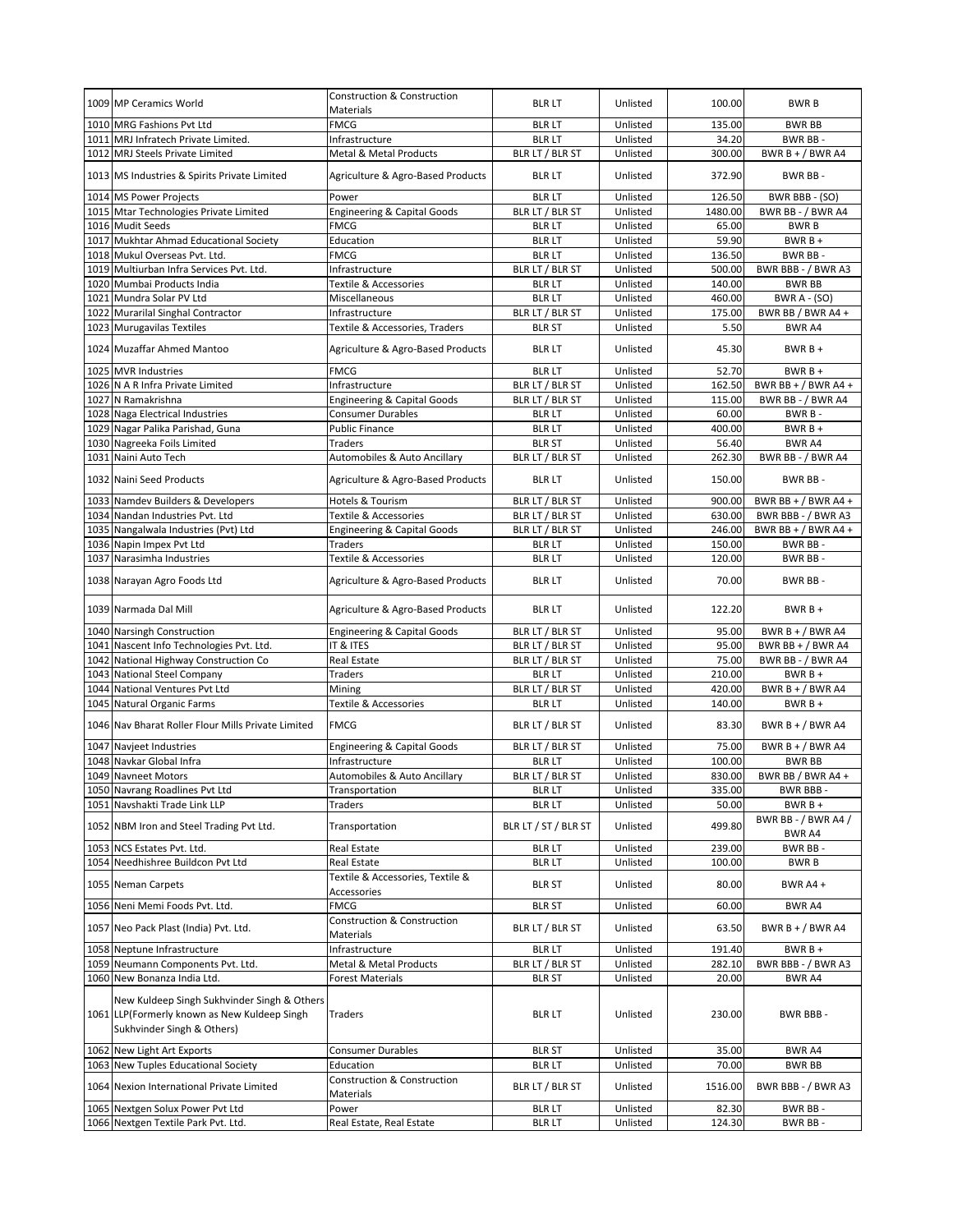| | | | | | | |
|---|---|---|---|---|---|---|
| 1009 | MP Ceramics World | Construction & Construction Materials | BLR LT | Unlisted | 100.00 | BWR B |
| 1010 | MRG Fashions Pvt Ltd | FMCG | BLR LT | Unlisted | 135.00 | BWR BB |
| 1011 | MRJ Infratech Private Limited. | Infrastructure | BLR LT | Unlisted | 34.20 | BWR BB - |
| 1012 | MRJ Steels Private Limited | Metal & Metal Products | BLR LT / BLR ST | Unlisted | 300.00 | BWR B + / BWR A4 |
| 1013 | MS Industries & Spirits Private Limited | Agriculture & Agro-Based Products | BLR LT | Unlisted | 372.90 | BWR BB - |
| 1014 | MS Power Projects | Power | BLR LT | Unlisted | 126.50 | BWR BBB - (SO) |
| 1015 | Mtar Technologies Private Limited | Engineering & Capital Goods | BLR LT / BLR ST | Unlisted | 1480.00 | BWR BB - / BWR A4 |
| 1016 | Mudit Seeds | FMCG | BLR LT | Unlisted | 65.00 | BWR B |
| 1017 | Mukhtar Ahmad Educational Society | Education | BLR LT | Unlisted | 59.90 | BWR B + |
| 1018 | Mukul Overseas Pvt. Ltd. | FMCG | BLR LT | Unlisted | 136.50 | BWR BB - |
| 1019 | Multiurban Infra Services Pvt. Ltd. | Infrastructure | BLR LT / BLR ST | Unlisted | 500.00 | BWR BBB - / BWR A3 |
| 1020 | Mumbai Products India | Textile & Accessories | BLR LT | Unlisted | 140.00 | BWR BB |
| 1021 | Mundra Solar PV Ltd | Miscellaneous | BLR LT | Unlisted | 460.00 | BWR A - (SO) |
| 1022 | Murarilal Singhal Contractor | Infrastructure | BLR LT / BLR ST | Unlisted | 175.00 | BWR BB / BWR A4 + |
| 1023 | Murugavilas Textiles | Textile & Accessories, Traders | BLR ST | Unlisted | 5.50 | BWR A4 |
| 1024 | Muzaffar Ahmed Mantoo | Agriculture & Agro-Based Products | BLR LT | Unlisted | 45.30 | BWR B + |
| 1025 | MVR Industries | FMCG | BLR LT | Unlisted | 52.70 | BWR B + |
| 1026 | N A R Infra Private Limited | Infrastructure | BLR LT / BLR ST | Unlisted | 162.50 | BWR BB + / BWR A4 + |
| 1027 | N Ramakrishna | Engineering & Capital Goods | BLR LT / BLR ST | Unlisted | 115.00 | BWR BB - / BWR A4 |
| 1028 | Naga Electrical Industries | Consumer Durables | BLR LT | Unlisted | 60.00 | BWR B - |
| 1029 | Nagar Palika Parishad, Guna | Public Finance | BLR LT | Unlisted | 400.00 | BWR B + |
| 1030 | Nagreeka Foils Limited | Traders | BLR ST | Unlisted | 56.40 | BWR A4 |
| 1031 | Naini Auto Tech | Automobiles & Auto Ancillary | BLR LT / BLR ST | Unlisted | 262.30 | BWR BB - / BWR A4 |
| 1032 | Naini Seed Products | Agriculture & Agro-Based Products | BLR LT | Unlisted | 150.00 | BWR BB - |
| 1033 | Namdev Builders & Developers | Hotels & Tourism | BLR LT / BLR ST | Unlisted | 900.00 | BWR BB + / BWR A4 + |
| 1034 | Nandan Industries Pvt. Ltd | Textile & Accessories | BLR LT / BLR ST | Unlisted | 630.00 | BWR BBB - / BWR A3 |
| 1035 | Nangalwala Industries (Pvt) Ltd | Engineering & Capital Goods | BLR LT / BLR ST | Unlisted | 246.00 | BWR BB + / BWR A4 + |
| 1036 | Napin Impex Pvt Ltd | Traders | BLR LT | Unlisted | 150.00 | BWR BB - |
| 1037 | Narasimha Industries | Textile & Accessories | BLR LT | Unlisted | 120.00 | BWR BB - |
| 1038 | Narayan Agro Foods Ltd | Agriculture & Agro-Based Products | BLR LT | Unlisted | 70.00 | BWR BB - |
| 1039 | Narmada Dal Mill | Agriculture & Agro-Based Products | BLR LT | Unlisted | 122.20 | BWR B + |
| 1040 | Narsingh Construction | Engineering & Capital Goods | BLR LT / BLR ST | Unlisted | 95.00 | BWR B + / BWR A4 |
| 1041 | Nascent Info Technologies Pvt. Ltd. | IT & ITES | BLR LT / BLR ST | Unlisted | 95.00 | BWR BB + / BWR A4 |
| 1042 | National Highway Construction Co | Real Estate | BLR LT / BLR ST | Unlisted | 75.00 | BWR BB - / BWR A4 |
| 1043 | National Steel Company | Traders | BLR LT | Unlisted | 210.00 | BWR B + |
| 1044 | National Ventures Pvt Ltd | Mining | BLR LT / BLR ST | Unlisted | 420.00 | BWR B + / BWR A4 |
| 1045 | Natural Organic Farms | Textile & Accessories | BLR LT | Unlisted | 140.00 | BWR B + |
| 1046 | Nav Bharat Roller Flour Mills Private Limited | FMCG | BLR LT / BLR ST | Unlisted | 83.30 | BWR B + / BWR A4 |
| 1047 | Navjeet Industries | Engineering & Capital Goods | BLR LT / BLR ST | Unlisted | 75.00 | BWR B + / BWR A4 |
| 1048 | Navkar Global Infra | Infrastructure | BLR LT | Unlisted | 100.00 | BWR BB |
| 1049 | Navneet Motors | Automobiles & Auto Ancillary | BLR LT / BLR ST | Unlisted | 830.00 | BWR BB / BWR A4 + |
| 1050 | Navrang Roadlines Pvt Ltd | Transportation | BLR LT | Unlisted | 335.00 | BWR BBB - |
| 1051 | Navshakti Trade Link LLP | Traders | BLR LT | Unlisted | 50.00 | BWR B + |
| 1052 | NBM Iron and Steel Trading Pvt Ltd. | Transportation | BLR LT / ST / BLR ST | Unlisted | 499.80 | BWR BB - / BWR A4 / BWR A4 |
| 1053 | NCS Estates Pvt. Ltd. | Real Estate | BLR LT | Unlisted | 239.00 | BWR BB - |
| 1054 | Needhishree Buildcon Pvt Ltd | Real Estate | BLR LT | Unlisted | 100.00 | BWR B |
| 1055 | Neman Carpets | Textile & Accessories, Textile & Accessories | BLR ST | Unlisted | 80.00 | BWR A4 + |
| 1056 | Neni Memi Foods Pvt. Ltd. | FMCG | BLR ST | Unlisted | 60.00 | BWR A4 |
| 1057 | Neo Pack Plast (India) Pvt. Ltd. | Construction & Construction Materials | BLR LT / BLR ST | Unlisted | 63.50 | BWR B + / BWR A4 |
| 1058 | Neptune Infrastructure | Infrastructure | BLR LT | Unlisted | 191.40 | BWR B + |
| 1059 | Neumann Components Pvt. Ltd. | Metal & Metal Products | BLR LT / BLR ST | Unlisted | 282.10 | BWR BBB - / BWR A3 |
| 1060 | New Bonanza India Ltd. | Forest Materials | BLR ST | Unlisted | 20.00 | BWR A4 |
| 1061 | New Kuldeep Singh Sukhvinder Singh & Others LLP(Formerly known as New Kuldeep Singh Sukhvinder Singh & Others) | Traders | BLR LT | Unlisted | 230.00 | BWR BBB - |
| 1062 | New Light Art Exports | Consumer Durables | BLR ST | Unlisted | 35.00 | BWR A4 |
| 1063 | New Tuples Educational Society | Education | BLR LT | Unlisted | 70.00 | BWR BB |
| 1064 | Nexion International Private Limited | Construction & Construction Materials | BLR LT / BLR ST | Unlisted | 1516.00 | BWR BBB - / BWR A3 |
| 1065 | Nextgen Solux Power Pvt Ltd | Power | BLR LT | Unlisted | 82.30 | BWR BB - |
| 1066 | Nextgen Textile Park Pvt. Ltd. | Real Estate, Real Estate | BLR LT | Unlisted | 124.30 | BWR BB - |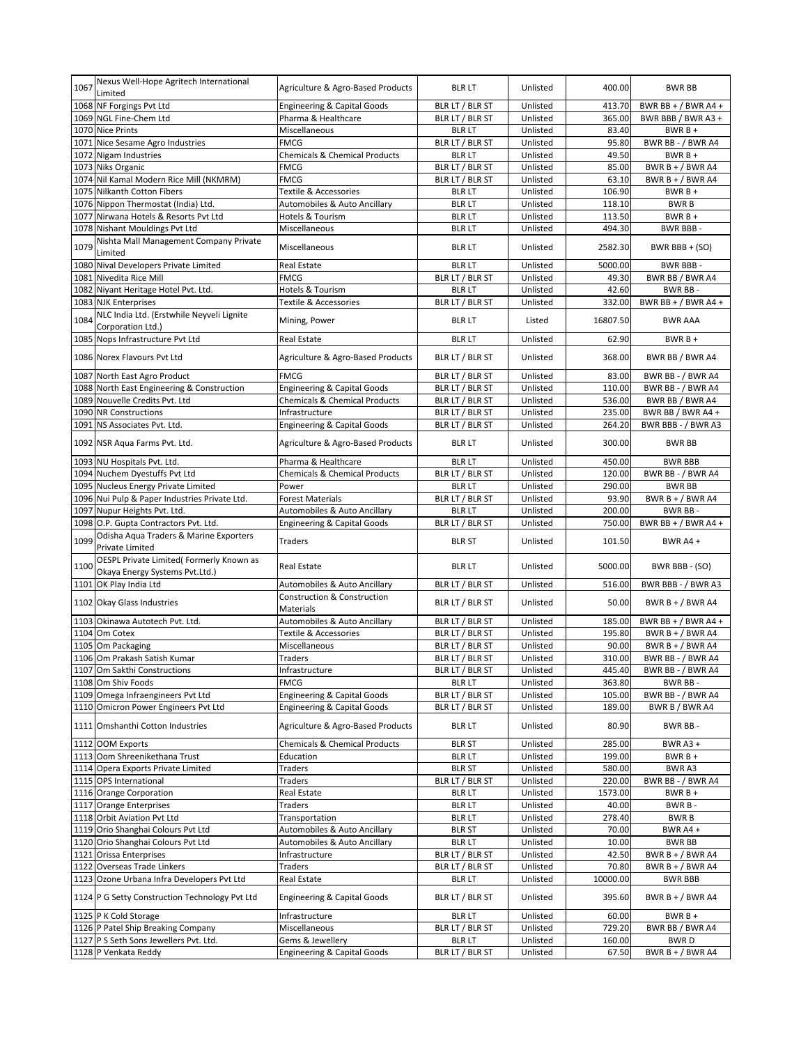| 1067 | Nexus Well-Hope Agritech International Limited | Agriculture & Agro-Based Products | BLR LT | Unlisted | 400.00 | BWR BB |
|---|---|---|---|---|---|---|
| 1068 | NF Forgings Pvt Ltd | Engineering & Capital Goods | BLR LT / BLR ST | Unlisted | 413.70 | BWR BB + / BWR A4 + |
| 1069 | NGL Fine-Chem Ltd | Pharma & Healthcare | BLR LT / BLR ST | Unlisted | 365.00 | BWR BBB / BWR A3 + |
| 1070 | Nice Prints | Miscellaneous | BLR LT | Unlisted | 83.40 | BWR B + |
| 1071 | Nice Sesame Agro Industries | FMCG | BLR LT / BLR ST | Unlisted | 95.80 | BWR BB - / BWR A4 |
| 1072 | Nigam Industries | Chemicals & Chemical Products | BLR LT | Unlisted | 49.50 | BWR B + |
| 1073 | Niks Organic | FMCG | BLR LT / BLR ST | Unlisted | 85.00 | BWR B + / BWR A4 |
| 1074 | Nil Kamal Modern Rice Mill (NKMRM) | FMCG | BLR LT / BLR ST | Unlisted | 63.10 | BWR B + / BWR A4 |
| 1075 | Nilkanth Cotton Fibers | Textile & Accessories | BLR LT | Unlisted | 106.90 | BWR B + |
| 1076 | Nippon Thermostat (India) Ltd. | Automobiles & Auto Ancillary | BLR LT | Unlisted | 118.10 | BWR B |
| 1077 | Nirwana Hotels & Resorts Pvt Ltd | Hotels & Tourism | BLR LT | Unlisted | 113.50 | BWR B + |
| 1078 | Nishant Mouldings Pvt Ltd | Miscellaneous | BLR LT | Unlisted | 494.30 | BWR BBB - |
| 1079 | Nishta Mall Management Company Private Limited | Miscellaneous | BLR LT | Unlisted | 2582.30 | BWR BBB + (SO) |
| 1080 | Nival Developers Private Limited | Real Estate | BLR LT | Unlisted | 5000.00 | BWR BBB - |
| 1081 | Nivedita Rice Mill | FMCG | BLR LT / BLR ST | Unlisted | 49.30 | BWR BB / BWR A4 |
| 1082 | Niyant Heritage Hotel Pvt. Ltd. | Hotels & Tourism | BLR LT | Unlisted | 42.60 | BWR BB - |
| 1083 | NJK Enterprises | Textile & Accessories | BLR LT / BLR ST | Unlisted | 332.00 | BWR BB + / BWR A4 + |
| 1084 | NLC India Ltd. (Erstwhile Neyveli Lignite Corporation Ltd.) | Mining, Power | BLR LT | Listed | 16807.50 | BWR AAA |
| 1085 | Nops Infrastructure Pvt Ltd | Real Estate | BLR LT | Unlisted | 62.90 | BWR B + |
| 1086 | Norex Flavours Pvt Ltd | Agriculture & Agro-Based Products | BLR LT / BLR ST | Unlisted | 368.00 | BWR BB / BWR A4 |
| 1087 | North East Agro Product | FMCG | BLR LT / BLR ST | Unlisted | 83.00 | BWR BB - / BWR A4 |
| 1088 | North East Engineering & Construction | Engineering & Capital Goods | BLR LT / BLR ST | Unlisted | 110.00 | BWR BB - / BWR A4 |
| 1089 | Nouvelle Credits Pvt. Ltd | Chemicals & Chemical Products | BLR LT / BLR ST | Unlisted | 536.00 | BWR BB / BWR A4 |
| 1090 | NR Constructions | Infrastructure | BLR LT / BLR ST | Unlisted | 235.00 | BWR BB / BWR A4 + |
| 1091 | NS Associates Pvt. Ltd. | Engineering & Capital Goods | BLR LT / BLR ST | Unlisted | 264.20 | BWR BBB - / BWR A3 |
| 1092 | NSR Aqua Farms Pvt. Ltd. | Agriculture & Agro-Based Products | BLR LT | Unlisted | 300.00 | BWR BB |
| 1093 | NU Hospitals Pvt. Ltd. | Pharma & Healthcare | BLR LT | Unlisted | 450.00 | BWR BBB |
| 1094 | Nuchem Dyestuffs Pvt Ltd | Chemicals & Chemical Products | BLR LT / BLR ST | Unlisted | 120.00 | BWR BB - / BWR A4 |
| 1095 | Nucleus Energy Private Limited | Power | BLR LT | Unlisted | 290.00 | BWR BB |
| 1096 | Nui Pulp & Paper Industries Private Ltd. | Forest Materials | BLR LT / BLR ST | Unlisted | 93.90 | BWR B + / BWR A4 |
| 1097 | Nupur Heights Pvt. Ltd. | Automobiles & Auto Ancillary | BLR LT | Unlisted | 200.00 | BWR BB - |
| 1098 | O.P. Gupta Contractors Pvt. Ltd. | Engineering & Capital Goods | BLR LT / BLR ST | Unlisted | 750.00 | BWR BB + / BWR A4 + |
| 1099 | Odisha Aqua Traders & Marine Exporters Private Limited | Traders | BLR ST | Unlisted | 101.50 | BWR A4 + |
| 1100 | OESPL Private Limited( Formerly Known as Okaya Energy Systems Pvt.Ltd.) | Real Estate | BLR LT | Unlisted | 5000.00 | BWR BBB - (SO) |
| 1101 | OK Play India Ltd | Automobiles & Auto Ancillary | BLR LT / BLR ST | Unlisted | 516.00 | BWR BBB - / BWR A3 |
| 1102 | Okay Glass Industries | Construction & Construction Materials | BLR LT / BLR ST | Unlisted | 50.00 | BWR B + / BWR A4 |
| 1103 | Okinawa Autotech Pvt. Ltd. | Automobiles & Auto Ancillary | BLR LT / BLR ST | Unlisted | 185.00 | BWR BB + / BWR A4 + |
| 1104 | Om Cotex | Textile & Accessories | BLR LT / BLR ST | Unlisted | 195.80 | BWR B + / BWR A4 |
| 1105 | Om Packaging | Miscellaneous | BLR LT / BLR ST | Unlisted | 90.00 | BWR B + / BWR A4 |
| 1106 | Om Prakash Satish Kumar | Traders | BLR LT / BLR ST | Unlisted | 310.00 | BWR BB - / BWR A4 |
| 1107 | Om Sakthi Constructions | Infrastructure | BLR LT / BLR ST | Unlisted | 445.40 | BWR BB - / BWR A4 |
| 1108 | Om Shiv Foods | FMCG | BLR LT | Unlisted | 363.80 | BWR BB - |
| 1109 | Omega Infraengineers Pvt Ltd | Engineering & Capital Goods | BLR LT / BLR ST | Unlisted | 105.00 | BWR BB - / BWR A4 |
| 1110 | Omicron Power Engineers Pvt Ltd | Engineering & Capital Goods | BLR LT / BLR ST | Unlisted | 189.00 | BWR B / BWR A4 |
| 1111 | Omshanthi Cotton Industries | Agriculture & Agro-Based Products | BLR LT | Unlisted | 80.90 | BWR BB - |
| 1112 | OOM Exports | Chemicals & Chemical Products | BLR ST | Unlisted | 285.00 | BWR A3 + |
| 1113 | Oom Shreenikethana Trust | Education | BLR LT | Unlisted | 199.00 | BWR B + |
| 1114 | Opera Exports Private Limited | Traders | BLR ST | Unlisted | 580.00 | BWR A3 |
| 1115 | OPS International | Traders | BLR LT / BLR ST | Unlisted | 220.00 | BWR BB - / BWR A4 |
| 1116 | Orange Corporation | Real Estate | BLR LT | Unlisted | 1573.00 | BWR B + |
| 1117 | Orange Enterprises | Traders | BLR LT | Unlisted | 40.00 | BWR B - |
| 1118 | Orbit Aviation Pvt Ltd | Transportation | BLR LT | Unlisted | 278.40 | BWR B |
| 1119 | Orio Shanghai Colours Pvt Ltd | Automobiles & Auto Ancillary | BLR ST | Unlisted | 70.00 | BWR A4 + |
| 1120 | Orio Shanghai Colours Pvt Ltd | Automobiles & Auto Ancillary | BLR LT | Unlisted | 10.00 | BWR BB |
| 1121 | Orissa Enterprises | Infrastructure | BLR LT / BLR ST | Unlisted | 42.50 | BWR B + / BWR A4 |
| 1122 | Overseas Trade Linkers | Traders | BLR LT / BLR ST | Unlisted | 70.80 | BWR B + / BWR A4 |
| 1123 | Ozone Urbana Infra Developers Pvt Ltd | Real Estate | BLR LT | Unlisted | 10000.00 | BWR BBB |
| 1124 | P G Setty Construction Technology Pvt Ltd | Engineering & Capital Goods | BLR LT / BLR ST | Unlisted | 395.60 | BWR B + / BWR A4 |
| 1125 | P K Cold Storage | Infrastructure | BLR LT | Unlisted | 60.00 | BWR B + |
| 1126 | P Patel Ship Breaking Company | Miscellaneous | BLR LT / BLR ST | Unlisted | 729.20 | BWR BB / BWR A4 |
| 1127 | P S Seth Sons Jewellers Pvt. Ltd. | Gems & Jewellery | BLR LT | Unlisted | 160.00 | BWR D |
| 1128 | P Venkata Reddy | Engineering & Capital Goods | BLR LT / BLR ST | Unlisted | 67.50 | BWR B + / BWR A4 |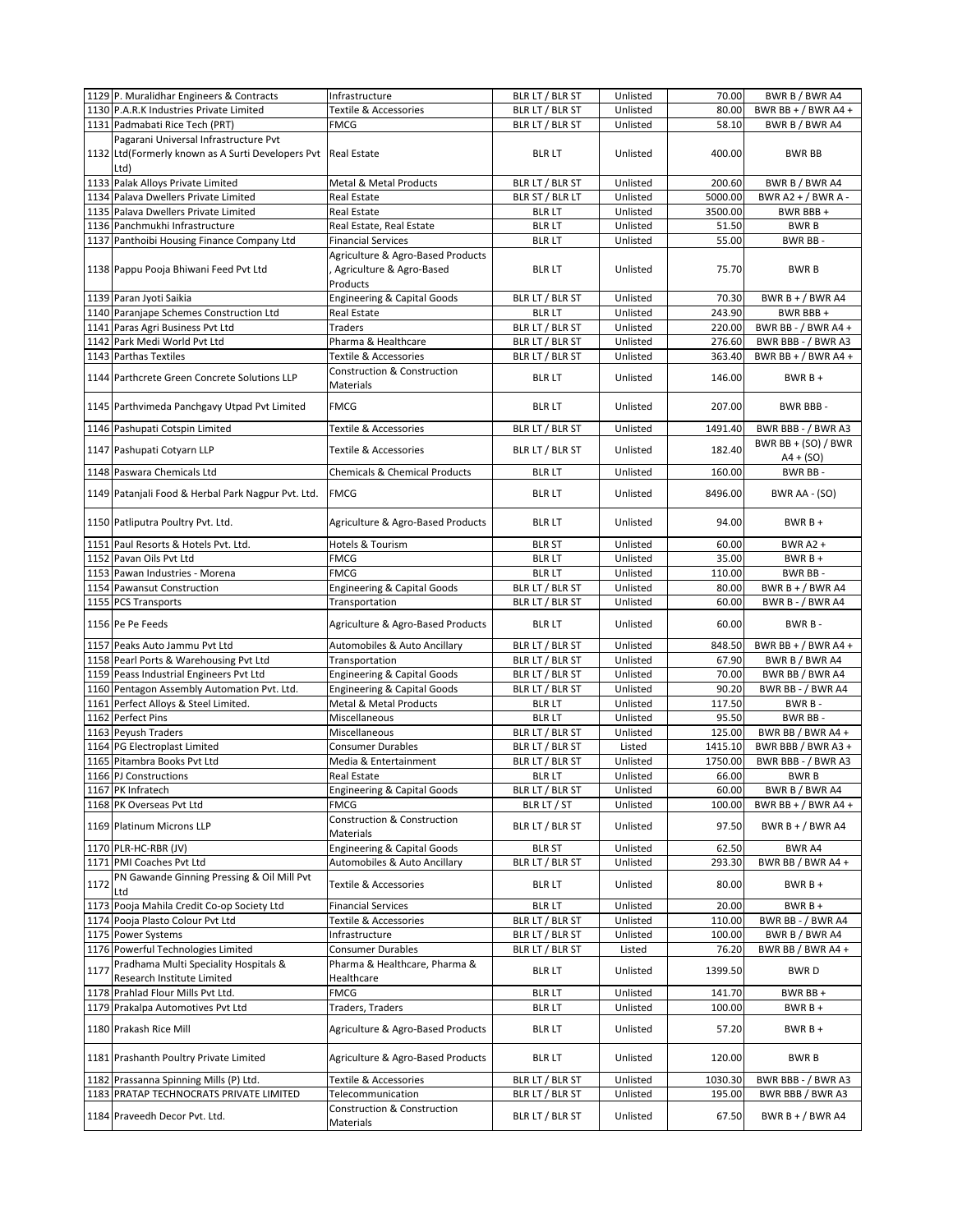| 1129 | P. Muralidhar Engineers & Contracts | Infrastructure | BLR LT / BLR ST | Unlisted | 70.00 | BWR B / BWR A4 |
|---|---|---|---|---|---|---|
| 1130 | P.A.R.K Industries Private Limited | Textile & Accessories | BLR LT / BLR ST | Unlisted | 80.00 | BWR BB + / BWR A4 + |
| 1131 | Padmabati Rice Tech (PRT) | FMCG | BLR LT / BLR ST | Unlisted | 58.10 | BWR B / BWR A4 |
| 1132 | Pagarani Universal Infrastructure Pvt Ltd(Formerly known as A Surti Developers Pvt Ltd) | Real Estate | BLR LT | Unlisted | 400.00 | BWR BB |
| 1133 | Palak Alloys Private Limited | Metal & Metal Products | BLR LT / BLR ST | Unlisted | 200.60 | BWR B / BWR A4 |
| 1134 | Palava Dwellers Private Limited | Real Estate | BLR ST / BLR LT | Unlisted | 5000.00 | BWR A2 + / BWR A - |
| 1135 | Palava Dwellers Private Limited | Real Estate | BLR LT | Unlisted | 3500.00 | BWR BBB + |
| 1136 | Panchmukhi Infrastructure | Real Estate, Real Estate | BLR LT | Unlisted | 51.50 | BWR B |
| 1137 | Panthoibi Housing Finance Company Ltd | Financial Services | BLR LT | Unlisted | 55.00 | BWR BB - |
| 1138 | Pappu Pooja Bhiwani Feed Pvt Ltd | Agriculture & Agro-Based Products , Agriculture & Agro-Based Products | BLR LT | Unlisted | 75.70 | BWR B |
| 1139 | Paran Jyoti Saikia | Engineering & Capital Goods | BLR LT / BLR ST | Unlisted | 70.30 | BWR B + / BWR A4 |
| 1140 | Paranjape Schemes Construction Ltd | Real Estate | BLR LT | Unlisted | 243.90 | BWR BBB + |
| 1141 | Paras Agri Business Pvt Ltd | Traders | BLR LT / BLR ST | Unlisted | 220.00 | BWR BB - / BWR A4 + |
| 1142 | Park Medi World Pvt Ltd | Pharma & Healthcare | BLR LT / BLR ST | Unlisted | 276.60 | BWR BBB - / BWR A3 |
| 1143 | Parthas Textiles | Textile & Accessories | BLR LT / BLR ST | Unlisted | 363.40 | BWR BB + / BWR A4 + |
| 1144 | Parthcrete Green Concrete Solutions LLP | Construction & Construction Materials | BLR LT | Unlisted | 146.00 | BWR B + |
| 1145 | Parthvimeda Panchgavy Utpad Pvt Limited | FMCG | BLR LT | Unlisted | 207.00 | BWR BBB - |
| 1146 | Pashupati Cotspin Limited | Textile & Accessories | BLR LT / BLR ST | Unlisted | 1491.40 | BWR BBB - / BWR A3 |
| 1147 | Pashupati Cotyarn LLP | Textile & Accessories | BLR LT / BLR ST | Unlisted | 182.40 | BWR BB + (SO) / BWR A4 + (SO) |
| 1148 | Paswara Chemicals Ltd | Chemicals & Chemical Products | BLR LT | Unlisted | 160.00 | BWR BB - |
| 1149 | Patanjali Food & Herbal Park Nagpur Pvt. Ltd. | FMCG | BLR LT | Unlisted | 8496.00 | BWR AA - (SO) |
| 1150 | Patliputra Poultry Pvt. Ltd. | Agriculture & Agro-Based Products | BLR LT | Unlisted | 94.00 | BWR B + |
| 1151 | Paul Resorts & Hotels Pvt. Ltd. | Hotels & Tourism | BLR ST | Unlisted | 60.00 | BWR A2 + |
| 1152 | Pavan Oils Pvt Ltd | FMCG | BLR LT | Unlisted | 35.00 | BWR B + |
| 1153 | Pawan Industries - Morena | FMCG | BLR LT | Unlisted | 110.00 | BWR BB - |
| 1154 | Pawansut Construction | Engineering & Capital Goods | BLR LT / BLR ST | Unlisted | 80.00 | BWR B + / BWR A4 |
| 1155 | PCS Transports | Transportation | BLR LT / BLR ST | Unlisted | 60.00 | BWR B - / BWR A4 |
| 1156 | Pe Pe Feeds | Agriculture & Agro-Based Products | BLR LT | Unlisted | 60.00 | BWR B - |
| 1157 | Peaks Auto Jammu Pvt Ltd | Automobiles & Auto Ancillary | BLR LT / BLR ST | Unlisted | 848.50 | BWR BB + / BWR A4 + |
| 1158 | Pearl Ports & Warehousing Pvt Ltd | Transportation | BLR LT / BLR ST | Unlisted | 67.90 | BWR B / BWR A4 |
| 1159 | Peass Industrial Engineers Pvt Ltd | Engineering & Capital Goods | BLR LT / BLR ST | Unlisted | 70.00 | BWR BB / BWR A4 |
| 1160 | Pentagon Assembly Automation Pvt. Ltd. | Engineering & Capital Goods | BLR LT / BLR ST | Unlisted | 90.20 | BWR BB - / BWR A4 |
| 1161 | Perfect Alloys & Steel Limited. | Metal & Metal Products | BLR LT | Unlisted | 117.50 | BWR B - |
| 1162 | Perfect Pins | Miscellaneous | BLR LT | Unlisted | 95.50 | BWR BB - |
| 1163 | Peyush Traders | Miscellaneous | BLR LT / BLR ST | Unlisted | 125.00 | BWR BB / BWR A4 + |
| 1164 | PG Electroplast Limited | Consumer Durables | BLR LT / BLR ST | Listed | 1415.10 | BWR BBB / BWR A3 + |
| 1165 | Pitambra Books Pvt Ltd | Media & Entertainment | BLR LT / BLR ST | Unlisted | 1750.00 | BWR BBB - / BWR A3 |
| 1166 | PJ Constructions | Real Estate | BLR LT | Unlisted | 66.00 | BWR B |
| 1167 | PK Infratech | Engineering & Capital Goods | BLR LT / BLR ST | Unlisted | 60.00 | BWR B / BWR A4 |
| 1168 | PK Overseas Pvt Ltd | FMCG | BLR LT / ST | Unlisted | 100.00 | BWR BB + / BWR A4 + |
| 1169 | Platinum Microns LLP | Construction & Construction Materials | BLR LT / BLR ST | Unlisted | 97.50 | BWR B + / BWR A4 |
| 1170 | PLR-HC-RBR (JV) | Engineering & Capital Goods | BLR ST | Unlisted | 62.50 | BWR A4 |
| 1171 | PMI Coaches Pvt Ltd | Automobiles & Auto Ancillary | BLR LT / BLR ST | Unlisted | 293.30 | BWR BB / BWR A4 + |
| 1172 | PN Gawande Ginning Pressing & Oil Mill Pvt Ltd | Textile & Accessories | BLR LT | Unlisted | 80.00 | BWR B + |
| 1173 | Pooja Mahila Credit Co-op Society Ltd | Financial Services | BLR LT | Unlisted | 20.00 | BWR B + |
| 1174 | Pooja Plasto Colour Pvt Ltd | Textile & Accessories | BLR LT / BLR ST | Unlisted | 110.00 | BWR BB - / BWR A4 |
| 1175 | Power Systems | Infrastructure | BLR LT / BLR ST | Unlisted | 100.00 | BWR B / BWR A4 |
| 1176 | Powerful Technologies Limited | Consumer Durables | BLR LT / BLR ST | Listed | 76.20 | BWR BB / BWR A4 + |
| 1177 | Pradhama Multi Speciality Hospitals & Research Institute Limited | Pharma & Healthcare, Pharma & Healthcare | BLR LT | Unlisted | 1399.50 | BWR D |
| 1178 | Prahlad Flour Mills Pvt Ltd. | FMCG | BLR LT | Unlisted | 141.70 | BWR BB + |
| 1179 | Prakalpa Automotives Pvt Ltd | Traders, Traders | BLR LT | Unlisted | 100.00 | BWR B + |
| 1180 | Prakash Rice Mill | Agriculture & Agro-Based Products | BLR LT | Unlisted | 57.20 | BWR B + |
| 1181 | Prashanth Poultry Private Limited | Agriculture & Agro-Based Products | BLR LT | Unlisted | 120.00 | BWR B |
| 1182 | Prassanna Spinning Mills (P) Ltd. | Textile & Accessories | BLR LT / BLR ST | Unlisted | 1030.30 | BWR BBB - / BWR A3 |
| 1183 | PRATAP TECHNOCRATS PRIVATE LIMITED | Telecommunication | BLR LT / BLR ST | Unlisted | 195.00 | BWR BBB / BWR A3 |
| 1184 | Praveedh Decor Pvt. Ltd. | Construction & Construction Materials | BLR LT / BLR ST | Unlisted | 67.50 | BWR B + / BWR A4 |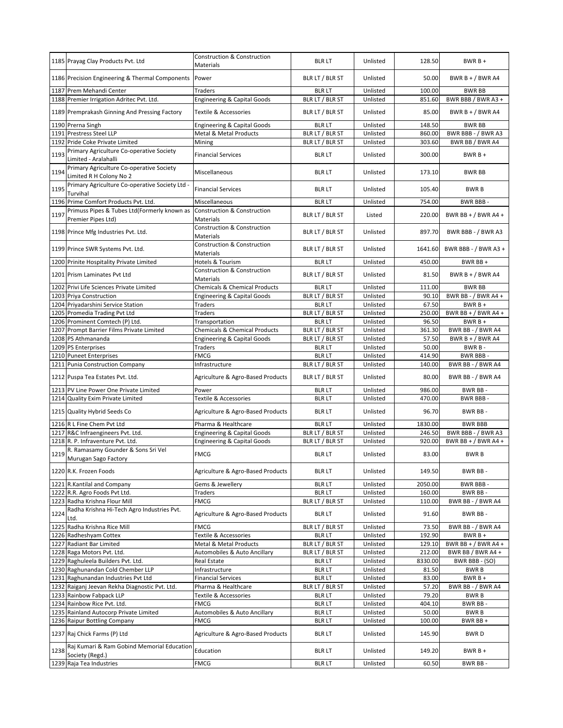| 1185 | Prayag Clay Products Pvt. Ltd | Construction & Construction Materials | BLR LT | Unlisted | 128.50 | BWR B + |
|---|---|---|---|---|---|---|
| 1186 | Precision Engineering & Thermal Components | Power | BLR LT / BLR ST | Unlisted | 50.00 | BWR B + / BWR A4 |
| 1187 | Prem Mehandi Center | Traders | BLR LT | Unlisted | 100.00 | BWR BB |
| 1188 | Premier Irrigation Adritec Pvt. Ltd. | Engineering & Capital Goods | BLR LT / BLR ST | Unlisted | 851.60 | BWR BBB / BWR A3 + |
| 1189 | Premprakash Ginning And Pressing Factory | Textile & Accessories | BLR LT / BLR ST | Unlisted | 85.00 | BWR B + / BWR A4 |
| 1190 | Prerna Singh | Engineering & Capital Goods | BLR LT | Unlisted | 148.50 | BWR BB |
| 1191 | Prestress Steel LLP | Metal & Metal Products | BLR LT / BLR ST | Unlisted | 860.00 | BWR BBB - / BWR A3 |
| 1192 | Pride Coke Private Limited | Mining | BLR LT / BLR ST | Unlisted | 303.60 | BWR BB / BWR A4 |
| 1193 | Primary Agriculture Co-operative Society Limited - Aralahalli | Financial Services | BLR LT | Unlisted | 300.00 | BWR B + |
| 1194 | Primary Agriculture Co-operative Society Limited R H Colony No 2 | Miscellaneous | BLR LT | Unlisted | 173.10 | BWR BB |
| 1195 | Primary Agriculture Co-operative Society Ltd - Turvihal | Financial Services | BLR LT | Unlisted | 105.40 | BWR B |
| 1196 | Prime Comfort Products Pvt. Ltd. | Miscellaneous | BLR LT | Unlisted | 754.00 | BWR BBB - |
| 1197 | Primuss Pipes & Tubes Ltd(Formerly known as Premier Pipes Ltd) | Construction & Construction Materials | BLR LT / BLR ST | Listed | 220.00 | BWR BB + / BWR A4 + |
| 1198 | Prince Mfg Industries Pvt. Ltd. | Construction & Construction Materials | BLR LT / BLR ST | Unlisted | 897.70 | BWR BBB - / BWR A3 |
| 1199 | Prince SWR Systems Pvt. Ltd. | Construction & Construction Materials | BLR LT / BLR ST | Unlisted | 1641.60 | BWR BBB - / BWR A3 + |
| 1200 | Prinite Hospitality Private Limited | Hotels & Tourism | BLR LT | Unlisted | 450.00 | BWR BB + |
| 1201 | Prism Laminates Pvt Ltd | Construction & Construction Materials | BLR LT / BLR ST | Unlisted | 81.50 | BWR B + / BWR A4 |
| 1202 | Privi Life Sciences Private Limited | Chemicals & Chemical Products | BLR LT | Unlisted | 111.00 | BWR BB |
| 1203 | Priya Construction | Engineering & Capital Goods | BLR LT / BLR ST | Unlisted | 90.10 | BWR BB - / BWR A4 + |
| 1204 | Priyadarshini Service Station | Traders | BLR LT | Unlisted | 67.50 | BWR B + |
| 1205 | Promedia Trading Pvt Ltd | Traders | BLR LT / BLR ST | Unlisted | 250.00 | BWR BB + / BWR A4 + |
| 1206 | Prominent Comtech (P) Ltd. | Transportation | BLR LT | Unlisted | 96.50 | BWR B + |
| 1207 | Prompt Barrier Films Private Limited | Chemicals & Chemical Products | BLR LT / BLR ST | Unlisted | 361.30 | BWR BB - / BWR A4 |
| 1208 | PS Athmananda | Engineering & Capital Goods | BLR LT / BLR ST | Unlisted | 57.50 | BWR B + / BWR A4 |
| 1209 | PS Enterprises | Traders | BLR LT | Unlisted | 50.00 | BWR B - |
| 1210 | Puneet Enterprises | FMCG | BLR LT | Unlisted | 414.90 | BWR BBB - |
| 1211 | Punia Construction Company | Infrastructure | BLR LT / BLR ST | Unlisted | 140.00 | BWR BB - / BWR A4 |
| 1212 | Puspa Tea Estates Pvt. Ltd. | Agriculture & Agro-Based Products | BLR LT / BLR ST | Unlisted | 80.00 | BWR BB - / BWR A4 |
| 1213 | PV Line Power One Private Limited | Power | BLR LT | Unlisted | 986.00 | BWR BB - |
| 1214 | Quality Exim Private Limited | Textile & Accessories | BLR LT | Unlisted | 470.00 | BWR BBB - |
| 1215 | Quality Hybrid Seeds Co | Agriculture & Agro-Based Products | BLR LT | Unlisted | 96.70 | BWR BB - |
| 1216 | R L Fine Chem Pvt Ltd | Pharma & Healthcare | BLR LT | Unlisted | 1830.00 | BWR BBB |
| 1217 | R&C Infraengineers Pvt. Ltd. | Engineering & Capital Goods | BLR LT / BLR ST | Unlisted | 246.50 | BWR BBB - / BWR A3 |
| 1218 | R. P. Infraventure Pvt. Ltd. | Engineering & Capital Goods | BLR LT / BLR ST | Unlisted | 920.00 | BWR BB + / BWR A4 + |
| 1219 | R. Ramasamy Gounder & Sons Sri Vel Murugan Sago Factory | FMCG | BLR LT | Unlisted | 83.00 | BWR B |
| 1220 | R.K. Frozen Foods | Agriculture & Agro-Based Products | BLR LT | Unlisted | 149.50 | BWR BB - |
| 1221 | R.Kantilal and Company | Gems & Jewellery | BLR LT | Unlisted | 2050.00 | BWR BBB - |
| 1222 | R.R. Agro Foods Pvt Ltd. | Traders | BLR LT | Unlisted | 160.00 | BWR BB - |
| 1223 | Radha Krishna Flour Mill | FMCG | BLR LT / BLR ST | Unlisted | 110.00 | BWR BB - / BWR A4 |
| 1224 | Radha Krishna Hi-Tech Agro Industries Pvt. Ltd. | Agriculture & Agro-Based Products | BLR LT | Unlisted | 91.60 | BWR BB - |
| 1225 | Radha Krishna Rice Mill | FMCG | BLR LT / BLR ST | Unlisted | 73.50 | BWR BB - / BWR A4 |
| 1226 | Radheshyam Cottex | Textile & Accessories | BLR LT | Unlisted | 192.90 | BWR B + |
| 1227 | Radiant Bar Limited | Metal & Metal Products | BLR LT / BLR ST | Unlisted | 129.10 | BWR BB + / BWR A4 + |
| 1228 | Raga Motors Pvt. Ltd. | Automobiles & Auto Ancillary | BLR LT / BLR ST | Unlisted | 212.00 | BWR BB / BWR A4 + |
| 1229 | Raghuleela Builders Pvt. Ltd. | Real Estate | BLR LT | Unlisted | 8330.00 | BWR BBB - (SO) |
| 1230 | Raghunandan Cold Chember LLP | Infrastructure | BLR LT | Unlisted | 81.50 | BWR B |
| 1231 | Raghunandan Industries Pvt Ltd | Financial Services | BLR LT | Unlisted | 83.00 | BWR B + |
| 1232 | Raiganj Jeevan Rekha Diagnostic Pvt. Ltd. | Pharma & Healthcare | BLR LT / BLR ST | Unlisted | 57.20 | BWR BB - / BWR A4 |
| 1233 | Rainbow Fabpack LLP | Textile & Accessories | BLR LT | Unlisted | 79.20 | BWR B |
| 1234 | Rainbow Rice Pvt. Ltd. | FMCG | BLR LT | Unlisted | 404.10 | BWR BB - |
| 1235 | Rainland Autocorp Private Limited | Automobiles & Auto Ancillary | BLR LT | Unlisted | 50.00 | BWR B |
| 1236 | Raipur Bottling Company | FMCG | BLR LT | Unlisted | 100.00 | BWR BB + |
| 1237 | Raj Chick Farms (P) Ltd | Agriculture & Agro-Based Products | BLR LT | Unlisted | 145.90 | BWR D |
| 1238 | Raj Kumari & Ram Gobind Memorial Education Society (Regd.) | Education | BLR LT | Unlisted | 149.20 | BWR B + |
| 1239 | Raja Tea Industries | FMCG | BLR LT | Unlisted | 60.50 | BWR BB - |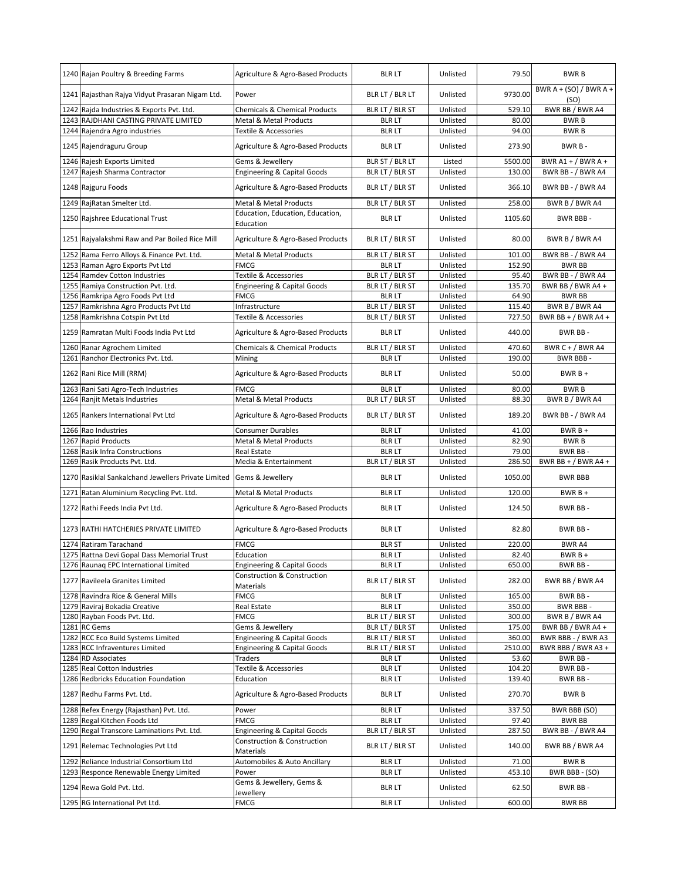| | | | | | | |
|---|---|---|---|---|---|---|
| 1240 | Rajan Poultry & Breeding Farms | Agriculture & Agro-Based Products | BLR LT | Unlisted | 79.50 | BWR B |
| 1241 | Rajasthan Rajya Vidyut Prasaran Nigam Ltd. | Power | BLR LT / BLR LT | Unlisted | 9730.00 | BWR A + (SO) / BWR A + (SO) |
| 1242 | Rajda Industries & Exports Pvt. Ltd. | Chemicals & Chemical Products | BLR LT / BLR ST | Unlisted | 529.10 | BWR BB / BWR A4 |
| 1243 | RAJDHANI CASTING PRIVATE LIMITED | Metal & Metal Products | BLR LT | Unlisted | 80.00 | BWR B |
| 1244 | Rajendra Agro industries | Textile & Accessories | BLR LT | Unlisted | 94.00 | BWR B |
| 1245 | Rajendraguru Group | Agriculture & Agro-Based Products | BLR LT | Unlisted | 273.90 | BWR B - |
| 1246 | Rajesh Exports Limited | Gems & Jewellery | BLR ST / BLR LT | Listed | 5500.00 | BWR A1 + / BWR A + |
| 1247 | Rajesh Sharma Contractor | Engineering & Capital Goods | BLR LT / BLR ST | Unlisted | 130.00 | BWR BB - / BWR A4 |
| 1248 | Rajguru Foods | Agriculture & Agro-Based Products | BLR LT / BLR ST | Unlisted | 366.10 | BWR BB - / BWR A4 |
| 1249 | RajRatan Smelter Ltd. | Metal & Metal Products | BLR LT / BLR ST | Unlisted | 258.00 | BWR B / BWR A4 |
| 1250 | Rajshree Educational Trust | Education, Education, Education, Education | BLR LT | Unlisted | 1105.60 | BWR BBB - |
| 1251 | Rajyalakshmi Raw and Par Boiled Rice Mill | Agriculture & Agro-Based Products | BLR LT / BLR ST | Unlisted | 80.00 | BWR B / BWR A4 |
| 1252 | Rama Ferro Alloys & Finance Pvt. Ltd. | Metal & Metal Products | BLR LT / BLR ST | Unlisted | 101.00 | BWR BB - / BWR A4 |
| 1253 | Raman Agro Exports Pvt Ltd | FMCG | BLR LT | Unlisted | 152.90 | BWR BB |
| 1254 | Ramdev Cotton Industries | Textile & Accessories | BLR LT / BLR ST | Unlisted | 95.40 | BWR BB - / BWR A4 |
| 1255 | Ramiya Construction Pvt. Ltd. | Engineering & Capital Goods | BLR LT / BLR ST | Unlisted | 135.70 | BWR BB / BWR A4 + |
| 1256 | Ramkripa Agro Foods Pvt Ltd | FMCG | BLR LT | Unlisted | 64.90 | BWR BB |
| 1257 | Ramkrishna Agro Products Pvt Ltd | Infrastructure | BLR LT / BLR ST | Unlisted | 115.40 | BWR B / BWR A4 |
| 1258 | Ramkrishna Cotspin Pvt Ltd | Textile & Accessories | BLR LT / BLR ST | Unlisted | 727.50 | BWR BB + / BWR A4 + |
| 1259 | Ramratan Multi Foods India Pvt Ltd | Agriculture & Agro-Based Products | BLR LT | Unlisted | 440.00 | BWR BB - |
| 1260 | Ranar Agrochem Limited | Chemicals & Chemical Products | BLR LT / BLR ST | Unlisted | 470.60 | BWR C + / BWR A4 |
| 1261 | Ranchor Electronics Pvt. Ltd. | Mining | BLR LT | Unlisted | 190.00 | BWR BBB - |
| 1262 | Rani Rice Mill (RRM) | Agriculture & Agro-Based Products | BLR LT | Unlisted | 50.00 | BWR B + |
| 1263 | Rani Sati Agro-Tech Industries | FMCG | BLR LT | Unlisted | 80.00 | BWR B |
| 1264 | Ranjit Metals Industries | Metal & Metal Products | BLR LT / BLR ST | Unlisted | 88.30 | BWR B / BWR A4 |
| 1265 | Rankers International Pvt Ltd | Agriculture & Agro-Based Products | BLR LT / BLR ST | Unlisted | 189.20 | BWR BB - / BWR A4 |
| 1266 | Rao Industries | Consumer Durables | BLR LT | Unlisted | 41.00 | BWR B + |
| 1267 | Rapid Products | Metal & Metal Products | BLR LT | Unlisted | 82.90 | BWR B |
| 1268 | Rasik Infra Constructions | Real Estate | BLR LT | Unlisted | 79.00 | BWR BB - |
| 1269 | Rasik Products Pvt. Ltd. | Media & Entertainment | BLR LT / BLR ST | Unlisted | 286.50 | BWR BB + / BWR A4 + |
| 1270 | Rasiklal Sankalchand Jewellers Private Limited | Gems & Jewellery | BLR LT | Unlisted | 1050.00 | BWR BBB |
| 1271 | Ratan Aluminium Recycling Pvt. Ltd. | Metal & Metal Products | BLR LT | Unlisted | 120.00 | BWR B + |
| 1272 | Rathi Feeds India Pvt Ltd. | Agriculture & Agro-Based Products | BLR LT | Unlisted | 124.50 | BWR BB - |
| 1273 | RATHI HATCHERIES PRIVATE LIMITED | Agriculture & Agro-Based Products | BLR LT | Unlisted | 82.80 | BWR BB - |
| 1274 | Ratiram Tarachand | FMCG | BLR ST | Unlisted | 220.00 | BWR A4 |
| 1275 | Rattna Devi Gopal Dass Memorial Trust | Education | BLR LT | Unlisted | 82.40 | BWR B + |
| 1276 | Raunaq EPC International Limited | Engineering & Capital Goods | BLR LT | Unlisted | 650.00 | BWR BB - |
| 1277 | Ravileela Granites Limited | Construction & Construction Materials | BLR LT / BLR ST | Unlisted | 282.00 | BWR BB / BWR A4 |
| 1278 | Ravindra Rice & General Mills | FMCG | BLR LT | Unlisted | 165.00 | BWR BB - |
| 1279 | Raviraj Bokadia Creative | Real Estate | BLR LT | Unlisted | 350.00 | BWR BBB - |
| 1280 | Rayban Foods Pvt. Ltd. | FMCG | BLR LT / BLR ST | Unlisted | 300.00 | BWR B / BWR A4 |
| 1281 | RC Gems | Gems & Jewellery | BLR LT / BLR ST | Unlisted | 175.00 | BWR BB / BWR A4 + |
| 1282 | RCC Eco Build Systems Limited | Engineering & Capital Goods | BLR LT / BLR ST | Unlisted | 360.00 | BWR BBB - / BWR A3 |
| 1283 | RCC Infraventures Limited | Engineering & Capital Goods | BLR LT / BLR ST | Unlisted | 2510.00 | BWR BBB / BWR A3 + |
| 1284 | RD Associates | Traders | BLR LT | Unlisted | 53.60 | BWR BB - |
| 1285 | Real Cotton Industries | Textile & Accessories | BLR LT | Unlisted | 104.20 | BWR BB - |
| 1286 | Redbricks Education Foundation | Education | BLR LT | Unlisted | 139.40 | BWR BB - |
| 1287 | Redhu Farms Pvt. Ltd. | Agriculture & Agro-Based Products | BLR LT | Unlisted | 270.70 | BWR B |
| 1288 | Refex Energy (Rajasthan) Pvt. Ltd. | Power | BLR LT | Unlisted | 337.50 | BWR BBB (SO) |
| 1289 | Regal Kitchen Foods Ltd | FMCG | BLR LT | Unlisted | 97.40 | BWR BB |
| 1290 | Regal Transcore Laminations Pvt. Ltd. | Engineering & Capital Goods | BLR LT / BLR ST | Unlisted | 287.50 | BWR BB - / BWR A4 |
| 1291 | Relemac Technologies Pvt Ltd | Construction & Construction Materials | BLR LT / BLR ST | Unlisted | 140.00 | BWR BB / BWR A4 |
| 1292 | Reliance Industrial Consortium Ltd | Automobiles & Auto Ancillary | BLR LT | Unlisted | 71.00 | BWR B |
| 1293 | Responce Renewable Energy Limited | Power | BLR LT | Unlisted | 453.10 | BWR BBB - (SO) |
| 1294 | Rewa Gold Pvt. Ltd. | Gems & Jewellery, Gems & Jewellery | BLR LT | Unlisted | 62.50 | BWR BB - |
| 1295 | RG International Pvt Ltd. | FMCG | BLR LT | Unlisted | 600.00 | BWR BB |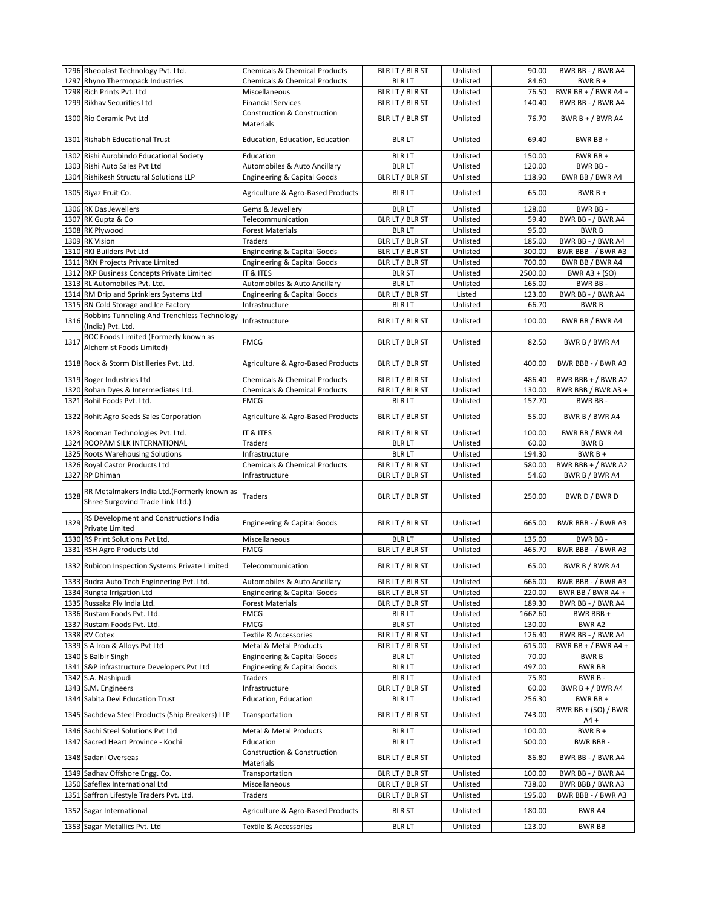| | | | | | | |
|---|---|---|---|---|---|---|
| 1296 | Rheoplast Technology Pvt. Ltd. | Chemicals & Chemical Products | BLR LT / BLR ST | Unlisted | 90.00 | BWR BB - / BWR A4 |
| 1297 | Rhyno Thermopack Industries | Chemicals & Chemical Products | BLR LT | Unlisted | 84.60 | BWR B + |
| 1298 | Rich Prints Pvt. Ltd | Miscellaneous | BLR LT / BLR ST | Unlisted | 76.50 | BWR BB + / BWR A4 + |
| 1299 | Rikhav Securities Ltd | Financial Services | BLR LT / BLR ST | Unlisted | 140.40 | BWR BB - / BWR A4 |
| 1300 | Rio Ceramic Pvt Ltd | Construction & Construction Materials | BLR LT / BLR ST | Unlisted | 76.70 | BWR B + / BWR A4 |
| 1301 | Rishabh Educational Trust | Education, Education, Education | BLR LT | Unlisted | 69.40 | BWR BB + |
| 1302 | Rishi Aurobindo Educational Society | Education | BLR LT | Unlisted | 150.00 | BWR BB + |
| 1303 | Rishi Auto Sales Pvt Ltd | Automobiles & Auto Ancillary | BLR LT | Unlisted | 120.00 | BWR BB - |
| 1304 | Rishikesh Structural Solutions LLP | Engineering & Capital Goods | BLR LT / BLR ST | Unlisted | 118.90 | BWR BB / BWR A4 |
| 1305 | Riyaz Fruit Co. | Agriculture & Agro-Based Products | BLR LT | Unlisted | 65.00 | BWR B + |
| 1306 | RK Das Jewellers | Gems & Jewellery | BLR LT | Unlisted | 128.00 | BWR BB - |
| 1307 | RK Gupta & Co | Telecommunication | BLR LT / BLR ST | Unlisted | 59.40 | BWR BB - / BWR A4 |
| 1308 | RK Plywood | Forest Materials | BLR LT | Unlisted | 95.00 | BWR B |
| 1309 | RK Vision | Traders | BLR LT / BLR ST | Unlisted | 185.00 | BWR BB - / BWR A4 |
| 1310 | RKI Builders Pvt Ltd | Engineering & Capital Goods | BLR LT / BLR ST | Unlisted | 300.00 | BWR BBB - / BWR A3 |
| 1311 | RKN Projects Private Limited | Engineering & Capital Goods | BLR LT / BLR ST | Unlisted | 700.00 | BWR BB / BWR A4 |
| 1312 | RKP Business Concepts Private Limited | IT & ITES | BLR ST | Unlisted | 2500.00 | BWR A3 + (SO) |
| 1313 | RL Automobiles Pvt. Ltd. | Automobiles & Auto Ancillary | BLR LT | Unlisted | 165.00 | BWR BB - |
| 1314 | RM Drip and Sprinklers Systems Ltd | Engineering & Capital Goods | BLR LT / BLR ST | Listed | 123.00 | BWR BB - / BWR A4 |
| 1315 | RN Cold Storage and Ice Factory | Infrastructure | BLR LT | Unlisted | 66.70 | BWR B |
| 1316 | Robbins Tunneling And Trenchless Technology (India) Pvt. Ltd. | Infrastructure | BLR LT / BLR ST | Unlisted | 100.00 | BWR BB / BWR A4 |
| 1317 | ROC Foods Limited (Formerly known as Alchemist Foods Limited) | FMCG | BLR LT / BLR ST | Unlisted | 82.50 | BWR B / BWR A4 |
| 1318 | Rock & Storm Distilleries Pvt. Ltd. | Agriculture & Agro-Based Products | BLR LT / BLR ST | Unlisted | 400.00 | BWR BBB - / BWR A3 |
| 1319 | Roger Industries Ltd | Chemicals & Chemical Products | BLR LT / BLR ST | Unlisted | 486.40 | BWR BBB + / BWR A2 |
| 1320 | Rohan Dyes & Intermediates Ltd. | Chemicals & Chemical Products | BLR LT / BLR ST | Unlisted | 130.00 | BWR BBB / BWR A3 + |
| 1321 | Rohil Foods Pvt. Ltd. | FMCG | BLR LT | Unlisted | 157.70 | BWR BB - |
| 1322 | Rohit Agro Seeds Sales Corporation | Agriculture & Agro-Based Products | BLR LT / BLR ST | Unlisted | 55.00 | BWR B / BWR A4 |
| 1323 | Rooman Technologies Pvt. Ltd. | IT & ITES | BLR LT / BLR ST | Unlisted | 100.00 | BWR BB / BWR A4 |
| 1324 | ROOPAM SILK INTERNATIONAL | Traders | BLR LT | Unlisted | 60.00 | BWR B |
| 1325 | Roots Warehousing Solutions | Infrastructure | BLR LT | Unlisted | 194.30 | BWR B + |
| 1326 | Royal Castor Products Ltd | Chemicals & Chemical Products | BLR LT / BLR ST | Unlisted | 580.00 | BWR BBB + / BWR A2 |
| 1327 | RP Dhiman | Infrastructure | BLR LT / BLR ST | Unlisted | 54.60 | BWR B / BWR A4 |
| 1328 | RR Metalmakers India Ltd.(Formerly known as Shree Surgovind Trade Link Ltd.) | Traders | BLR LT / BLR ST | Unlisted | 250.00 | BWR D / BWR D |
| 1329 | RS Development and Constructions India Private Limited | Engineering & Capital Goods | BLR LT / BLR ST | Unlisted | 665.00 | BWR BBB - / BWR A3 |
| 1330 | RS Print Solutions Pvt Ltd. | Miscellaneous | BLR LT | Unlisted | 135.00 | BWR BB - |
| 1331 | RSH Agro Products Ltd | FMCG | BLR LT / BLR ST | Unlisted | 465.70 | BWR BBB - / BWR A3 |
| 1332 | Rubicon Inspection Systems Private Limited | Telecommunication | BLR LT / BLR ST | Unlisted | 65.00 | BWR B / BWR A4 |
| 1333 | Rudra Auto Tech Engineering Pvt. Ltd. | Automobiles & Auto Ancillary | BLR LT / BLR ST | Unlisted | 666.00 | BWR BBB - / BWR A3 |
| 1334 | Rungta Irrigation Ltd | Engineering & Capital Goods | BLR LT / BLR ST | Unlisted | 220.00 | BWR BB / BWR A4 + |
| 1335 | Russaka Ply India Ltd. | Forest Materials | BLR LT / BLR ST | Unlisted | 189.30 | BWR BB - / BWR A4 |
| 1336 | Rustam Foods Pvt. Ltd. | FMCG | BLR LT | Unlisted | 1662.60 | BWR BBB + |
| 1337 | Rustam Foods Pvt. Ltd. | FMCG | BLR ST | Unlisted | 130.00 | BWR A2 |
| 1338 | RV Cotex | Textile & Accessories | BLR LT / BLR ST | Unlisted | 126.40 | BWR BB - / BWR A4 |
| 1339 | S A Iron & Alloys Pvt Ltd | Metal & Metal Products | BLR LT / BLR ST | Unlisted | 615.00 | BWR BB + / BWR A4 + |
| 1340 | S Balbir Singh | Engineering & Capital Goods | BLR LT | Unlisted | 70.00 | BWR B |
| 1341 | S&P infrastructure Developers Pvt Ltd | Engineering & Capital Goods | BLR LT | Unlisted | 497.00 | BWR BB |
| 1342 | S.A. Nashipudi | Traders | BLR LT | Unlisted | 75.80 | BWR B - |
| 1343 | S.M. Engineers | Infrastructure | BLR LT / BLR ST | Unlisted | 60.00 | BWR B + / BWR A4 |
| 1344 | Sabita Devi Education Trust | Education, Education | BLR LT | Unlisted | 256.30 | BWR BB + |
| 1345 | Sachdeva Steel Products (Ship Breakers) LLP | Transportation | BLR LT / BLR ST | Unlisted | 743.00 | BWR BB + (SO) / BWR A4 + |
| 1346 | Sachi Steel Solutions Pvt Ltd | Metal & Metal Products | BLR LT | Unlisted | 100.00 | BWR B + |
| 1347 | Sacred Heart Province - Kochi | Education | BLR LT | Unlisted | 500.00 | BWR BBB - |
| 1348 | Sadani Overseas | Construction & Construction Materials | BLR LT / BLR ST | Unlisted | 86.80 | BWR BB - / BWR A4 |
| 1349 | Sadhav Offshore Engg. Co. | Transportation | BLR LT / BLR ST | Unlisted | 100.00 | BWR BB - / BWR A4 |
| 1350 | Safeflex International Ltd | Miscellaneous | BLR LT / BLR ST | Unlisted | 738.00 | BWR BBB / BWR A3 |
| 1351 | Saffron Lifestyle Traders Pvt. Ltd. | Traders | BLR LT / BLR ST | Unlisted | 195.00 | BWR BBB - / BWR A3 |
| 1352 | Sagar International | Agriculture & Agro-Based Products | BLR ST | Unlisted | 180.00 | BWR A4 |
| 1353 | Sagar Metallics Pvt. Ltd | Textile & Accessories | BLR LT | Unlisted | 123.00 | BWR BB |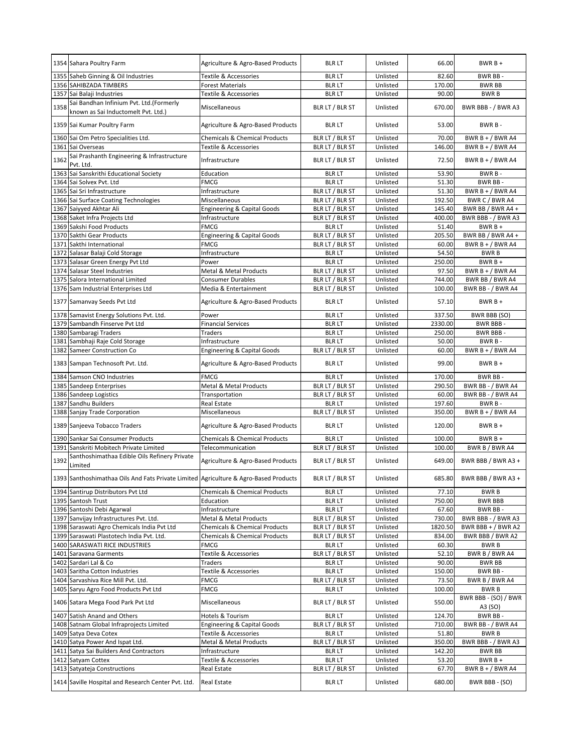| | | | | | | |
|---|---|---|---|---|---|---|
| 1354 | Sahara Poultry Farm | Agriculture & Agro-Based Products | BLR LT | Unlisted | 66.00 | BWR B + |
| 1355 | Saheb Ginning & Oil Industries | Textile & Accessories | BLR LT | Unlisted | 82.60 | BWR BB - |
| 1356 | SAHIBZADA TIMBERS | Forest Materials | BLR LT | Unlisted | 170.00 | BWR BB |
| 1357 | Sai Balaji Industries | Textile & Accessories | BLR LT | Unlisted | 90.00 | BWR B |
| 1358 | Sai Bandhan Infinium Pvt. Ltd.(Formerly known as Sai Inductomelt Pvt. Ltd.) | Miscellaneous | BLR LT / BLR ST | Unlisted | 670.00 | BWR BBB - / BWR A3 |
| 1359 | Sai Kumar Poultry Farm | Agriculture & Agro-Based Products | BLR LT | Unlisted | 53.00 | BWR B - |
| 1360 | Sai Om Petro Specialities Ltd. | Chemicals & Chemical Products | BLR LT / BLR ST | Unlisted | 70.00 | BWR B + / BWR A4 |
| 1361 | Sai Overseas | Textile & Accessories | BLR LT / BLR ST | Unlisted | 146.00 | BWR B + / BWR A4 |
| 1362 | Sai Prashanth Engineering & Infrastructure Pvt. Ltd. | Infrastructure | BLR LT / BLR ST | Unlisted | 72.50 | BWR B + / BWR A4 |
| 1363 | Sai Sanskrithi Educational Society | Education | BLR LT | Unlisted | 53.90 | BWR B - |
| 1364 | Sai Solvex Pvt. Ltd | FMCG | BLR LT | Unlisted | 51.30 | BWR BB - |
| 1365 | Sai Sri Infrastructure | Infrastructure | BLR LT / BLR ST | Unlisted | 51.30 | BWR B + / BWR A4 |
| 1366 | Sai Surface Coating Technologies | Miscellaneous | BLR LT / BLR ST | Unlisted | 192.50 | BWR C / BWR A4 |
| 1367 | Saiyyed Akhtar Ali | Engineering & Capital Goods | BLR LT / BLR ST | Unlisted | 145.40 | BWR BB / BWR A4 + |
| 1368 | Saket Infra Projects Ltd | Infrastructure | BLR LT / BLR ST | Unlisted | 400.00 | BWR BBB - / BWR A3 |
| 1369 | Sakshi Food Products | FMCG | BLR LT | Unlisted | 51.40 | BWR B + |
| 1370 | Sakthi Gear Products | Engineering & Capital Goods | BLR LT / BLR ST | Unlisted | 205.50 | BWR BB / BWR A4 + |
| 1371 | Sakthi International | FMCG | BLR LT / BLR ST | Unlisted | 60.00 | BWR B + / BWR A4 |
| 1372 | Salasar Balaji Cold Storage | Infrastructure | BLR LT | Unlisted | 54.50 | BWR B |
| 1373 | Salasar Green Energy Pvt Ltd | Power | BLR LT | Unlisted | 250.00 | BWR B + |
| 1374 | Salasar Steel Industries | Metal & Metal Products | BLR LT / BLR ST | Unlisted | 97.50 | BWR B + / BWR A4 |
| 1375 | Salora International Limited | Consumer Durables | BLR LT / BLR ST | Unlisted | 744.00 | BWR BB / BWR A4 |
| 1376 | Sam Industrial Enterprises Ltd | Media & Entertainment | BLR LT / BLR ST | Unlisted | 100.00 | BWR BB - / BWR A4 |
| 1377 | Samanvay Seeds Pvt Ltd | Agriculture & Agro-Based Products | BLR LT | Unlisted | 57.10 | BWR B + |
| 1378 | Samavist Energy Solutions Pvt. Ltd. | Power | BLR LT | Unlisted | 337.50 | BWR BBB (SO) |
| 1379 | Sambandh Finserve Pvt Ltd | Financial Services | BLR LT | Unlisted | 2330.00 | BWR BBB - |
| 1380 | Sambaragi Traders | Traders | BLR LT | Unlisted | 250.00 | BWR BBB - |
| 1381 | Sambhaji Raje Cold Storage | Infrastructure | BLR LT | Unlisted | 50.00 | BWR B - |
| 1382 | Sameer Construction Co | Engineering & Capital Goods | BLR LT / BLR ST | Unlisted | 60.00 | BWR B + / BWR A4 |
| 1383 | Sampan Technosoft Pvt. Ltd. | Agriculture & Agro-Based Products | BLR LT | Unlisted | 99.00 | BWR B + |
| 1384 | Samson CNO Industries | FMCG | BLR LT | Unlisted | 170.00 | BWR BB - |
| 1385 | Sandeep Enterprises | Metal & Metal Products | BLR LT / BLR ST | Unlisted | 290.50 | BWR BB - / BWR A4 |
| 1386 | Sandeep Logistics | Transportation | BLR LT / BLR ST | Unlisted | 60.00 | BWR BB - / BWR A4 |
| 1387 | Sandhu Builders | Real Estate | BLR LT | Unlisted | 197.60 | BWR B - |
| 1388 | Sanjay Trade Corporation | Miscellaneous | BLR LT / BLR ST | Unlisted | 350.00 | BWR B + / BWR A4 |
| 1389 | Sanjeeva Tobacco Traders | Agriculture & Agro-Based Products | BLR LT | Unlisted | 120.00 | BWR B + |
| 1390 | Sankar Sai Consumer Products | Chemicals & Chemical Products | BLR LT | Unlisted | 100.00 | BWR B + |
| 1391 | Sanskriti Mobitech Private Limited | Telecommunication | BLR LT / BLR ST | Unlisted | 100.00 | BWR B / BWR A4 |
| 1392 | Santhoshimathaa Edible Oils Refinery Private Limited | Agriculture & Agro-Based Products | BLR LT / BLR ST | Unlisted | 649.00 | BWR BBB / BWR A3 + |
| 1393 | Santhoshimathaa Oils And Fats Private Limited | Agriculture & Agro-Based Products | BLR LT / BLR ST | Unlisted | 685.80 | BWR BBB / BWR A3 + |
| 1394 | Santirup Distributors Pvt Ltd | Chemicals & Chemical Products | BLR LT | Unlisted | 77.10 | BWR B |
| 1395 | Santosh Trust | Education | BLR LT | Unlisted | 750.00 | BWR BBB |
| 1396 | Santoshi Debi Agarwal | Infrastructure | BLR LT | Unlisted | 67.60 | BWR BB - |
| 1397 | Sanvijay Infrastructures Pvt. Ltd. | Metal & Metal Products | BLR LT / BLR ST | Unlisted | 730.00 | BWR BBB - / BWR A3 |
| 1398 | Saraswati Agro Chemicals India Pvt Ltd | Chemicals & Chemical Products | BLR LT / BLR ST | Unlisted | 1820.50 | BWR BBB + / BWR A2 |
| 1399 | Saraswati Plastotech India Pvt. Ltd. | Chemicals & Chemical Products | BLR LT / BLR ST | Unlisted | 834.00 | BWR BBB / BWR A2 |
| 1400 | SARASWATI RICE INDUSTRIES | FMCG | BLR LT | Unlisted | 60.30 | BWR B |
| 1401 | Saravana Garments | Textile & Accessories | BLR LT / BLR ST | Unlisted | 52.10 | BWR B / BWR A4 |
| 1402 | Sardari Lal & Co | Traders | BLR LT | Unlisted | 90.00 | BWR BB |
| 1403 | Saritha Cotton Industries | Textile & Accessories | BLR LT | Unlisted | 150.00 | BWR BB - |
| 1404 | Sarvashiva Rice Mill Pvt. Ltd. | FMCG | BLR LT / BLR ST | Unlisted | 73.50 | BWR B / BWR A4 |
| 1405 | Saryu Agro Food Products Pvt Ltd | FMCG | BLR LT | Unlisted | 100.00 | BWR B |
| 1406 | Satara Mega Food Park Pvt Ltd | Miscellaneous | BLR LT / BLR ST | Unlisted | 550.00 | BWR BBB - (SO) / BWR A3 (SO) |
| 1407 | Satish Anand and Others | Hotels & Tourism | BLR LT | Unlisted | 124.70 | BWR BB - |
| 1408 | Satnam Global Infraprojects Limited | Engineering & Capital Goods | BLR LT / BLR ST | Unlisted | 710.00 | BWR BB - / BWR A4 |
| 1409 | Satya Deva Cotex | Textile & Accessories | BLR LT | Unlisted | 51.80 | BWR B |
| 1410 | Satya Power And Ispat Ltd. | Metal & Metal Products | BLR LT / BLR ST | Unlisted | 350.00 | BWR BBB - / BWR A3 |
| 1411 | Satya Sai Builders And Contractors | Infrastructure | BLR LT | Unlisted | 142.20 | BWR BB |
| 1412 | Satyam Cottex | Textile & Accessories | BLR LT | Unlisted | 53.20 | BWR B + |
| 1413 | Satyateja Constructions | Real Estate | BLR LT / BLR ST | Unlisted | 67.70 | BWR B + / BWR A4 |
| 1414 | Saville Hospital and Research Center Pvt. Ltd. | Real Estate | BLR LT | Unlisted | 680.00 | BWR BBB - (SO) |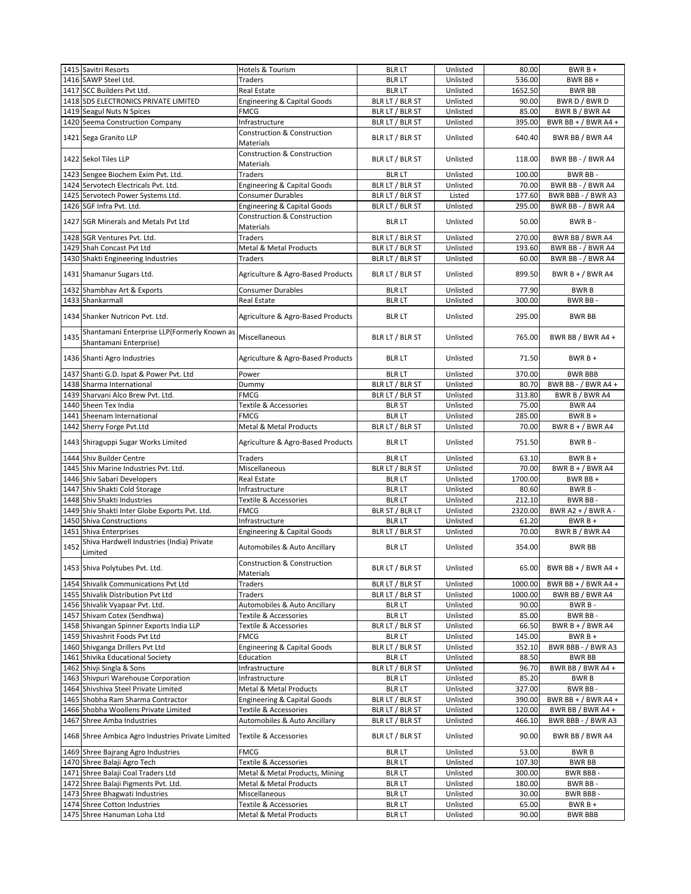| | | | | | | |
|---|---|---|---|---|---|---|
| 1415 | Savitri Resorts | Hotels & Tourism | BLR LT | Unlisted | 80.00 | BWR B + |
| 1416 | SAWP Steel Ltd. | Traders | BLR LT | Unlisted | 536.00 | BWR BB + |
| 1417 | SCC Builders Pvt Ltd. | Real Estate | BLR LT | Unlisted | 1652.50 | BWR BB |
| 1418 | SDS ELECTRONICS PRIVATE LIMITED | Engineering & Capital Goods | BLR LT / BLR ST | Unlisted | 90.00 | BWR D / BWR D |
| 1419 | Seagul Nuts N Spices | FMCG | BLR LT / BLR ST | Unlisted | 85.00 | BWR B / BWR A4 |
| 1420 | Seema Construction Company | Infrastructure | BLR LT / BLR ST | Unlisted | 395.00 | BWR BB + / BWR A4 + |
| 1421 | Sega Granito LLP | Construction & Construction Materials | BLR LT / BLR ST | Unlisted | 640.40 | BWR BB / BWR A4 |
| 1422 | Sekol Tiles LLP | Construction & Construction Materials | BLR LT / BLR ST | Unlisted | 118.00 | BWR BB - / BWR A4 |
| 1423 | Sengee Biochem Exim Pvt. Ltd. | Traders | BLR LT | Unlisted | 100.00 | BWR BB - |
| 1424 | Servotech Electricals Pvt. Ltd. | Engineering & Capital Goods | BLR LT / BLR ST | Unlisted | 70.00 | BWR BB - / BWR A4 |
| 1425 | Servotech Power Systems Ltd. | Consumer Durables | BLR LT / BLR ST | Listed | 177.60 | BWR BBB - / BWR A3 |
| 1426 | SGF Infra Pvt. Ltd. | Engineering & Capital Goods | BLR LT / BLR ST | Unlisted | 295.00 | BWR BB - / BWR A4 |
| 1427 | SGR Minerals and Metals Pvt Ltd | Construction & Construction Materials | BLR LT | Unlisted | 50.00 | BWR B - |
| 1428 | SGR Ventures Pvt. Ltd. | Traders | BLR LT / BLR ST | Unlisted | 270.00 | BWR BB / BWR A4 |
| 1429 | Shah Concast Pvt Ltd | Metal & Metal Products | BLR LT / BLR ST | Unlisted | 193.60 | BWR BB - / BWR A4 |
| 1430 | Shakti Engineering Industries | Traders | BLR LT / BLR ST | Unlisted | 60.00 | BWR BB - / BWR A4 |
| 1431 | Shamanur Sugars Ltd. | Agriculture & Agro-Based Products | BLR LT / BLR ST | Unlisted | 899.50 | BWR B + / BWR A4 |
| 1432 | Shambhav Art & Exports | Consumer Durables | BLR LT | Unlisted | 77.90 | BWR B |
| 1433 | Shankarmall | Real Estate | BLR LT | Unlisted | 300.00 | BWR BB - |
| 1434 | Shanker Nutricon Pvt. Ltd. | Agriculture & Agro-Based Products | BLR LT | Unlisted | 295.00 | BWR BB |
| 1435 | Shantamani Enterprise LLP(Formerly Known as Shantamani Enterprise) | Miscellaneous | BLR LT / BLR ST | Unlisted | 765.00 | BWR BB / BWR A4 + |
| 1436 | Shanti Agro Industries | Agriculture & Agro-Based Products | BLR LT | Unlisted | 71.50 | BWR B + |
| 1437 | Shanti G.D. Ispat & Power Pvt. Ltd | Power | BLR LT | Unlisted | 370.00 | BWR BBB |
| 1438 | Sharma International | Dummy | BLR LT / BLR ST | Unlisted | 80.70 | BWR BB - / BWR A4 + |
| 1439 | Sharvani Alco Brew Pvt. Ltd. | FMCG | BLR LT / BLR ST | Unlisted | 313.80 | BWR B / BWR A4 |
| 1440 | Sheen Tex India | Textile & Accessories | BLR ST | Unlisted | 75.00 | BWR A4 |
| 1441 | Sheenam International | FMCG | BLR LT | Unlisted | 285.00 | BWR B + |
| 1442 | Sherry Forge Pvt.Ltd | Metal & Metal Products | BLR LT / BLR ST | Unlisted | 70.00 | BWR B + / BWR A4 |
| 1443 | Shiraguppi Sugar Works Limited | Agriculture & Agro-Based Products | BLR LT | Unlisted | 751.50 | BWR B - |
| 1444 | Shiv Builder Centre | Traders | BLR LT | Unlisted | 63.10 | BWR B + |
| 1445 | Shiv Marine Industries Pvt. Ltd. | Miscellaneous | BLR LT / BLR ST | Unlisted | 70.00 | BWR B + / BWR A4 |
| 1446 | Shiv Sabari Developers | Real Estate | BLR LT | Unlisted | 1700.00 | BWR BB + |
| 1447 | Shiv Shakti Cold Storage | Infrastructure | BLR LT | Unlisted | 80.60 | BWR B - |
| 1448 | Shiv Shakti Industries | Textile & Accessories | BLR LT | Unlisted | 212.10 | BWR BB - |
| 1449 | Shiv Shakti Inter Globe Exports Pvt. Ltd. | FMCG | BLR ST / BLR LT | Unlisted | 2320.00 | BWR A2 + / BWR A - |
| 1450 | Shiva Constructions | Infrastructure | BLR LT | Unlisted | 61.20 | BWR B + |
| 1451 | Shiva Enterprises | Engineering & Capital Goods | BLR LT / BLR ST | Unlisted | 70.00 | BWR B / BWR A4 |
| 1452 | Shiva Hardwell Industries (India) Private Limited | Automobiles & Auto Ancillary | BLR LT | Unlisted | 354.00 | BWR BB |
| 1453 | Shiva Polytubes Pvt. Ltd. | Construction & Construction Materials | BLR LT / BLR ST | Unlisted | 65.00 | BWR BB + / BWR A4 + |
| 1454 | Shivalik Communications Pvt Ltd | Traders | BLR LT / BLR ST | Unlisted | 1000.00 | BWR BB + / BWR A4 + |
| 1455 | Shivalik Distribution Pvt Ltd | Traders | BLR LT / BLR ST | Unlisted | 1000.00 | BWR BB / BWR A4 |
| 1456 | Shivalik Vyapaar Pvt. Ltd. | Automobiles & Auto Ancillary | BLR LT | Unlisted | 90.00 | BWR B - |
| 1457 | Shivam Cotex (Sendhwa) | Textile & Accessories | BLR LT | Unlisted | 85.00 | BWR BB - |
| 1458 | Shivangan Spinner Exports India LLP | Textile & Accessories | BLR LT / BLR ST | Unlisted | 66.50 | BWR B + / BWR A4 |
| 1459 | Shivashrit Foods Pvt Ltd | FMCG | BLR LT | Unlisted | 145.00 | BWR B + |
| 1460 | Shivganga Drillers Pvt Ltd | Engineering & Capital Goods | BLR LT / BLR ST | Unlisted | 352.10 | BWR BBB - / BWR A3 |
| 1461 | Shivika Educational Society | Education | BLR LT | Unlisted | 88.50 | BWR BB |
| 1462 | Shivji Singla & Sons | Infrastructure | BLR LT / BLR ST | Unlisted | 96.70 | BWR BB / BWR A4 + |
| 1463 | Shivpuri Warehouse Corporation | Infrastructure | BLR LT | Unlisted | 85.20 | BWR B |
| 1464 | Shivshiva Steel Private Limited | Metal & Metal Products | BLR LT | Unlisted | 327.00 | BWR BB - |
| 1465 | Shobha Ram Sharma Contractor | Engineering & Capital Goods | BLR LT / BLR ST | Unlisted | 390.00 | BWR BB + / BWR A4 + |
| 1466 | Shobha Woollens Private Limited | Textile & Accessories | BLR LT / BLR ST | Unlisted | 120.00 | BWR BB / BWR A4 + |
| 1467 | Shree Amba Industries | Automobiles & Auto Ancillary | BLR LT / BLR ST | Unlisted | 466.10 | BWR BBB - / BWR A3 |
| 1468 | Shree Ambica Agro Industries Private Limited | Textile & Accessories | BLR LT / BLR ST | Unlisted | 90.00 | BWR BB / BWR A4 |
| 1469 | Shree Bajrang Agro Industries | FMCG | BLR LT | Unlisted | 53.00 | BWR B |
| 1470 | Shree Balaji Agro Tech | Textile & Accessories | BLR LT | Unlisted | 107.30 | BWR BB |
| 1471 | Shree Balaji Coal Traders Ltd | Metal & Metal Products, Mining | BLR LT | Unlisted | 300.00 | BWR BBB - |
| 1472 | Shree Balaji Pigments Pvt. Ltd. | Metal & Metal Products | BLR LT | Unlisted | 180.00 | BWR BB - |
| 1473 | Shree Bhagwati Industries | Miscellaneous | BLR LT | Unlisted | 30.00 | BWR BBB - |
| 1474 | Shree Cotton Industries | Textile & Accessories | BLR LT | Unlisted | 65.00 | BWR B + |
| 1475 | Shree Hanuman Loha Ltd | Metal & Metal Products | BLR LT | Unlisted | 90.00 | BWR BBB |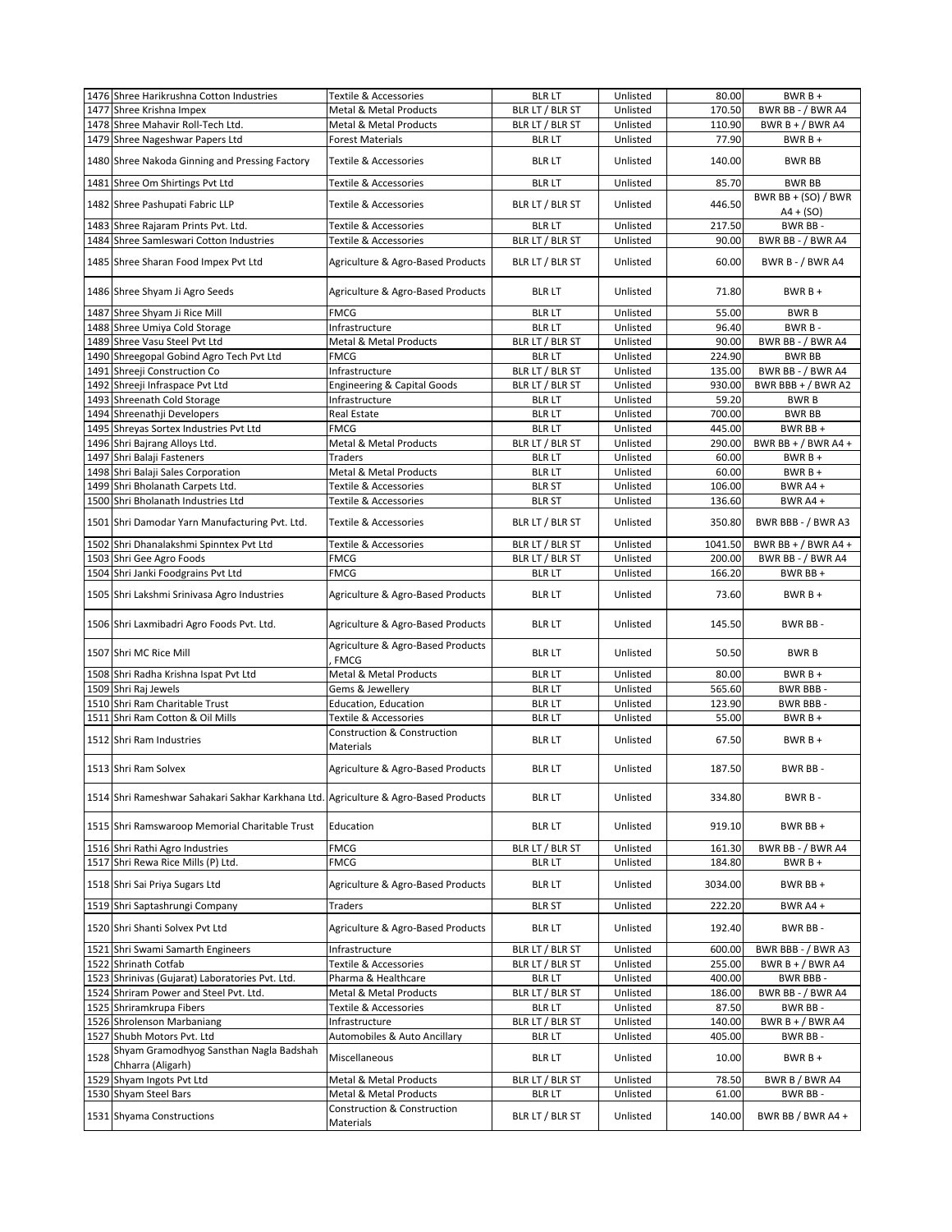| 1476 | Shree Harikrushna Cotton Industries | Textile & Accessories | BLR LT | Unlisted | 80.00 | BWR B + |
|---|---|---|---|---|---|---|
| 1477 | Shree Krishna Impex | Metal & Metal Products | BLR LT / BLR ST | Unlisted | 170.50 | BWR BB - / BWR A4 |
| 1478 | Shree Mahavir Roll-Tech Ltd. | Metal & Metal Products | BLR LT / BLR ST | Unlisted | 110.90 | BWR B + / BWR A4 |
| 1479 | Shree Nageshwar Papers Ltd | Forest Materials | BLR LT | Unlisted | 77.90 | BWR B + |
| 1480 | Shree Nakoda Ginning and Pressing Factory | Textile & Accessories | BLR LT | Unlisted | 140.00 | BWR BB |
| 1481 | Shree Om Shirtings Pvt Ltd | Textile & Accessories | BLR LT | Unlisted | 85.70 | BWR BB |
| 1482 | Shree Pashupati Fabric LLP | Textile & Accessories | BLR LT / BLR ST | Unlisted | 446.50 | BWR BB + (SO) / BWR A4 + (SO) |
| 1483 | Shree Rajaram Prints Pvt. Ltd. | Textile & Accessories | BLR LT | Unlisted | 217.50 | BWR BB - |
| 1484 | Shree Samleswari Cotton Industries | Textile & Accessories | BLR LT / BLR ST | Unlisted | 90.00 | BWR BB - / BWR A4 |
| 1485 | Shree Sharan Food Impex Pvt Ltd | Agriculture & Agro-Based Products | BLR LT / BLR ST | Unlisted | 60.00 | BWR B - / BWR A4 |
| 1486 | Shree Shyam Ji Agro Seeds | Agriculture & Agro-Based Products | BLR LT | Unlisted | 71.80 | BWR B + |
| 1487 | Shree Shyam Ji Rice Mill | FMCG | BLR LT | Unlisted | 55.00 | BWR B |
| 1488 | Shree Umiya Cold Storage | Infrastructure | BLR LT | Unlisted | 96.40 | BWR B - |
| 1489 | Shree Vasu Steel Pvt Ltd | Metal & Metal Products | BLR LT / BLR ST | Unlisted | 90.00 | BWR BB - / BWR A4 |
| 1490 | Shreegopal Gobind Agro Tech Pvt Ltd | FMCG | BLR LT | Unlisted | 224.90 | BWR BB |
| 1491 | Shreeji Construction Co | Infrastructure | BLR LT / BLR ST | Unlisted | 135.00 | BWR BB - / BWR A4 |
| 1492 | Shreeji Infraspace Pvt Ltd | Engineering & Capital Goods | BLR LT / BLR ST | Unlisted | 930.00 | BWR BBB + / BWR A2 |
| 1493 | Shreenath Cold Storage | Infrastructure | BLR LT | Unlisted | 59.20 | BWR B |
| 1494 | Shreenathji Developers | Real Estate | BLR LT | Unlisted | 700.00 | BWR BB |
| 1495 | Shreyas Sortex Industries Pvt Ltd | FMCG | BLR LT | Unlisted | 445.00 | BWR BB + |
| 1496 | Shri Bajrang Alloys Ltd. | Metal & Metal Products | BLR LT / BLR ST | Unlisted | 290.00 | BWR BB + / BWR A4 + |
| 1497 | Shri Balaji Fasteners | Traders | BLR LT | Unlisted | 60.00 | BWR B + |
| 1498 | Shri Balaji Sales Corporation | Metal & Metal Products | BLR LT | Unlisted | 60.00 | BWR B + |
| 1499 | Shri Bholanath Carpets Ltd. | Textile & Accessories | BLR ST | Unlisted | 106.00 | BWR A4 + |
| 1500 | Shri Bholanath Industries Ltd | Textile & Accessories | BLR ST | Unlisted | 136.60 | BWR A4 + |
| 1501 | Shri Damodar Yarn Manufacturing Pvt. Ltd. | Textile & Accessories | BLR LT / BLR ST | Unlisted | 350.80 | BWR BBB - / BWR A3 |
| 1502 | Shri Dhanalakshmi Spinntex Pvt Ltd | Textile & Accessories | BLR LT / BLR ST | Unlisted | 1041.50 | BWR BB + / BWR A4 + |
| 1503 | Shri Gee Agro Foods | FMCG | BLR LT / BLR ST | Unlisted | 200.00 | BWR BB - / BWR A4 |
| 1504 | Shri Janki Foodgrains Pvt Ltd | FMCG | BLR LT | Unlisted | 166.20 | BWR BB + |
| 1505 | Shri Lakshmi Srinivasa Agro Industries | Agriculture & Agro-Based Products | BLR LT | Unlisted | 73.60 | BWR B + |
| 1506 | Shri Laxmibadri Agro Foods Pvt. Ltd. | Agriculture & Agro-Based Products | BLR LT | Unlisted | 145.50 | BWR BB - |
| 1507 | Shri MC Rice Mill | Agriculture & Agro-Based Products , FMCG | BLR LT | Unlisted | 50.50 | BWR B |
| 1508 | Shri Radha Krishna Ispat Pvt Ltd | Metal & Metal Products | BLR LT | Unlisted | 80.00 | BWR B + |
| 1509 | Shri Raj Jewels | Gems & Jewellery | BLR LT | Unlisted | 565.60 | BWR BBB - |
| 1510 | Shri Ram Charitable Trust | Education, Education | BLR LT | Unlisted | 123.90 | BWR BBB - |
| 1511 | Shri Ram Cotton & Oil Mills | Textile & Accessories | BLR LT | Unlisted | 55.00 | BWR B + |
| 1512 | Shri Ram Industries | Construction & Construction Materials | BLR LT | Unlisted | 67.50 | BWR B + |
| 1513 | Shri Ram Solvex | Agriculture & Agro-Based Products | BLR LT | Unlisted | 187.50 | BWR BB - |
| 1514 | Shri Rameshwar Sahakari Sakhar Karkhana Ltd. | Agriculture & Agro-Based Products | BLR LT | Unlisted | 334.80 | BWR B - |
| 1515 | Shri Ramswaroop Memorial Charitable Trust | Education | BLR LT | Unlisted | 919.10 | BWR BB + |
| 1516 | Shri Rathi Agro Industries | FMCG | BLR LT / BLR ST | Unlisted | 161.30 | BWR BB - / BWR A4 |
| 1517 | Shri Rewa Rice Mills (P) Ltd. | FMCG | BLR LT | Unlisted | 184.80 | BWR B + |
| 1518 | Shri Sai Priya Sugars Ltd | Agriculture & Agro-Based Products | BLR LT | Unlisted | 3034.00 | BWR BB + |
| 1519 | Shri Saptashrungi Company | Traders | BLR ST | Unlisted | 222.20 | BWR A4 + |
| 1520 | Shri Shanti Solvex Pvt Ltd | Agriculture & Agro-Based Products | BLR LT | Unlisted | 192.40 | BWR BB - |
| 1521 | Shri Swami Samarth Engineers | Infrastructure | BLR LT / BLR ST | Unlisted | 600.00 | BWR BBB - / BWR A3 |
| 1522 | Shrinath Cotfab | Textile & Accessories | BLR LT / BLR ST | Unlisted | 255.00 | BWR B + / BWR A4 |
| 1523 | Shrinivas (Gujarat) Laboratories Pvt. Ltd. | Pharma & Healthcare | BLR LT | Unlisted | 400.00 | BWR BBB - |
| 1524 | Shriram Power and Steel Pvt. Ltd. | Metal & Metal Products | BLR LT / BLR ST | Unlisted | 186.00 | BWR BB - / BWR A4 |
| 1525 | Shriramkrupa Fibers | Textile & Accessories | BLR LT | Unlisted | 87.50 | BWR BB - |
| 1526 | Shrolenson Marbaniang | Infrastructure | BLR LT / BLR ST | Unlisted | 140.00 | BWR B + / BWR A4 |
| 1527 | Shubh Motors Pvt. Ltd | Automobiles & Auto Ancillary | BLR LT | Unlisted | 405.00 | BWR BB - |
| 1528 | Shyam Gramodhyog Sansthan Nagla Badshah Chharra (Aligarh) | Miscellaneous | BLR LT | Unlisted | 10.00 | BWR B + |
| 1529 | Shyam Ingots Pvt Ltd | Metal & Metal Products | BLR LT / BLR ST | Unlisted | 78.50 | BWR B / BWR A4 |
| 1530 | Shyam Steel Bars | Metal & Metal Products | BLR LT | Unlisted | 61.00 | BWR BB - |
| 1531 | Shyama Constructions | Construction & Construction Materials | BLR LT / BLR ST | Unlisted | 140.00 | BWR BB / BWR A4 + |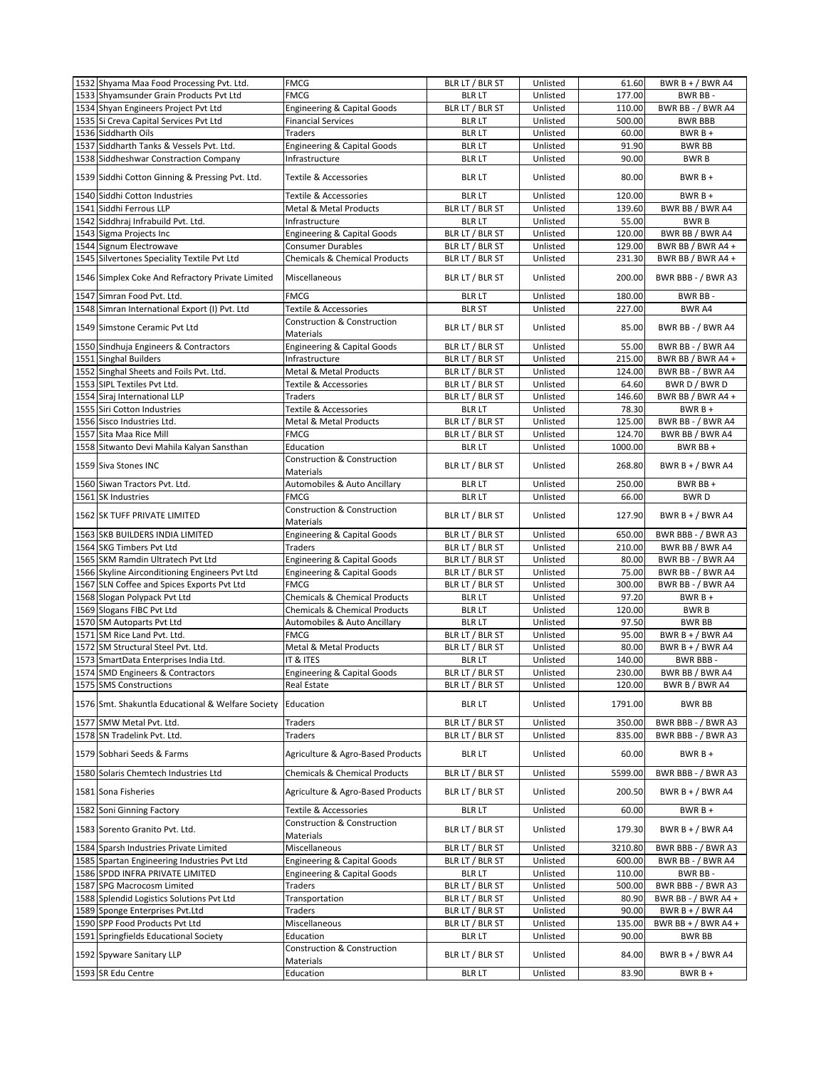| | | | | | | |
|---|---|---|---|---|---|---|
| 1532 | Shyama Maa Food Processing Pvt. Ltd. | FMCG | BLR LT / BLR ST | Unlisted | 61.60 | BWR B + / BWR A4 |
| 1533 | Shyamsunder Grain Products Pvt Ltd | FMCG | BLR LT | Unlisted | 177.00 | BWR BB - |
| 1534 | Shyan Engineers Project Pvt Ltd | Engineering & Capital Goods | BLR LT / BLR ST | Unlisted | 110.00 | BWR BB - / BWR A4 |
| 1535 | Si Creva Capital Services Pvt Ltd | Financial Services | BLR LT | Unlisted | 500.00 | BWR BBB |
| 1536 | Siddharth Oils | Traders | BLR LT | Unlisted | 60.00 | BWR B + |
| 1537 | Siddharth Tanks & Vessels Pvt. Ltd. | Engineering & Capital Goods | BLR LT | Unlisted | 91.90 | BWR BB |
| 1538 | Siddheshwar Constraction Company | Infrastructure | BLR LT | Unlisted | 90.00 | BWR B |
| 1539 | Siddhi Cotton Ginning & Pressing Pvt. Ltd. | Textile & Accessories | BLR LT | Unlisted | 80.00 | BWR B + |
| 1540 | Siddhi Cotton Industries | Textile & Accessories | BLR LT | Unlisted | 120.00 | BWR B + |
| 1541 | Siddhi Ferrous LLP | Metal & Metal Products | BLR LT / BLR ST | Unlisted | 139.60 | BWR BB / BWR A4 |
| 1542 | Siddhraj Infrabuild Pvt. Ltd. | Infrastructure | BLR LT | Unlisted | 55.00 | BWR B |
| 1543 | Sigma Projects Inc | Engineering & Capital Goods | BLR LT / BLR ST | Unlisted | 120.00 | BWR BB / BWR A4 |
| 1544 | Signum Electrowave | Consumer Durables | BLR LT / BLR ST | Unlisted | 129.00 | BWR BB / BWR A4 + |
| 1545 | Silvertones Speciality Textile Pvt Ltd | Chemicals & Chemical Products | BLR LT / BLR ST | Unlisted | 231.30 | BWR BB / BWR A4 + |
| 1546 | Simplex Coke And Refractory Private Limited | Miscellaneous | BLR LT / BLR ST | Unlisted | 200.00 | BWR BBB - / BWR A3 |
| 1547 | Simran Food Pvt. Ltd. | FMCG | BLR LT | Unlisted | 180.00 | BWR BB - |
| 1548 | Simran International Export (I) Pvt. Ltd | Textile & Accessories | BLR ST | Unlisted | 227.00 | BWR A4 |
| 1549 | Simstone Ceramic Pvt Ltd | Construction & Construction Materials | BLR LT / BLR ST | Unlisted | 85.00 | BWR BB - / BWR A4 |
| 1550 | Sindhuja Engineers & Contractors | Engineering & Capital Goods | BLR LT / BLR ST | Unlisted | 55.00 | BWR BB - / BWR A4 |
| 1551 | Singhal Builders | Infrastructure | BLR LT / BLR ST | Unlisted | 215.00 | BWR BB / BWR A4 + |
| 1552 | Singhal Sheets and Foils Pvt. Ltd. | Metal & Metal Products | BLR LT / BLR ST | Unlisted | 124.00 | BWR BB - / BWR A4 |
| 1553 | SIPL Textiles Pvt Ltd. | Textile & Accessories | BLR LT / BLR ST | Unlisted | 64.60 | BWR D / BWR D |
| 1554 | Siraj International LLP | Traders | BLR LT / BLR ST | Unlisted | 146.60 | BWR BB / BWR A4 + |
| 1555 | Siri Cotton Industries | Textile & Accessories | BLR LT | Unlisted | 78.30 | BWR B + |
| 1556 | Sisco Industries Ltd. | Metal & Metal Products | BLR LT / BLR ST | Unlisted | 125.00 | BWR BB - / BWR A4 |
| 1557 | Sita Maa Rice Mill | FMCG | BLR LT / BLR ST | Unlisted | 124.70 | BWR BB / BWR A4 |
| 1558 | Sitwanto Devi Mahila Kalyan Sansthan | Education | BLR LT | Unlisted | 1000.00 | BWR BB + |
| 1559 | Siva Stones INC | Construction & Construction Materials | BLR LT / BLR ST | Unlisted | 268.80 | BWR B + / BWR A4 |
| 1560 | Siwan Tractors Pvt. Ltd. | Automobiles & Auto Ancillary | BLR LT | Unlisted | 250.00 | BWR BB + |
| 1561 | SK Industries | FMCG | BLR LT | Unlisted | 66.00 | BWR D |
| 1562 | SK TUFF PRIVATE LIMITED | Construction & Construction Materials | BLR LT / BLR ST | Unlisted | 127.90 | BWR B + / BWR A4 |
| 1563 | SKB BUILDERS INDIA LIMITED | Engineering & Capital Goods | BLR LT / BLR ST | Unlisted | 650.00 | BWR BBB - / BWR A3 |
| 1564 | SKG Timbers Pvt Ltd | Traders | BLR LT / BLR ST | Unlisted | 210.00 | BWR BB / BWR A4 |
| 1565 | SKM Ramdin Ultratech Pvt Ltd | Engineering & Capital Goods | BLR LT / BLR ST | Unlisted | 80.00 | BWR BB - / BWR A4 |
| 1566 | Skyline Airconditioning Engineers Pvt Ltd | Engineering & Capital Goods | BLR LT / BLR ST | Unlisted | 75.00 | BWR BB - / BWR A4 |
| 1567 | SLN Coffee and Spices Exports Pvt Ltd | FMCG | BLR LT / BLR ST | Unlisted | 300.00 | BWR BB - / BWR A4 |
| 1568 | Slogan Polypack Pvt Ltd | Chemicals & Chemical Products | BLR LT | Unlisted | 97.20 | BWR B + |
| 1569 | Slogans FIBC Pvt Ltd | Chemicals & Chemical Products | BLR LT | Unlisted | 120.00 | BWR B |
| 1570 | SM Autoparts Pvt Ltd | Automobiles & Auto Ancillary | BLR LT | Unlisted | 97.50 | BWR BB |
| 1571 | SM Rice Land Pvt. Ltd. | FMCG | BLR LT / BLR ST | Unlisted | 95.00 | BWR B + / BWR A4 |
| 1572 | SM Structural Steel Pvt. Ltd. | Metal & Metal Products | BLR LT / BLR ST | Unlisted | 80.00 | BWR B + / BWR A4 |
| 1573 | SmartData Enterprises India Ltd. | IT & ITES | BLR LT | Unlisted | 140.00 | BWR BBB - |
| 1574 | SMD Engineers & Contractors | Engineering & Capital Goods | BLR LT / BLR ST | Unlisted | 230.00 | BWR BB / BWR A4 |
| 1575 | SMS Constructions | Real Estate | BLR LT / BLR ST | Unlisted | 120.00 | BWR B / BWR A4 |
| 1576 | Smt. Shakuntla Educational & Welfare Society | Education | BLR LT | Unlisted | 1791.00 | BWR BB |
| 1577 | SMW Metal Pvt. Ltd. | Traders | BLR LT / BLR ST | Unlisted | 350.00 | BWR BBB - / BWR A3 |
| 1578 | SN Tradelink Pvt. Ltd. | Traders | BLR LT / BLR ST | Unlisted | 835.00 | BWR BBB - / BWR A3 |
| 1579 | Sobhari Seeds & Farms | Agriculture & Agro-Based Products | BLR LT | Unlisted | 60.00 | BWR B + |
| 1580 | Solaris Chemtech Industries Ltd | Chemicals & Chemical Products | BLR LT / BLR ST | Unlisted | 5599.00 | BWR BBB - / BWR A3 |
| 1581 | Sona Fisheries | Agriculture & Agro-Based Products | BLR LT / BLR ST | Unlisted | 200.50 | BWR B + / BWR A4 |
| 1582 | Soni Ginning Factory | Textile & Accessories | BLR LT | Unlisted | 60.00 | BWR B + |
| 1583 | Sorento Granito Pvt. Ltd. | Construction & Construction Materials | BLR LT / BLR ST | Unlisted | 179.30 | BWR B + / BWR A4 |
| 1584 | Sparsh Industries Private Limited | Miscellaneous | BLR LT / BLR ST | Unlisted | 3210.80 | BWR BBB - / BWR A3 |
| 1585 | Spartan Engineering Industries Pvt Ltd | Engineering & Capital Goods | BLR LT / BLR ST | Unlisted | 600.00 | BWR BB - / BWR A4 |
| 1586 | SPDD INFRA PRIVATE LIMITED | Engineering & Capital Goods | BLR LT | Unlisted | 110.00 | BWR BB - |
| 1587 | SPG Macrocosm Limited | Traders | BLR LT / BLR ST | Unlisted | 500.00 | BWR BBB - / BWR A3 |
| 1588 | Splendid Logistics Solutions Pvt Ltd | Transportation | BLR LT / BLR ST | Unlisted | 80.90 | BWR BB - / BWR A4 + |
| 1589 | Sponge Enterprises Pvt.Ltd | Traders | BLR LT / BLR ST | Unlisted | 90.00 | BWR B + / BWR A4 |
| 1590 | SPP Food Products Pvt Ltd | Miscellaneous | BLR LT / BLR ST | Unlisted | 135.00 | BWR BB + / BWR A4 + |
| 1591 | Springfields Educational Society | Education | BLR LT | Unlisted | 90.00 | BWR BB |
| 1592 | Spyware Sanitary LLP | Construction & Construction Materials | BLR LT / BLR ST | Unlisted | 84.00 | BWR B + / BWR A4 |
| 1593 | SR Edu Centre | Education | BLR LT | Unlisted | 83.90 | BWR B + |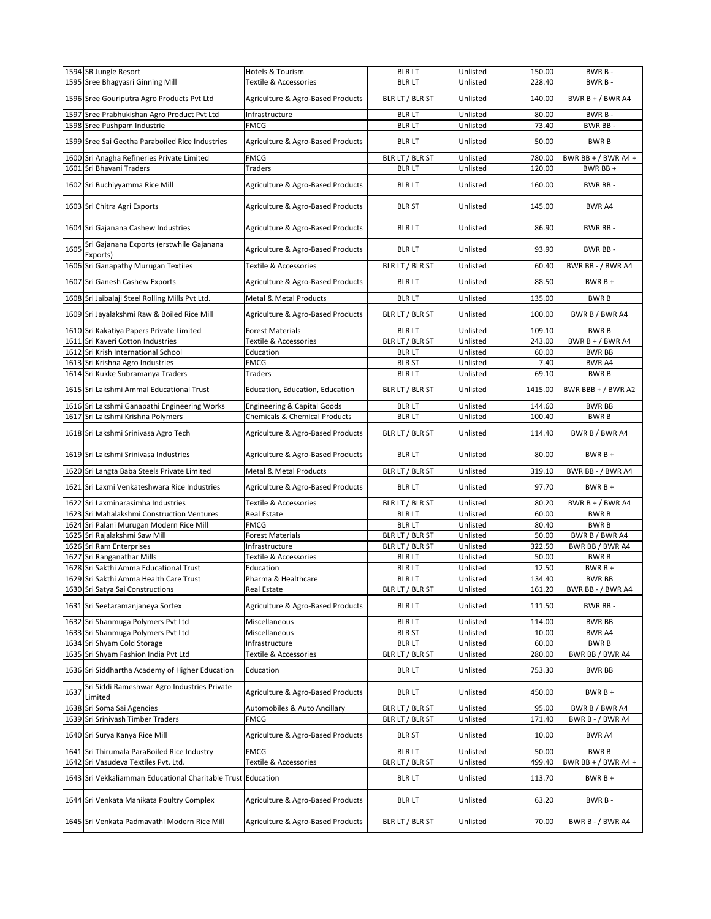| 1594 | SR Jungle Resort | Hotels & Tourism | BLR LT | Unlisted | 150.00 | BWR B - |
|---|---|---|---|---|---|---|
| 1595 | Sree Bhagyasri Ginning Mill | Textile & Accessories | BLR LT | Unlisted | 228.40 | BWR B - |
| 1596 | Sree Gouriputra Agro Products Pvt Ltd | Agriculture & Agro-Based Products | BLR LT / BLR ST | Unlisted | 140.00 | BWR B + / BWR A4 |
| 1597 | Sree Prabhukishan Agro Product Pvt Ltd | Infrastructure | BLR LT | Unlisted | 80.00 | BWR B - |
| 1598 | Sree Pushpam Industrie | FMCG | BLR LT | Unlisted | 73.40 | BWR BB - |
| 1599 | Sree Sai Geetha Paraboiled Rice Industries | Agriculture & Agro-Based Products | BLR LT | Unlisted | 50.00 | BWR B |
| 1600 | Sri Anagha Refineries Private Limited | FMCG | BLR LT / BLR ST | Unlisted | 780.00 | BWR BB + / BWR A4 + |
| 1601 | Sri Bhavani Traders | Traders | BLR LT | Unlisted | 120.00 | BWR BB + |
| 1602 | Sri Buchiyyamma Rice Mill | Agriculture & Agro-Based Products | BLR LT | Unlisted | 160.00 | BWR BB - |
| 1603 | Sri Chitra Agri Exports | Agriculture & Agro-Based Products | BLR ST | Unlisted | 145.00 | BWR A4 |
| 1604 | Sri Gajanana Cashew Industries | Agriculture & Agro-Based Products | BLR LT | Unlisted | 86.90 | BWR BB - |
| 1605 | Sri Gajanana Exports (erstwhile Gajanana Exports) | Agriculture & Agro-Based Products | BLR LT | Unlisted | 93.90 | BWR BB - |
| 1606 | Sri Ganapathy Murugan Textiles | Textile & Accessories | BLR LT / BLR ST | Unlisted | 60.40 | BWR BB - / BWR A4 |
| 1607 | Sri Ganesh Cashew Exports | Agriculture & Agro-Based Products | BLR LT | Unlisted | 88.50 | BWR B + |
| 1608 | Sri Jaibalaji Steel Rolling Mills Pvt Ltd. | Metal & Metal Products | BLR LT | Unlisted | 135.00 | BWR B |
| 1609 | Sri Jayalakshmi Raw & Boiled Rice Mill | Agriculture & Agro-Based Products | BLR LT / BLR ST | Unlisted | 100.00 | BWR B / BWR A4 |
| 1610 | Sri Kakatiya Papers Private Limited | Forest Materials | BLR LT | Unlisted | 109.10 | BWR B |
| 1611 | Sri Kaveri Cotton Industries | Textile & Accessories | BLR LT / BLR ST | Unlisted | 243.00 | BWR B + / BWR A4 |
| 1612 | Sri Krish International School | Education | BLR LT | Unlisted | 60.00 | BWR BB |
| 1613 | Sri Krishna Agro Industries | FMCG | BLR ST | Unlisted | 7.40 | BWR A4 |
| 1614 | Sri Kukke Subramanya Traders | Traders | BLR LT | Unlisted | 69.10 | BWR B |
| 1615 | Sri Lakshmi Ammal Educational Trust | Education, Education, Education | BLR LT / BLR ST | Unlisted | 1415.00 | BWR BBB + / BWR A2 |
| 1616 | Sri Lakshmi Ganapathi Engineering Works | Engineering & Capital Goods | BLR LT | Unlisted | 144.60 | BWR BB |
| 1617 | Sri Lakshmi Krishna Polymers | Chemicals & Chemical Products | BLR LT | Unlisted | 100.40 | BWR B |
| 1618 | Sri Lakshmi Srinivasa Agro Tech | Agriculture & Agro-Based Products | BLR LT / BLR ST | Unlisted | 114.40 | BWR B / BWR A4 |
| 1619 | Sri Lakshmi Srinivasa Industries | Agriculture & Agro-Based Products | BLR LT | Unlisted | 80.00 | BWR B + |
| 1620 | Sri Langta Baba Steels Private Limited | Metal & Metal Products | BLR LT / BLR ST | Unlisted | 319.10 | BWR BB - / BWR A4 |
| 1621 | Sri Laxmi Venkateshwara Rice Industries | Agriculture & Agro-Based Products | BLR LT | Unlisted | 97.70 | BWR B + |
| 1622 | Sri Laxminarasimha Industries | Textile & Accessories | BLR LT / BLR ST | Unlisted | 80.20 | BWR B + / BWR A4 |
| 1623 | Sri Mahalakshmi Construction Ventures | Real Estate | BLR LT | Unlisted | 60.00 | BWR B |
| 1624 | Sri Palani Murugan Modern Rice Mill | FMCG | BLR LT | Unlisted | 80.40 | BWR B |
| 1625 | Sri Rajalakshmi Saw Mill | Forest Materials | BLR LT / BLR ST | Unlisted | 50.00 | BWR B / BWR A4 |
| 1626 | Sri Ram Enterprises | Infrastructure | BLR LT / BLR ST | Unlisted | 322.50 | BWR BB / BWR A4 |
| 1627 | Sri Ranganathar Mills | Textile & Accessories | BLR LT | Unlisted | 50.00 | BWR B |
| 1628 | Sri Sakthi Amma Educational Trust | Education | BLR LT | Unlisted | 12.50 | BWR B + |
| 1629 | Sri Sakthi Amma Health Care Trust | Pharma & Healthcare | BLR LT | Unlisted | 134.40 | BWR BB |
| 1630 | Sri Satya Sai Constructions | Real Estate | BLR LT / BLR ST | Unlisted | 161.20 | BWR BB - / BWR A4 |
| 1631 | Sri Seetaramanjaneya Sortex | Agriculture & Agro-Based Products | BLR LT | Unlisted | 111.50 | BWR BB - |
| 1632 | Sri Shanmuga Polymers Pvt Ltd | Miscellaneous | BLR LT | Unlisted | 114.00 | BWR BB |
| 1633 | Sri Shanmuga Polymers Pvt Ltd | Miscellaneous | BLR ST | Unlisted | 10.00 | BWR A4 |
| 1634 | Sri Shyam Cold Storage | Infrastructure | BLR LT | Unlisted | 60.00 | BWR B |
| 1635 | Sri Shyam Fashion India Pvt Ltd | Textile & Accessories | BLR LT / BLR ST | Unlisted | 280.00 | BWR BB / BWR A4 |
| 1636 | Sri Siddhartha Academy of Higher Education | Education | BLR LT | Unlisted | 753.30 | BWR BB |
| 1637 | Sri Siddi Rameshwar Agro Industries Private Limited | Agriculture & Agro-Based Products | BLR LT | Unlisted | 450.00 | BWR B + |
| 1638 | Sri Soma Sai Agencies | Automobiles & Auto Ancillary | BLR LT / BLR ST | Unlisted | 95.00 | BWR B / BWR A4 |
| 1639 | Sri Srinivash Timber Traders | FMCG | BLR LT / BLR ST | Unlisted | 171.40 | BWR B - / BWR A4 |
| 1640 | Sri Surya Kanya Rice Mill | Agriculture & Agro-Based Products | BLR ST | Unlisted | 10.00 | BWR A4 |
| 1641 | Sri Thirumala ParaBoiled Rice Industry | FMCG | BLR LT | Unlisted | 50.00 | BWR B |
| 1642 | Sri Vasudeva Textiles Pvt. Ltd. | Textile & Accessories | BLR LT / BLR ST | Unlisted | 499.40 | BWR BB + / BWR A4 + |
| 1643 | Sri Vekkaliamman Educational Charitable Trust | Education | BLR LT | Unlisted | 113.70 | BWR B + |
| 1644 | Sri Venkata Manikata Poultry Complex | Agriculture & Agro-Based Products | BLR LT | Unlisted | 63.20 | BWR B - |
| 1645 | Sri Venkata Padmavathi Modern Rice Mill | Agriculture & Agro-Based Products | BLR LT / BLR ST | Unlisted | 70.00 | BWR B - / BWR A4 |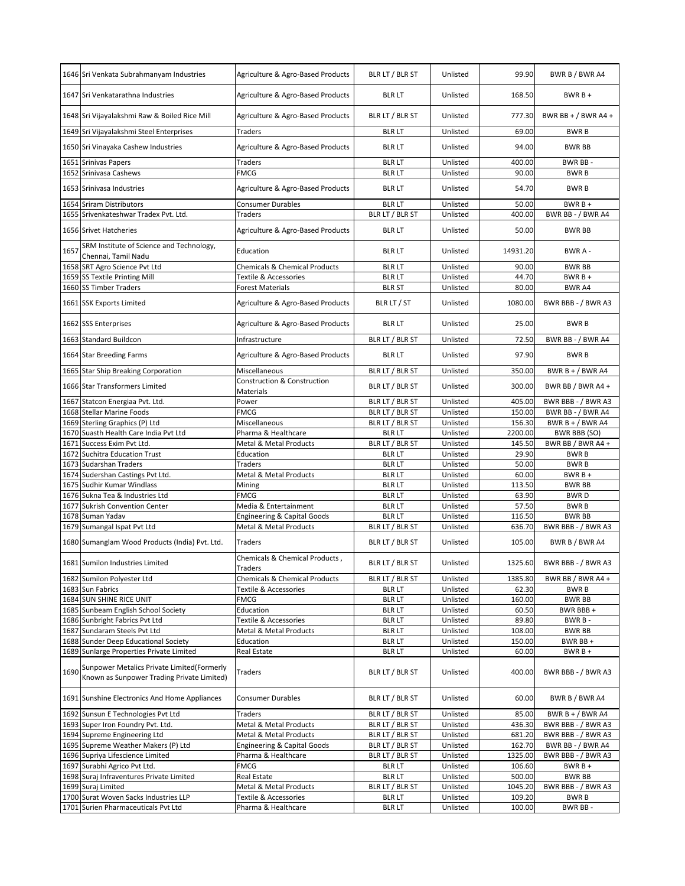| | | | | | | |
|---|---|---|---|---|---|---|
| 1646 | Sri Venkata Subrahmanyam Industries | Agriculture & Agro-Based Products | BLR LT / BLR ST | Unlisted | 99.90 | BWR B / BWR A4 |
| 1647 | Sri Venkatarathna Industries | Agriculture & Agro-Based Products | BLR LT | Unlisted | 168.50 | BWR B + |
| 1648 | Sri Vijayalakshmi Raw & Boiled Rice Mill | Agriculture & Agro-Based Products | BLR LT / BLR ST | Unlisted | 777.30 | BWR BB + / BWR A4 + |
| 1649 | Sri Vijayalakshmi Steel Enterprises | Traders | BLR LT | Unlisted | 69.00 | BWR B |
| 1650 | Sri Vinayaka Cashew Industries | Agriculture & Agro-Based Products | BLR LT | Unlisted | 94.00 | BWR BB |
| 1651 | Srinivas Papers | Traders | BLR LT | Unlisted | 400.00 | BWR BB - |
| 1652 | Srinivasa Cashews | FMCG | BLR LT | Unlisted | 90.00 | BWR B |
| 1653 | Srinivasa Industries | Agriculture & Agro-Based Products | BLR LT | Unlisted | 54.70 | BWR B |
| 1654 | Sriram Distributors | Consumer Durables | BLR LT | Unlisted | 50.00 | BWR B + |
| 1655 | Srivenkateshwar Tradex Pvt. Ltd. | Traders | BLR LT / BLR ST | Unlisted | 400.00 | BWR BB - / BWR A4 |
| 1656 | Srivet Hatcheries | Agriculture & Agro-Based Products | BLR LT | Unlisted | 50.00 | BWR BB |
| 1657 | SRM Institute of Science and Technology, Chennai, Tamil Nadu | Education | BLR LT | Unlisted | 14931.20 | BWR A - |
| 1658 | SRT Agro Science Pvt Ltd | Chemicals & Chemical Products | BLR LT | Unlisted | 90.00 | BWR BB |
| 1659 | SS Textile Printing Mill | Textile & Accessories | BLR LT | Unlisted | 44.70 | BWR B + |
| 1660 | SS Timber Traders | Forest Materials | BLR ST | Unlisted | 80.00 | BWR A4 |
| 1661 | SSK Exports Limited | Agriculture & Agro-Based Products | BLR LT / ST | Unlisted | 1080.00 | BWR BBB - / BWR A3 |
| 1662 | SSS Enterprises | Agriculture & Agro-Based Products | BLR LT | Unlisted | 25.00 | BWR B |
| 1663 | Standard Buildcon | Infrastructure | BLR LT / BLR ST | Unlisted | 72.50 | BWR BB - / BWR A4 |
| 1664 | Star Breeding Farms | Agriculture & Agro-Based Products | BLR LT | Unlisted | 97.90 | BWR B |
| 1665 | Star Ship Breaking Corporation | Miscellaneous | BLR LT / BLR ST | Unlisted | 350.00 | BWR B + / BWR A4 |
| 1666 | Star Transformers Limited | Construction & Construction Materials | BLR LT / BLR ST | Unlisted | 300.00 | BWR BB / BWR A4 + |
| 1667 | Statcon Energiaa Pvt. Ltd. | Power | BLR LT / BLR ST | Unlisted | 405.00 | BWR BBB - / BWR A3 |
| 1668 | Stellar Marine Foods | FMCG | BLR LT / BLR ST | Unlisted | 150.00 | BWR BB - / BWR A4 |
| 1669 | Sterling Graphics (P) Ltd | Miscellaneous | BLR LT / BLR ST | Unlisted | 156.30 | BWR B + / BWR A4 |
| 1670 | Suasth Health Care India Pvt Ltd | Pharma & Healthcare | BLR LT | Unlisted | 2200.00 | BWR BBB (SO) |
| 1671 | Success Exim Pvt Ltd. | Metal & Metal Products | BLR LT / BLR ST | Unlisted | 145.50 | BWR BB / BWR A4 + |
| 1672 | Suchitra Education Trust | Education | BLR LT | Unlisted | 29.90 | BWR B |
| 1673 | Sudarshan Traders | Traders | BLR LT | Unlisted | 50.00 | BWR B |
| 1674 | Sudershan Castings Pvt Ltd. | Metal & Metal Products | BLR LT | Unlisted | 60.00 | BWR B + |
| 1675 | Sudhir Kumar Windlass | Mining | BLR LT | Unlisted | 113.50 | BWR BB |
| 1676 | Sukna Tea & Industries Ltd | FMCG | BLR LT | Unlisted | 63.90 | BWR D |
| 1677 | Sukrish Convention Center | Media & Entertainment | BLR LT | Unlisted | 57.50 | BWR B |
| 1678 | Suman Yadav | Engineering & Capital Goods | BLR LT | Unlisted | 116.50 | BWR BB |
| 1679 | Sumangal Ispat Pvt Ltd | Metal & Metal Products | BLR LT / BLR ST | Unlisted | 636.70 | BWR BBB - / BWR A3 |
| 1680 | Sumanglam Wood Products (India) Pvt. Ltd. | Traders | BLR LT / BLR ST | Unlisted | 105.00 | BWR B / BWR A4 |
| 1681 | Sumilon Industries Limited | Chemicals & Chemical Products , Traders | BLR LT / BLR ST | Unlisted | 1325.60 | BWR BBB - / BWR A3 |
| 1682 | Sumilon Polyester Ltd | Chemicals & Chemical Products | BLR LT / BLR ST | Unlisted | 1385.80 | BWR BB / BWR A4 + |
| 1683 | Sun Fabrics | Textile & Accessories | BLR LT | Unlisted | 62.30 | BWR B |
| 1684 | SUN SHINE RICE UNIT | FMCG | BLR LT | Unlisted | 160.00 | BWR BB |
| 1685 | Sunbeam English School Society | Education | BLR LT | Unlisted | 60.50 | BWR BBB + |
| 1686 | Sunbright Fabrics Pvt Ltd | Textile & Accessories | BLR LT | Unlisted | 89.80 | BWR B - |
| 1687 | Sundaram Steels Pvt Ltd | Metal & Metal Products | BLR LT | Unlisted | 108.00 | BWR BB |
| 1688 | Sunder Deep Educational Society | Education | BLR LT | Unlisted | 150.00 | BWR BB + |
| 1689 | Sunlarge Properties Private Limited | Real Estate | BLR LT | Unlisted | 60.00 | BWR B + |
| 1690 | Sunpower Metalics Private Limited(Formerly Known as Sunpower Trading Private Limited) | Traders | BLR LT / BLR ST | Unlisted | 400.00 | BWR BBB - / BWR A3 |
| 1691 | Sunshine Electronics And Home Appliances | Consumer Durables | BLR LT / BLR ST | Unlisted | 60.00 | BWR B / BWR A4 |
| 1692 | Sunsun E Technologies Pvt Ltd | Traders | BLR LT / BLR ST | Unlisted | 85.00 | BWR B + / BWR A4 |
| 1693 | Super Iron Foundry Pvt. Ltd. | Metal & Metal Products | BLR LT / BLR ST | Unlisted | 436.30 | BWR BBB - / BWR A3 |
| 1694 | Supreme Engineering Ltd | Metal & Metal Products | BLR LT / BLR ST | Unlisted | 681.20 | BWR BBB - / BWR A3 |
| 1695 | Supreme Weather Makers (P) Ltd | Engineering & Capital Goods | BLR LT / BLR ST | Unlisted | 162.70 | BWR BB - / BWR A4 |
| 1696 | Supriya Lifescience Limited | Pharma & Healthcare | BLR LT / BLR ST | Unlisted | 1325.00 | BWR BBB - / BWR A3 |
| 1697 | Surabhi Agrico Pvt Ltd. | FMCG | BLR LT | Unlisted | 106.60 | BWR B + |
| 1698 | Suraj Infraventures Private Limited | Real Estate | BLR LT | Unlisted | 500.00 | BWR BB |
| 1699 | Suraj Limited | Metal & Metal Products | BLR LT / BLR ST | Unlisted | 1045.20 | BWR BBB - / BWR A3 |
| 1700 | Surat Woven Sacks Industries LLP | Textile & Accessories | BLR LT | Unlisted | 109.20 | BWR B |
| 1701 | Surien Pharmaceuticals Pvt Ltd | Pharma & Healthcare | BLR LT | Unlisted | 100.00 | BWR BB - |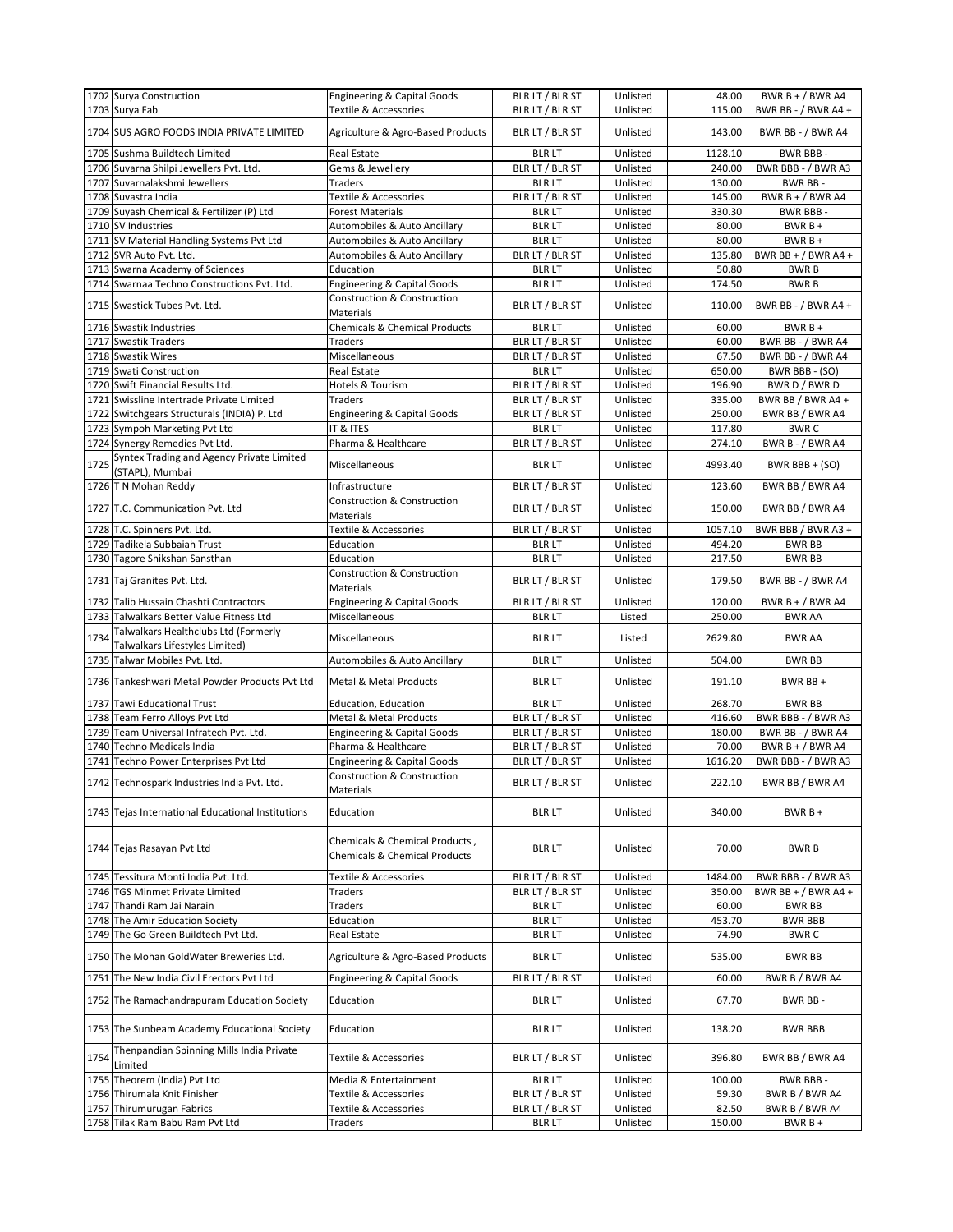| | | | | | | |
|---|---|---|---|---|---|---|
| 1702 | Surya Construction | Engineering & Capital Goods | BLR LT / BLR ST | Unlisted | 48.00 | BWR B + / BWR A4 |
| 1703 | Surya Fab | Textile & Accessories | BLR LT / BLR ST | Unlisted | 115.00 | BWR BB - / BWR A4 + |
| 1704 | SUS AGRO FOODS INDIA PRIVATE LIMITED | Agriculture & Agro-Based Products | BLR LT / BLR ST | Unlisted | 143.00 | BWR BB - / BWR A4 |
| 1705 | Sushma Buildtech Limited | Real Estate | BLR LT | Unlisted | 1128.10 | BWR BBB - |
| 1706 | Suvarna Shilpi Jewellers Pvt. Ltd. | Gems & Jewellery | BLR LT / BLR ST | Unlisted | 240.00 | BWR BBB - / BWR A3 |
| 1707 | Suvarnalakshmi Jewellers | Traders | BLR LT | Unlisted | 130.00 | BWR BB - |
| 1708 | Suvastra India | Textile & Accessories | BLR LT / BLR ST | Unlisted | 145.00 | BWR B + / BWR A4 |
| 1709 | Suyash Chemical & Fertilizer (P) Ltd | Forest Materials | BLR LT | Unlisted | 330.30 | BWR BBB - |
| 1710 | SV Industries | Automobiles & Auto Ancillary | BLR LT | Unlisted | 80.00 | BWR B + |
| 1711 | SV Material Handling Systems Pvt Ltd | Automobiles & Auto Ancillary | BLR LT | Unlisted | 80.00 | BWR B + |
| 1712 | SVR Auto Pvt. Ltd. | Automobiles & Auto Ancillary | BLR LT / BLR ST | Unlisted | 135.80 | BWR BB + / BWR A4 + |
| 1713 | Swarna Academy of Sciences | Education | BLR LT | Unlisted | 50.80 | BWR B |
| 1714 | Swarnaa Techno Constructions Pvt. Ltd. | Engineering & Capital Goods | BLR LT | Unlisted | 174.50 | BWR B |
| 1715 | Swastick Tubes Pvt. Ltd. | Construction & Construction Materials | BLR LT / BLR ST | Unlisted | 110.00 | BWR BB - / BWR A4 + |
| 1716 | Swastik Industries | Chemicals & Chemical Products | BLR LT | Unlisted | 60.00 | BWR B + |
| 1717 | Swastik Traders | Traders | BLR LT / BLR ST | Unlisted | 60.00 | BWR BB - / BWR A4 |
| 1718 | Swastik Wires | Miscellaneous | BLR LT / BLR ST | Unlisted | 67.50 | BWR BB - / BWR A4 |
| 1719 | Swati Construction | Real Estate | BLR LT | Unlisted | 650.00 | BWR BBB - (SO) |
| 1720 | Swift Financial Results Ltd. | Hotels & Tourism | BLR LT / BLR ST | Unlisted | 196.90 | BWR D / BWR D |
| 1721 | Swissline Intertrade Private Limited | Traders | BLR LT / BLR ST | Unlisted | 335.00 | BWR BB / BWR A4 + |
| 1722 | Switchgears Structurals (INDIA) P. Ltd | Engineering & Capital Goods | BLR LT / BLR ST | Unlisted | 250.00 | BWR BB / BWR A4 |
| 1723 | Sympoh Marketing Pvt Ltd | IT & ITES | BLR LT | Unlisted | 117.80 | BWR C |
| 1724 | Synergy Remedies Pvt Ltd. | Pharma & Healthcare | BLR LT / BLR ST | Unlisted | 274.10 | BWR B - / BWR A4 |
| 1725 | Syntex Trading and Agency Private Limited (STAPL), Mumbai | Miscellaneous | BLR LT | Unlisted | 4993.40 | BWR BBB + (SO) |
| 1726 | T N Mohan Reddy | Infrastructure | BLR LT / BLR ST | Unlisted | 123.60 | BWR BB / BWR A4 |
| 1727 | T.C. Communication Pvt. Ltd | Construction & Construction Materials | BLR LT / BLR ST | Unlisted | 150.00 | BWR BB / BWR A4 |
| 1728 | T.C. Spinners Pvt. Ltd. | Textile & Accessories | BLR LT / BLR ST | Unlisted | 1057.10 | BWR BBB / BWR A3 + |
| 1729 | Tadikela Subbaiah Trust | Education | BLR LT | Unlisted | 494.20 | BWR BB |
| 1730 | Tagore Shikshan Sansthan | Education | BLR LT | Unlisted | 217.50 | BWR BB |
| 1731 | Taj Granites Pvt. Ltd. | Construction & Construction Materials | BLR LT / BLR ST | Unlisted | 179.50 | BWR BB - / BWR A4 |
| 1732 | Talib Hussain Chashti Contractors | Engineering & Capital Goods | BLR LT / BLR ST | Unlisted | 120.00 | BWR B + / BWR A4 |
| 1733 | Talwalkars Better Value Fitness Ltd | Miscellaneous | BLR LT | Listed | 250.00 | BWR AA |
| 1734 | Talwalkars Healthclubs Ltd (Formerly Talwalkars Lifestyles Limited) | Miscellaneous | BLR LT | Listed | 2629.80 | BWR AA |
| 1735 | Talwar Mobiles Pvt. Ltd. | Automobiles & Auto Ancillary | BLR LT | Unlisted | 504.00 | BWR BB |
| 1736 | Tankeshwari Metal Powder Products Pvt Ltd | Metal & Metal Products | BLR LT | Unlisted | 191.10 | BWR BB + |
| 1737 | Tawi Educational Trust | Education, Education | BLR LT | Unlisted | 268.70 | BWR BB |
| 1738 | Team Ferro Alloys Pvt Ltd | Metal & Metal Products | BLR LT / BLR ST | Unlisted | 416.60 | BWR BBB - / BWR A3 |
| 1739 | Team Universal Infratech Pvt. Ltd. | Engineering & Capital Goods | BLR LT / BLR ST | Unlisted | 180.00 | BWR BB - / BWR A4 |
| 1740 | Techno Medicals India | Pharma & Healthcare | BLR LT / BLR ST | Unlisted | 70.00 | BWR B + / BWR A4 |
| 1741 | Techno Power Enterprises Pvt Ltd | Engineering & Capital Goods | BLR LT / BLR ST | Unlisted | 1616.20 | BWR BBB - / BWR A3 |
| 1742 | Technospark Industries India Pvt. Ltd. | Construction & Construction Materials | BLR LT / BLR ST | Unlisted | 222.10 | BWR BB / BWR A4 |
| 1743 | Tejas International Educational Institutions | Education | BLR LT | Unlisted | 340.00 | BWR B + |
| 1744 | Tejas Rasayan Pvt Ltd | Chemicals & Chemical Products , Chemicals & Chemical Products | BLR LT | Unlisted | 70.00 | BWR B |
| 1745 | Tessitura Monti India Pvt. Ltd. | Textile & Accessories | BLR LT / BLR ST | Unlisted | 1484.00 | BWR BBB - / BWR A3 |
| 1746 | TGS Minmet Private Limited | Traders | BLR LT / BLR ST | Unlisted | 350.00 | BWR BB + / BWR A4 + |
| 1747 | Thandi Ram Jai Narain | Traders | BLR LT | Unlisted | 60.00 | BWR BB |
| 1748 | The Amir Education Society | Education | BLR LT | Unlisted | 453.70 | BWR BBB |
| 1749 | The Go Green Buildtech Pvt Ltd. | Real Estate | BLR LT | Unlisted | 74.90 | BWR C |
| 1750 | The Mohan GoldWater Breweries Ltd. | Agriculture & Agro-Based Products | BLR LT | Unlisted | 535.00 | BWR BB |
| 1751 | The New India Civil Erectors Pvt Ltd | Engineering & Capital Goods | BLR LT / BLR ST | Unlisted | 60.00 | BWR B / BWR A4 |
| 1752 | The Ramachandrapuram Education Society | Education | BLR LT | Unlisted | 67.70 | BWR BB - |
| 1753 | The Sunbeam Academy Educational Society | Education | BLR LT | Unlisted | 138.20 | BWR BBB |
| 1754 | Thenpandian Spinning Mills India Private Limited | Textile & Accessories | BLR LT / BLR ST | Unlisted | 396.80 | BWR BB / BWR A4 |
| 1755 | Theorem (India) Pvt Ltd | Media & Entertainment | BLR LT | Unlisted | 100.00 | BWR BBB - |
| 1756 | Thirumala Knit Finisher | Textile & Accessories | BLR LT / BLR ST | Unlisted | 59.30 | BWR B / BWR A4 |
| 1757 | Thirumurugan Fabrics | Textile & Accessories | BLR LT / BLR ST | Unlisted | 82.50 | BWR B / BWR A4 |
| 1758 | Tilak Ram Babu Ram Pvt Ltd | Traders | BLR LT | Unlisted | 150.00 | BWR B + |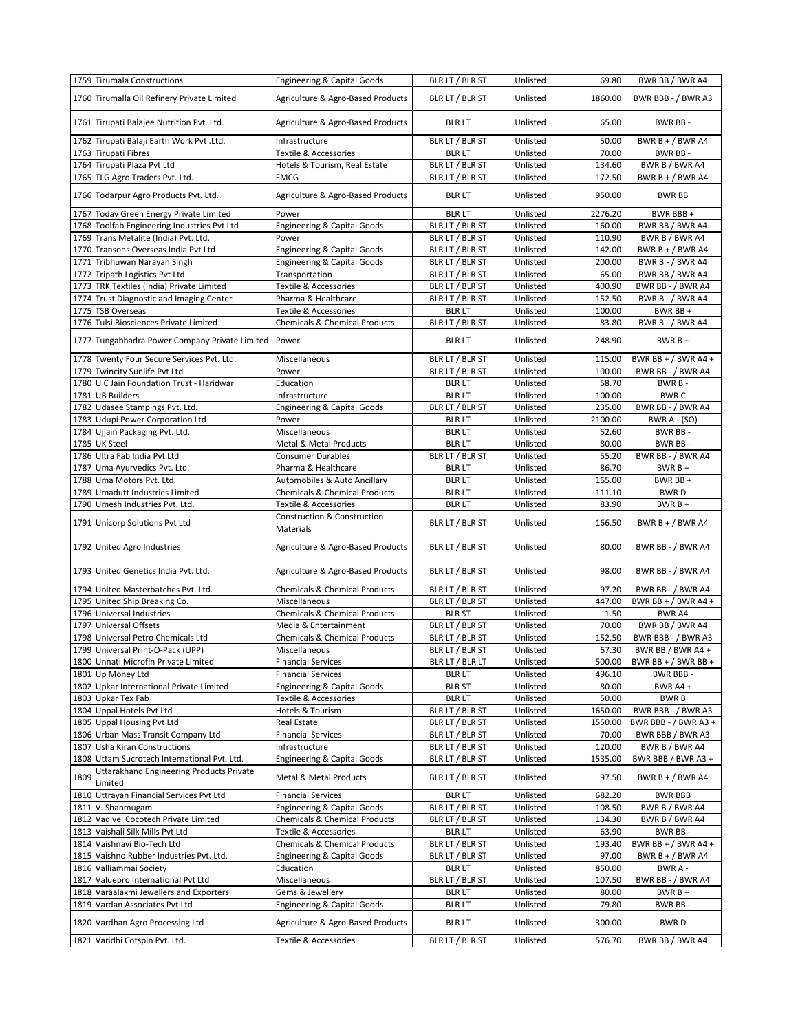| | | | | | | |
|---|---|---|---|---|---|---|
| 1759 | Tirumala Constructions | Engineering & Capital Goods | BLR LT / BLR ST | Unlisted | 69.80 | BWR BB / BWR A4 |
| 1760 | Tirumalla Oil Refinery Private Limited | Agriculture & Agro-Based Products | BLR LT / BLR ST | Unlisted | 1860.00 | BWR BBB - / BWR A3 |
| 1761 | Tirupati Balajee Nutrition Pvt. Ltd. | Agriculture & Agro-Based Products | BLR LT | Unlisted | 65.00 | BWR BB - |
| 1762 | Tirupati Balaji Earth Work Pvt .Ltd. | Infrastructure | BLR LT / BLR ST | Unlisted | 50.00 | BWR B + / BWR A4 |
| 1763 | Tirupati Fibres | Textile & Accessories | BLR LT | Unlisted | 70.00 | BWR BB - |
| 1764 | Tirupati Plaza Pvt Ltd | Hotels & Tourism, Real Estate | BLR LT / BLR ST | Unlisted | 134.60 | BWR B / BWR A4 |
| 1765 | TLG Agro Traders Pvt. Ltd. | FMCG | BLR LT / BLR ST | Unlisted | 172.50 | BWR B + / BWR A4 |
| 1766 | Todarpur Agro Products Pvt. Ltd. | Agriculture & Agro-Based Products | BLR LT | Unlisted | 950.00 | BWR BB |
| 1767 | Today Green Energy Private Limited | Power | BLR LT | Unlisted | 2276.20 | BWR BBB + |
| 1768 | Toolfab Engineering Industries Pvt Ltd | Engineering & Capital Goods | BLR LT / BLR ST | Unlisted | 160.00 | BWR BB / BWR A4 |
| 1769 | Trans Metalite (India) Pvt. Ltd. | Power | BLR LT / BLR ST | Unlisted | 110.90 | BWR B / BWR A4 |
| 1770 | Transons Overseas India Pvt Ltd | Engineering & Capital Goods | BLR LT / BLR ST | Unlisted | 142.00 | BWR B + / BWR A4 |
| 1771 | Tribhuwan Narayan Singh | Engineering & Capital Goods | BLR LT / BLR ST | Unlisted | 200.00 | BWR B - / BWR A4 |
| 1772 | Tripath Logistics Pvt Ltd | Transportation | BLR LT / BLR ST | Unlisted | 65.00 | BWR BB / BWR A4 |
| 1773 | TRK Textiles (India) Private Limited | Textile & Accessories | BLR LT / BLR ST | Unlisted | 400.90 | BWR BB - / BWR A4 |
| 1774 | Trust Diagnostic and Imaging Center | Pharma & Healthcare | BLR LT / BLR ST | Unlisted | 152.50 | BWR B - / BWR A4 |
| 1775 | TSB Overseas | Textile & Accessories | BLR LT | Unlisted | 100.00 | BWR BB + |
| 1776 | Tulsi Biosciences Private Limited | Chemicals & Chemical Products | BLR LT / BLR ST | Unlisted | 83.80 | BWR B - / BWR A4 |
| 1777 | Tungabhadra Power Company Private Limited | Power | BLR LT | Unlisted | 248.90 | BWR B + |
| 1778 | Twenty Four Secure Services Pvt. Ltd. | Miscellaneous | BLR LT / BLR ST | Unlisted | 115.00 | BWR BB + / BWR A4 + |
| 1779 | Twincity Sunlife Pvt Ltd | Power | BLR LT / BLR ST | Unlisted | 100.00 | BWR BB - / BWR A4 |
| 1780 | U C Jain Foundation Trust - Haridwar | Education | BLR LT | Unlisted | 58.70 | BWR B - |
| 1781 | UB Builders | Infrastructure | BLR LT | Unlisted | 100.00 | BWR C |
| 1782 | Udasee Stampings Pvt. Ltd. | Engineering & Capital Goods | BLR LT / BLR ST | Unlisted | 235.00 | BWR BB - / BWR A4 |
| 1783 | Udupi Power Corporation Ltd | Power | BLR LT | Unlisted | 2100.00 | BWR A - (SO) |
| 1784 | Ujjain Packaging Pvt. Ltd. | Miscellaneous | BLR LT | Unlisted | 52.60 | BWR BB - |
| 1785 | UK Steel | Metal & Metal Products | BLR LT | Unlisted | 80.00 | BWR BB - |
| 1786 | Ultra Fab India Pvt Ltd | Consumer Durables | BLR LT / BLR ST | Unlisted | 55.20 | BWR BB - / BWR A4 |
| 1787 | Uma Ayurvedics Pvt. Ltd. | Pharma & Healthcare | BLR LT | Unlisted | 86.70 | BWR B + |
| 1788 | Uma Motors Pvt. Ltd. | Automobiles & Auto Ancillary | BLR LT | Unlisted | 165.00 | BWR BB + |
| 1789 | Umadutt Industries Limited | Chemicals & Chemical Products | BLR LT | Unlisted | 111.10 | BWR D |
| 1790 | Umesh Industries Pvt. Ltd. | Textile & Accessories | BLR LT | Unlisted | 83.90 | BWR B + |
| 1791 | Unicorp Solutions Pvt Ltd | Construction & Construction Materials | BLR LT / BLR ST | Unlisted | 166.50 | BWR B + / BWR A4 |
| 1792 | United Agro Industries | Agriculture & Agro-Based Products | BLR LT / BLR ST | Unlisted | 80.00 | BWR BB - / BWR A4 |
| 1793 | United Genetics India Pvt. Ltd. | Agriculture & Agro-Based Products | BLR LT / BLR ST | Unlisted | 98.00 | BWR BB - / BWR A4 |
| 1794 | United Masterbatches Pvt. Ltd. | Chemicals & Chemical Products | BLR LT / BLR ST | Unlisted | 97.20 | BWR BB - / BWR A4 |
| 1795 | United Ship Breaking Co. | Miscellaneous | BLR LT / BLR ST | Unlisted | 447.00 | BWR BB + / BWR A4 + |
| 1796 | Universal Industries | Chemicals & Chemical Products | BLR ST | Unlisted | 1.50 | BWR A4 |
| 1797 | Universal Offsets | Media & Entertainment | BLR LT / BLR ST | Unlisted | 70.00 | BWR BB / BWR A4 |
| 1798 | Universal Petro Chemicals Ltd | Chemicals & Chemical Products | BLR LT / BLR ST | Unlisted | 152.50 | BWR BBB - / BWR A3 |
| 1799 | Universal Print-O-Pack (UPP) | Miscellaneous | BLR LT / BLR ST | Unlisted | 67.30 | BWR BB / BWR A4 + |
| 1800 | Unnati Microfin Private Limited | Financial Services | BLR LT / BLR LT | Unlisted | 500.00 | BWR BB + / BWR BB + |
| 1801 | Up Money Ltd | Financial Services | BLR LT | Unlisted | 496.10 | BWR BBB - |
| 1802 | Upkar International Private Limited | Engineering & Capital Goods | BLR ST | Unlisted | 80.00 | BWR A4 + |
| 1803 | Upkar Tex Fab | Textile & Accessories | BLR LT | Unlisted | 50.00 | BWR B |
| 1804 | Uppal Hotels Pvt Ltd | Hotels & Tourism | BLR LT / BLR ST | Unlisted | 1650.00 | BWR BBB - / BWR A3 |
| 1805 | Uppal Housing Pvt Ltd | Real Estate | BLR LT / BLR ST | Unlisted | 1550.00 | BWR BBB - / BWR A3 + |
| 1806 | Urban Mass Transit Company Ltd | Financial Services | BLR LT / BLR ST | Unlisted | 70.00 | BWR BBB / BWR A3 |
| 1807 | Usha Kiran Constructions | Infrastructure | BLR LT / BLR ST | Unlisted | 120.00 | BWR B / BWR A4 |
| 1808 | Uttam Sucrotech International Pvt. Ltd. | Engineering & Capital Goods | BLR LT / BLR ST | Unlisted | 1535.00 | BWR BBB / BWR A3 + |
| 1809 | Uttarakhand Engineering Products Private Limited | Metal & Metal Products | BLR LT / BLR ST | Unlisted | 97.50 | BWR B + / BWR A4 |
| 1810 | Uttrayan Financial Services Pvt Ltd | Financial Services | BLR LT | Unlisted | 682.20 | BWR BBB |
| 1811 | V. Shanmugam | Engineering & Capital Goods | BLR LT / BLR ST | Unlisted | 108.50 | BWR B / BWR A4 |
| 1812 | Vadivel Cocotech Private Limited | Chemicals & Chemical Products | BLR LT / BLR ST | Unlisted | 134.30 | BWR B / BWR A4 |
| 1813 | Vaishali Silk Mills Pvt Ltd | Textile & Accessories | BLR LT | Unlisted | 63.90 | BWR BB - |
| 1814 | Vaishnavi Bio-Tech Ltd | Chemicals & Chemical Products | BLR LT / BLR ST | Unlisted | 193.40 | BWR BB + / BWR A4 + |
| 1815 | Vaishno Rubber Industries Pvt. Ltd. | Engineering & Capital Goods | BLR LT / BLR ST | Unlisted | 97.00 | BWR B + / BWR A4 |
| 1816 | Valliammai Society | Education | BLR LT | Unlisted | 850.00 | BWR A - |
| 1817 | Valuepro International Pvt Ltd | Miscellaneous | BLR LT / BLR ST | Unlisted | 107.50 | BWR BB - / BWR A4 |
| 1818 | Varaalaxmi Jewellers and Exporters | Gems & Jewellery | BLR LT | Unlisted | 80.00 | BWR B + |
| 1819 | Vardan Associates Pvt Ltd | Engineering & Capital Goods | BLR LT | Unlisted | 79.80 | BWR BB - |
| 1820 | Vardhan Agro Processing Ltd | Agriculture & Agro-Based Products | BLR LT | Unlisted | 300.00 | BWR D |
| 1821 | Varidhi Cotspin Pvt. Ltd. | Textile & Accessories | BLR LT / BLR ST | Unlisted | 576.70 | BWR BB / BWR A4 |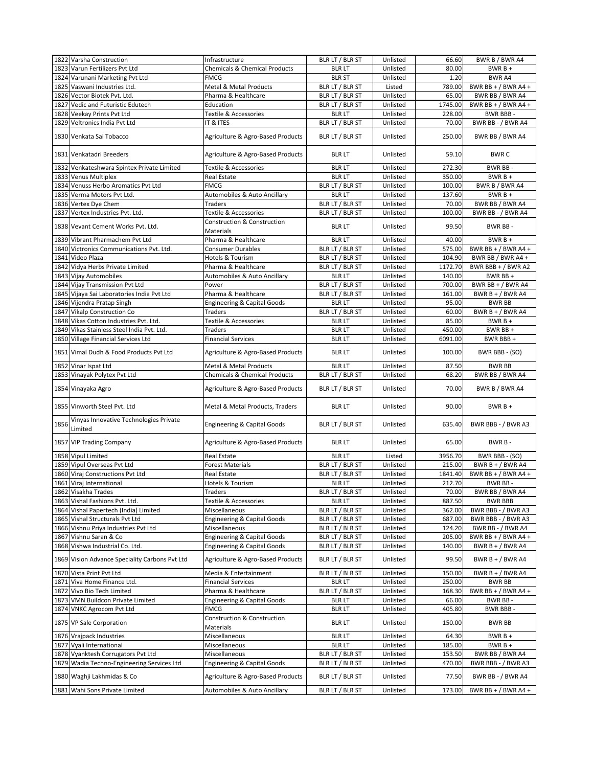| | | | | | | |
|---|---|---|---|---|---|---|
| 1822 | Varsha Construction | Infrastructure | BLR LT / BLR ST | Unlisted | 66.60 | BWR B / BWR A4 |
| 1823 | Varun Fertilizers Pvt Ltd | Chemicals & Chemical Products | BLR LT | Unlisted | 80.00 | BWR B + |
| 1824 | Varunani Marketing Pvt Ltd | FMCG | BLR ST | Unlisted | 1.20 | BWR A4 |
| 1825 | Vaswani Industries Ltd. | Metal & Metal Products | BLR LT / BLR ST | Listed | 789.00 | BWR BB + / BWR A4 + |
| 1826 | Vector Biotek Pvt. Ltd. | Pharma & Healthcare | BLR LT / BLR ST | Unlisted | 65.00 | BWR BB / BWR A4 |
| 1827 | Vedic and Futuristic Edutech | Education | BLR LT / BLR ST | Unlisted | 1745.00 | BWR BB + / BWR A4 + |
| 1828 | Veekay Prints Pvt Ltd | Textile & Accessories | BLR LT | Unlisted | 228.00 | BWR BBB - |
| 1829 | Veltronics India Pvt Ltd | IT & ITES | BLR LT / BLR ST | Unlisted | 70.00 | BWR BB - / BWR A4 |
| 1830 | Venkata Sai Tobacco | Agriculture & Agro-Based Products | BLR LT / BLR ST | Unlisted | 250.00 | BWR BB / BWR A4 |
| 1831 | Venkatadri Breeders | Agriculture & Agro-Based Products | BLR LT | Unlisted | 59.10 | BWR C |
| 1832 | Venkateshwara Spintex Private Limited | Textile & Accessories | BLR LT | Unlisted | 272.30 | BWR BB - |
| 1833 | Venus Multiplex | Real Estate | BLR LT | Unlisted | 350.00 | BWR B + |
| 1834 | Venuss Herbo Aromatics Pvt Ltd | FMCG | BLR LT / BLR ST | Unlisted | 100.00 | BWR B / BWR A4 |
| 1835 | Verma Motors Pvt Ltd. | Automobiles & Auto Ancillary | BLR LT | Unlisted | 137.60 | BWR B + |
| 1836 | Vertex Dye Chem | Traders | BLR LT / BLR ST | Unlisted | 70.00 | BWR BB / BWR A4 |
| 1837 | Vertex Industries Pvt. Ltd. | Textile & Accessories | BLR LT / BLR ST | Unlisted | 100.00 | BWR BB - / BWR A4 |
| 1838 | Vevant Cement Works Pvt. Ltd. | Construction & Construction Materials | BLR LT | Unlisted | 99.50 | BWR BB - |
| 1839 | Vibrant Pharmachem Pvt Ltd | Pharma & Healthcare | BLR LT | Unlisted | 40.00 | BWR B + |
| 1840 | Victronics Communications Pvt. Ltd. | Consumer Durables | BLR LT / BLR ST | Unlisted | 575.00 | BWR BB + / BWR A4 + |
| 1841 | Video Plaza | Hotels & Tourism | BLR LT / BLR ST | Unlisted | 104.90 | BWR BB / BWR A4 + |
| 1842 | Vidya Herbs Private Limited | Pharma & Healthcare | BLR LT / BLR ST | Unlisted | 1172.70 | BWR BBB + / BWR A2 |
| 1843 | Vijay Automobiles | Automobiles & Auto Ancillary | BLR LT | Unlisted | 140.00 | BWR BB + |
| 1844 | Vijay Transmission Pvt Ltd | Power | BLR LT / BLR ST | Unlisted | 700.00 | BWR BB + / BWR A4 |
| 1845 | Vijaya Sai Laboratories India Pvt Ltd | Pharma & Healthcare | BLR LT / BLR ST | Unlisted | 161.00 | BWR B + / BWR A4 |
| 1846 | Vijendra Pratap Singh | Engineering & Capital Goods | BLR LT | Unlisted | 95.00 | BWR BB |
| 1847 | Vikalp Construction Co | Traders | BLR LT / BLR ST | Unlisted | 60.00 | BWR B + / BWR A4 |
| 1848 | Vikas Cotton Industries Pvt. Ltd. | Textile & Accessories | BLR LT | Unlisted | 85.00 | BWR B + |
| 1849 | Vikas Stainless Steel India Pvt. Ltd. | Traders | BLR LT | Unlisted | 450.00 | BWR BB + |
| 1850 | Village Financial Services Ltd | Financial Services | BLR LT | Unlisted | 6091.00 | BWR BBB + |
| 1851 | Vimal Dudh & Food Products Pvt Ltd | Agriculture & Agro-Based Products | BLR LT | Unlisted | 100.00 | BWR BBB - (SO) |
| 1852 | Vinar Ispat Ltd | Metal & Metal Products | BLR LT | Unlisted | 87.50 | BWR BB |
| 1853 | Vinayak Polytex Pvt Ltd | Chemicals & Chemical Products | BLR LT / BLR ST | Unlisted | 68.20 | BWR BB / BWR A4 |
| 1854 | Vinayaka Agro | Agriculture & Agro-Based Products | BLR LT / BLR ST | Unlisted | 70.00 | BWR B / BWR A4 |
| 1855 | Vinworth Steel Pvt. Ltd | Metal & Metal Products, Traders | BLR LT | Unlisted | 90.00 | BWR B + |
| 1856 | Vinyas Innovative Technologies Private Limited | Engineering & Capital Goods | BLR LT / BLR ST | Unlisted | 635.40 | BWR BBB - / BWR A3 |
| 1857 | VIP Trading Company | Agriculture & Agro-Based Products | BLR LT | Unlisted | 65.00 | BWR B - |
| 1858 | Vipul Limited | Real Estate | BLR LT | Listed | 3956.70 | BWR BBB - (SO) |
| 1859 | Vipul Overseas Pvt Ltd | Forest Materials | BLR LT / BLR ST | Unlisted | 215.00 | BWR B + / BWR A4 |
| 1860 | Viraj Constructions Pvt Ltd | Real Estate | BLR LT / BLR ST | Unlisted | 1841.40 | BWR BB + / BWR A4 + |
| 1861 | Viraj International | Hotels & Tourism | BLR LT | Unlisted | 212.70 | BWR BB - |
| 1862 | Visakha Trades | Traders | BLR LT / BLR ST | Unlisted | 70.00 | BWR BB / BWR A4 |
| 1863 | Vishal Fashions Pvt. Ltd. | Textile & Accessories | BLR LT | Unlisted | 887.50 | BWR BBB |
| 1864 | Vishal Papertech (India) Limited | Miscellaneous | BLR LT / BLR ST | Unlisted | 362.00 | BWR BBB - / BWR A3 |
| 1865 | Vishal Structurals Pvt Ltd | Engineering & Capital Goods | BLR LT / BLR ST | Unlisted | 687.00 | BWR BBB - / BWR A3 |
| 1866 | Vishnu Priya Industries Pvt Ltd | Miscellaneous | BLR LT / BLR ST | Unlisted | 124.20 | BWR BB - / BWR A4 |
| 1867 | Vishnu Saran & Co | Engineering & Capital Goods | BLR LT / BLR ST | Unlisted | 205.00 | BWR BB + / BWR A4 + |
| 1868 | Vishwa Industrial Co. Ltd. | Engineering & Capital Goods | BLR LT / BLR ST | Unlisted | 140.00 | BWR B + / BWR A4 |
| 1869 | Vision Advance Speciality Carbons Pvt Ltd | Agriculture & Agro-Based Products | BLR LT / BLR ST | Unlisted | 99.50 | BWR B + / BWR A4 |
| 1870 | Vista Print Pvt Ltd | Media & Entertainment | BLR LT / BLR ST | Unlisted | 150.00 | BWR B + / BWR A4 |
| 1871 | Viva Home Finance Ltd. | Financial Services | BLR LT | Unlisted | 250.00 | BWR BB |
| 1872 | Vivo Bio Tech Limited | Pharma & Healthcare | BLR LT / BLR ST | Unlisted | 168.30 | BWR BB + / BWR A4 + |
| 1873 | VMN Buildcon Private Limited | Engineering & Capital Goods | BLR LT | Unlisted | 66.00 | BWR BB - |
| 1874 | VNKC Agrocom Pvt Ltd | FMCG | BLR LT | Unlisted | 405.80 | BWR BBB - |
| 1875 | VP Sale Corporation | Construction & Construction Materials | BLR LT | Unlisted | 150.00 | BWR BB |
| 1876 | Vrajpack Industries | Miscellaneous | BLR LT | Unlisted | 64.30 | BWR B + |
| 1877 | Vyali International | Miscellaneous | BLR LT | Unlisted | 185.00 | BWR B + |
| 1878 | Vyanktesh Corrugators Pvt Ltd | Miscellaneous | BLR LT / BLR ST | Unlisted | 153.50 | BWR BB / BWR A4 |
| 1879 | Wadia Techno-Engineering Services Ltd | Engineering & Capital Goods | BLR LT / BLR ST | Unlisted | 470.00 | BWR BBB - / BWR A3 |
| 1880 | Waghji Lakhmidas & Co | Agriculture & Agro-Based Products | BLR LT / BLR ST | Unlisted | 77.50 | BWR BB - / BWR A4 |
| 1881 | Wahi Sons Private Limited | Automobiles & Auto Ancillary | BLR LT / BLR ST | Unlisted | 173.00 | BWR BB + / BWR A4 + |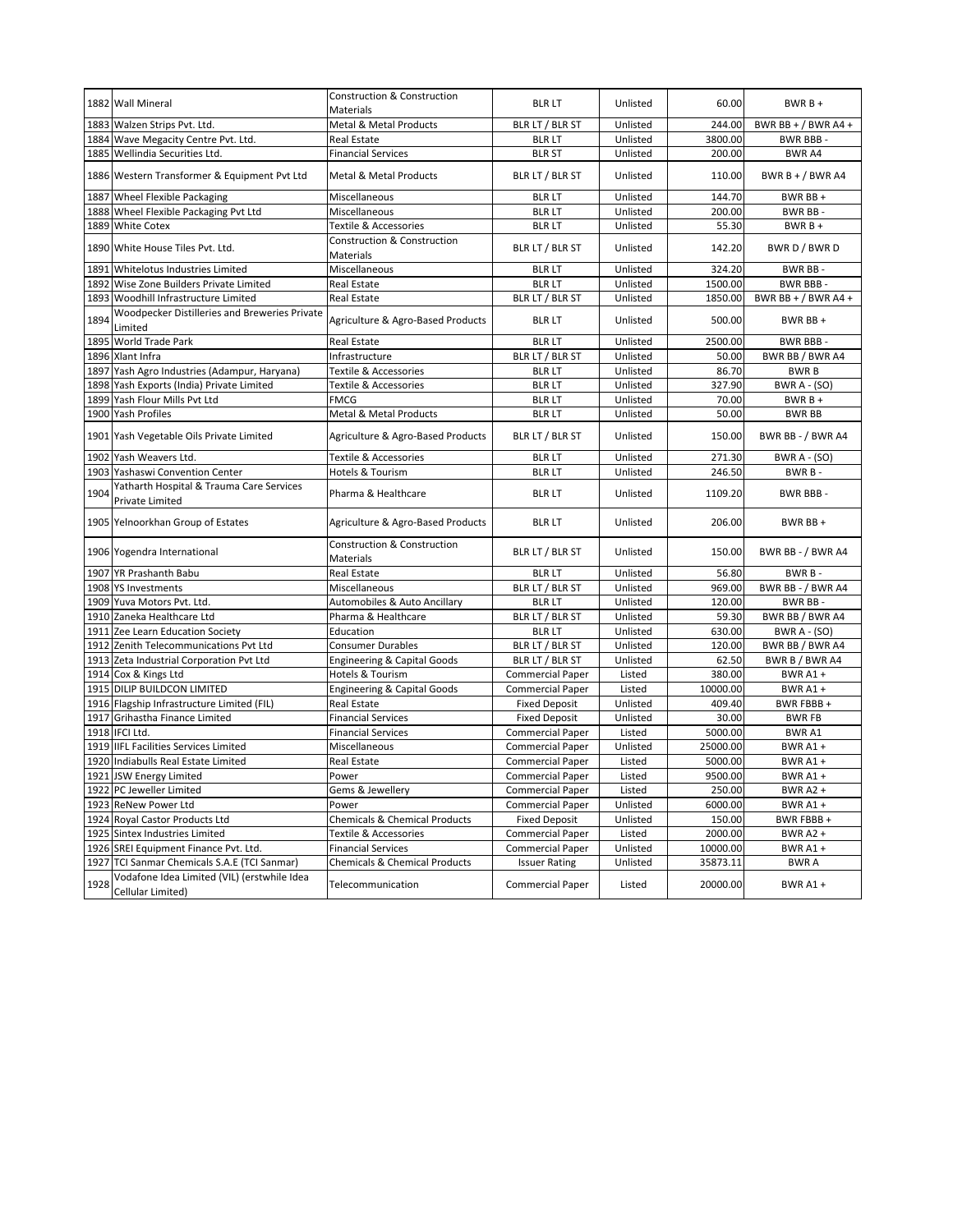| | | | | | | |
|---|---|---|---|---|---|---|
| 1882 | Wall Mineral | Construction & Construction Materials | BLR LT | Unlisted | 60.00 | BWR B + |
| 1883 | Walzen Strips Pvt. Ltd. | Metal & Metal Products | BLR LT / BLR ST | Unlisted | 244.00 | BWR BB + / BWR A4 + |
| 1884 | Wave Megacity Centre Pvt. Ltd. | Real Estate | BLR LT | Unlisted | 3800.00 | BWR BBB - |
| 1885 | Wellindia Securities Ltd. | Financial Services | BLR ST | Unlisted | 200.00 | BWR A4 |
| 1886 | Western Transformer & Equipment Pvt Ltd | Metal & Metal Products | BLR LT / BLR ST | Unlisted | 110.00 | BWR B + / BWR A4 |
| 1887 | Wheel Flexible Packaging | Miscellaneous | BLR LT | Unlisted | 144.70 | BWR BB + |
| 1888 | Wheel Flexible Packaging Pvt Ltd | Miscellaneous | BLR LT | Unlisted | 200.00 | BWR BB - |
| 1889 | White Cotex | Textile & Accessories | BLR LT | Unlisted | 55.30 | BWR B + |
| 1890 | White House Tiles Pvt. Ltd. | Construction & Construction Materials | BLR LT / BLR ST | Unlisted | 142.20 | BWR D / BWR D |
| 1891 | Whitelotus Industries Limited | Miscellaneous | BLR LT | Unlisted | 324.20 | BWR BB - |
| 1892 | Wise Zone Builders Private Limited | Real Estate | BLR LT | Unlisted | 1500.00 | BWR BBB - |
| 1893 | Woodhill Infrastructure Limited | Real Estate | BLR LT / BLR ST | Unlisted | 1850.00 | BWR BB + / BWR A4 + |
| 1894 | Woodpecker Distilleries and Breweries Private Limited | Agriculture & Agro-Based Products | BLR LT | Unlisted | 500.00 | BWR BB + |
| 1895 | World Trade Park | Real Estate | BLR LT | Unlisted | 2500.00 | BWR BBB - |
| 1896 | Xlant Infra | Infrastructure | BLR LT / BLR ST | Unlisted | 50.00 | BWR BB / BWR A4 |
| 1897 | Yash Agro Industries (Adampur, Haryana) | Textile & Accessories | BLR LT | Unlisted | 86.70 | BWR B |
| 1898 | Yash Exports (India) Private Limited | Textile & Accessories | BLR LT | Unlisted | 327.90 | BWR A - (SO) |
| 1899 | Yash Flour Mills Pvt Ltd | FMCG | BLR LT | Unlisted | 70.00 | BWR B + |
| 1900 | Yash Profiles | Metal & Metal Products | BLR LT | Unlisted | 50.00 | BWR BB |
| 1901 | Yash Vegetable Oils Private Limited | Agriculture & Agro-Based Products | BLR LT / BLR ST | Unlisted | 150.00 | BWR BB - / BWR A4 |
| 1902 | Yash Weavers Ltd. | Textile & Accessories | BLR LT | Unlisted | 271.30 | BWR A - (SO) |
| 1903 | Yashaswi Convention Center | Hotels & Tourism | BLR LT | Unlisted | 246.50 | BWR B - |
| 1904 | Yatharth Hospital & Trauma Care Services Private Limited | Pharma & Healthcare | BLR LT | Unlisted | 1109.20 | BWR BBB - |
| 1905 | Yelnoorkhan Group of Estates | Agriculture & Agro-Based Products | BLR LT | Unlisted | 206.00 | BWR BB + |
| 1906 | Yogendra International | Construction & Construction Materials | BLR LT / BLR ST | Unlisted | 150.00 | BWR BB - / BWR A4 |
| 1907 | YR Prashanth Babu | Real Estate | BLR LT | Unlisted | 56.80 | BWR B - |
| 1908 | YS Investments | Miscellaneous | BLR LT / BLR ST | Unlisted | 969.00 | BWR BB - / BWR A4 |
| 1909 | Yuva Motors Pvt. Ltd. | Automobiles & Auto Ancillary | BLR LT | Unlisted | 120.00 | BWR BB - |
| 1910 | Zaneka Healthcare Ltd | Pharma & Healthcare | BLR LT / BLR ST | Unlisted | 59.30 | BWR BB / BWR A4 |
| 1911 | Zee Learn Education Society | Education | BLR LT | Unlisted | 630.00 | BWR A - (SO) |
| 1912 | Zenith Telecommunications Pvt Ltd | Consumer Durables | BLR LT / BLR ST | Unlisted | 120.00 | BWR BB / BWR A4 |
| 1913 | Zeta Industrial Corporation Pvt Ltd | Engineering & Capital Goods | BLR LT / BLR ST | Unlisted | 62.50 | BWR B / BWR A4 |
| 1914 | Cox & Kings Ltd | Hotels & Tourism | Commercial Paper | Listed | 380.00 | BWR A1 + |
| 1915 | DILIP BUILDCON LIMITED | Engineering & Capital Goods | Commercial Paper | Listed | 10000.00 | BWR A1 + |
| 1916 | Flagship Infrastructure Limited (FIL) | Real Estate | Fixed Deposit | Unlisted | 409.40 | BWR FBBB + |
| 1917 | Grihastha Finance Limited | Financial Services | Fixed Deposit | Unlisted | 30.00 | BWR FB |
| 1918 | IFCI Ltd. | Financial Services | Commercial Paper | Listed | 5000.00 | BWR A1 |
| 1919 | IIFL Facilities Services Limited | Miscellaneous | Commercial Paper | Unlisted | 25000.00 | BWR A1 + |
| 1920 | Indiabulls Real Estate Limited | Real Estate | Commercial Paper | Listed | 5000.00 | BWR A1 + |
| 1921 | JSW Energy Limited | Power | Commercial Paper | Listed | 9500.00 | BWR A1 + |
| 1922 | PC Jeweller Limited | Gems & Jewellery | Commercial Paper | Listed | 250.00 | BWR A2 + |
| 1923 | ReNew Power Ltd | Power | Commercial Paper | Unlisted | 6000.00 | BWR A1 + |
| 1924 | Royal Castor Products Ltd | Chemicals & Chemical Products | Fixed Deposit | Unlisted | 150.00 | BWR FBBB + |
| 1925 | Sintex Industries Limited | Textile & Accessories | Commercial Paper | Listed | 2000.00 | BWR A2 + |
| 1926 | SREI Equipment Finance Pvt. Ltd. | Financial Services | Commercial Paper | Unlisted | 10000.00 | BWR A1 + |
| 1927 | TCI Sanmar Chemicals S.A.E (TCI Sanmar) | Chemicals & Chemical Products | Issuer Rating | Unlisted | 35873.11 | BWR A |
| 1928 | Vodafone Idea Limited (VIL) (erstwhile Idea Cellular Limited) | Telecommunication | Commercial Paper | Listed | 20000.00 | BWR A1 + |